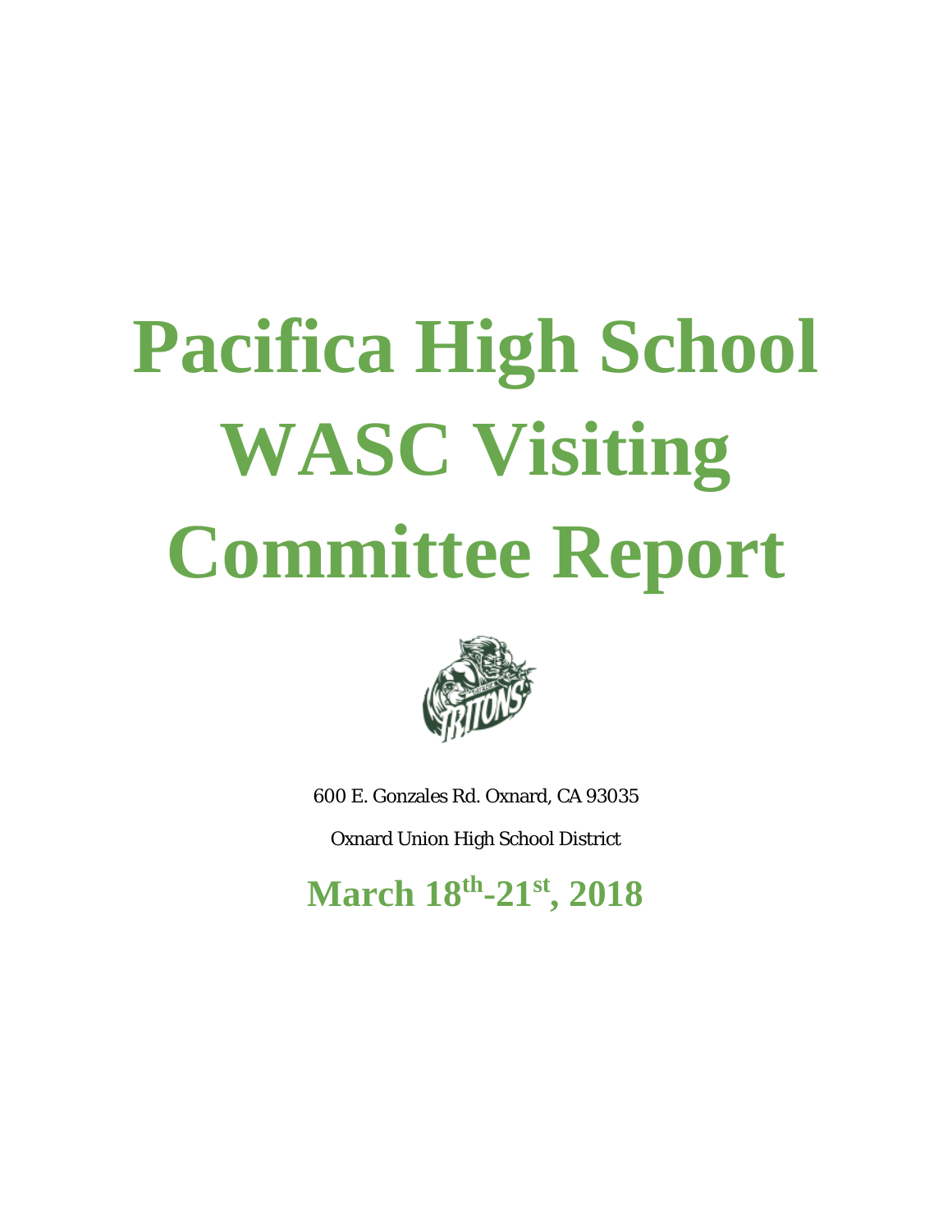# Pacifica High School WASC Visiting Committee Report

600 E. Gonzales Rd. Oxnard, CA 93035

Oxnard Union High School District

**March 18th-21st, 2018**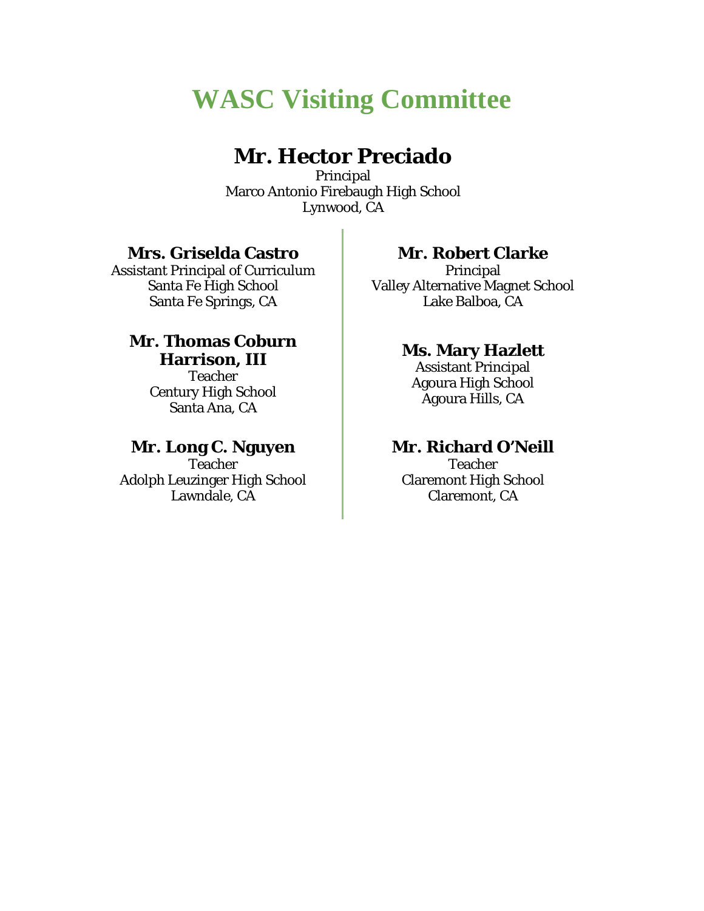# WASC Visiting Committee

## Mr. Hector Preciado

Principal
Marco Antonio Firebaugh High School
Lynwood, CA

### Mrs. Griselda Castro

Assistant Principal of Curriculum
Santa Fe High School
Santa Fe Springs, CA

### Mr. Thomas Coburn Harrison, III

Teacher
Century High School
Santa Ana, CA

### Mr. Long C. Nguyen

Teacher
Adolph Leuzinger High School
Lawndale, CA

### Mr. Robert Clarke

Principal
Valley Alternative Magnet School
Lake Balboa, CA

### Ms. Mary Hazlett

Assistant Principal
Agoura High School
Agoura Hills, CA

### Mr. Richard O'Neill

Teacher
Claremont High School
Claremont, CA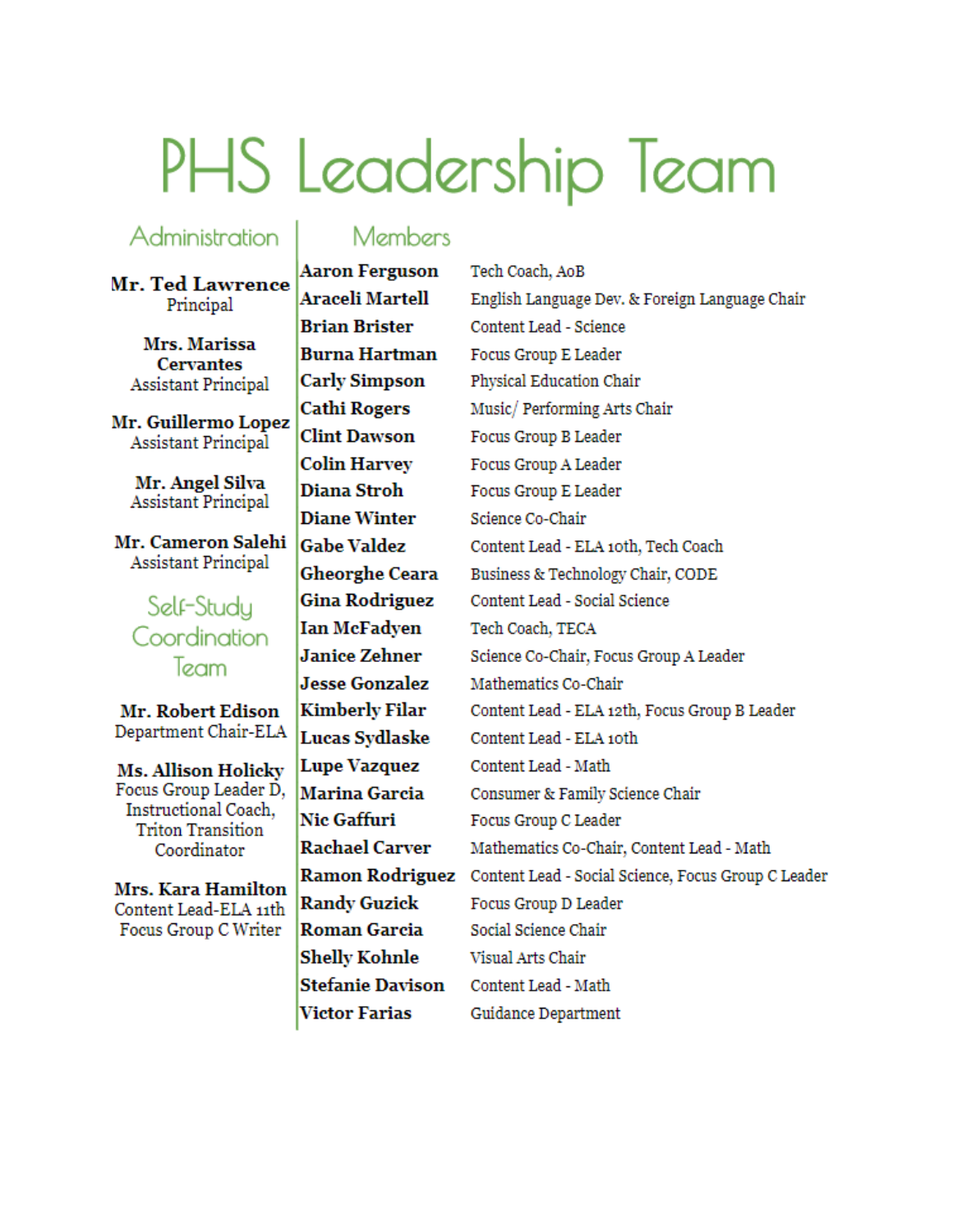# PHS Leadership Team

## Administration

**Mr. Ted Lawrence**
Principal

**Mrs. Marissa Cervantes**
Assistant Principal

**Mr. Guillermo Lopez**
Assistant Principal

**Mr. Angel Silva**
Assistant Principal

**Mr. Cameron Salehi**
Assistant Principal

## Self-Study Coordination Team

**Mr. Robert Edison**
Department Chair-ELA

**Ms. Allison Holicky**
Focus Group Leader D, Instructional Coach, Triton Transition Coordinator

**Mrs. Kara Hamilton**
Content Lead-ELA 11th
Focus Group C Writer

## Members

| Name | Role |
|---|---|
| **Aaron Ferguson** | Tech Coach, AoB |
| **Araceli Martell** | English Language Dev. & Foreign Language Chair |
| **Brian Brister** | Content Lead - Science |
| **Burna Hartman** | Focus Group E Leader |
| **Carly Simpson** | Physical Education Chair |
| **Cathi Rogers** | Music/ Performing Arts Chair |
| **Clint Dawson** | Focus Group B Leader |
| **Colin Harvey** | Focus Group A Leader |
| **Diana Stroh** | Focus Group E Leader |
| **Diane Winter** | Science Co-Chair |
| **Gabe Valdez** | Content Lead - ELA 10th, Tech Coach |
| **Gheorghe Ceara** | Business & Technology Chair, CODE |
| **Gina Rodriguez** | Content Lead - Social Science |
| **Ian McFadyen** | Tech Coach, TECA |
| **Janice Zehner** | Science Co-Chair, Focus Group A Leader |
| **Jesse Gonzalez** | Mathematics Co-Chair |
| **Kimberly Filar** | Content Lead - ELA 12th, Focus Group B Leader |
| **Lucas Sydlaske** | Content Lead - ELA 10th |
| **Lupe Vazquez** | Content Lead - Math |
| **Marina Garcia** | Consumer & Family Science Chair |
| **Nic Gaffuri** | Focus Group C Leader |
| **Rachael Carver** | Mathematics Co-Chair, Content Lead - Math |
| **Ramon Rodriguez** | Content Lead - Social Science, Focus Group C Leader |
| **Randy Guzick** | Focus Group D Leader |
| **Roman Garcia** | Social Science Chair |
| **Shelly Kohnle** | Visual Arts Chair |
| **Stefanie Davison** | Content Lead - Math |
| **Victor Farias** | Guidance Department |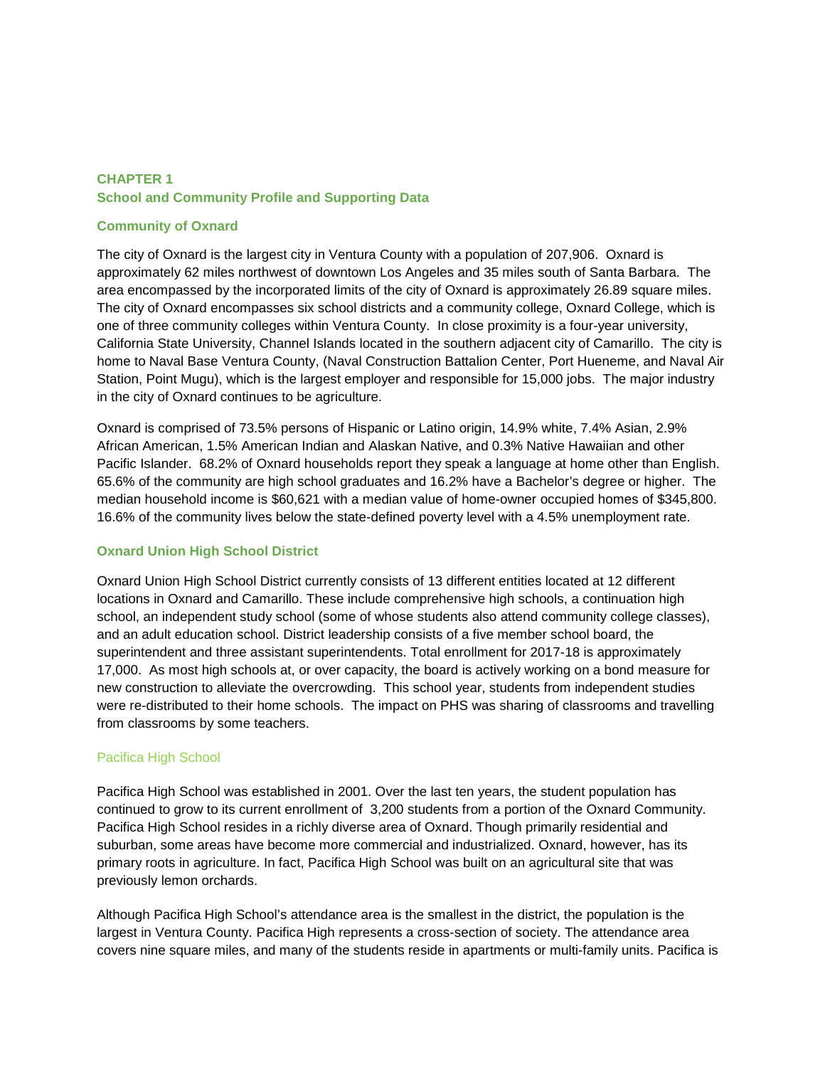# CHAPTER 1
# School and Community Profile and Supporting Data

## Community of Oxnard

The city of Oxnard is the largest city in Ventura County with a population of 207,906. Oxnard is approximately 62 miles northwest of downtown Los Angeles and 35 miles south of Santa Barbara. The area encompassed by the incorporated limits of the city of Oxnard is approximately 26.89 square miles. The city of Oxnard encompasses six school districts and a community college, Oxnard College, which is one of three community colleges within Ventura County. In close proximity is a four-year university, California State University, Channel Islands located in the southern adjacent city of Camarillo. The city is home to Naval Base Ventura County, (Naval Construction Battalion Center, Port Hueneme, and Naval Air Station, Point Mugu), which is the largest employer and responsible for 15,000 jobs. The major industry in the city of Oxnard continues to be agriculture.

Oxnard is comprised of 73.5% persons of Hispanic or Latino origin, 14.9% white, 7.4% Asian, 2.9% African American, 1.5% American Indian and Alaskan Native, and 0.3% Native Hawaiian and other Pacific Islander. 68.2% of Oxnard households report they speak a language at home other than English. 65.6% of the community are high school graduates and 16.2% have a Bachelor's degree or higher. The median household income is $60,621 with a median value of home-owner occupied homes of $345,800. 16.6% of the community lives below the state-defined poverty level with a 4.5% unemployment rate.

## Oxnard Union High School District

Oxnard Union High School District currently consists of 13 different entities located at 12 different locations in Oxnard and Camarillo. These include comprehensive high schools, a continuation high school, an independent study school (some of whose students also attend community college classes), and an adult education school. District leadership consists of a five member school board, the superintendent and three assistant superintendents. Total enrollment for 2017-18 is approximately 17,000. As most high schools at, or over capacity, the board is actively working on a bond measure for new construction to alleviate the overcrowding. This school year, students from independent studies were re-distributed to their home schools. The impact on PHS was sharing of classrooms and travelling from classrooms by some teachers.

### Pacifica High School

Pacifica High School was established in 2001. Over the last ten years, the student population has continued to grow to its current enrollment of 3,200 students from a portion of the Oxnard Community. Pacifica High School resides in a richly diverse area of Oxnard. Though primarily residential and suburban, some areas have become more commercial and industrialized. Oxnard, however, has its primary roots in agriculture. In fact, Pacifica High School was built on an agricultural site that was previously lemon orchards.

Although Pacifica High School's attendance area is the smallest in the district, the population is the largest in Ventura County. Pacifica High represents a cross-section of society. The attendance area covers nine square miles, and many of the students reside in apartments or multi-family units. Pacifica is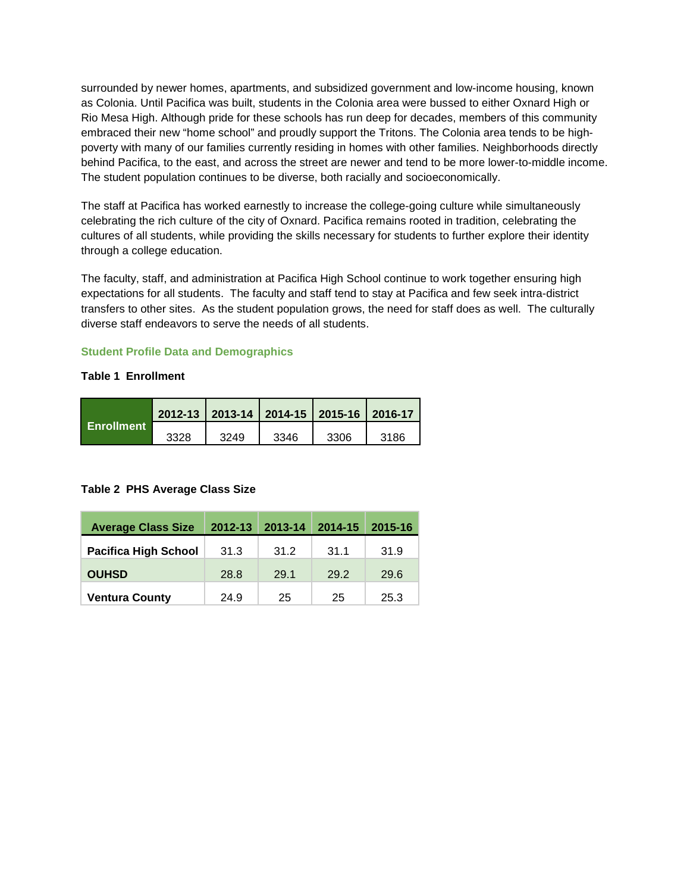surrounded by newer homes, apartments, and subsidized government and low-income housing, known as Colonia. Until Pacifica was built, students in the Colonia area were bussed to either Oxnard High or Rio Mesa High. Although pride for these schools has run deep for decades, members of this community embraced their new "home school" and proudly support the Tritons. The Colonia area tends to be high-poverty with many of our families currently residing in homes with other families. Neighborhoods directly behind Pacifica, to the east, and across the street are newer and tend to be more lower-to-middle income. The student population continues to be diverse, both racially and socioeconomically.

The staff at Pacifica has worked earnestly to increase the college-going culture while simultaneously celebrating the rich culture of the city of Oxnard. Pacifica remains rooted in tradition, celebrating the cultures of all students, while providing the skills necessary for students to further explore their identity through a college education.

The faculty, staff, and administration at Pacifica High School continue to work together ensuring high expectations for all students. The faculty and staff tend to stay at Pacifica and few seek intra-district transfers to other sites. As the student population grows, the need for staff does as well. The culturally diverse staff endeavors to serve the needs of all students.

### Student Profile Data and Demographics

**Table 1 Enrollment**

| | 2012-13 | 2013-14 | 2014-15 | 2015-16 | 2016-17 |
|---|---|---|---|---|---|
| **Enrollment** | 3328 | 3249 | 3346 | 3306 | 3186 |

**Table 2 PHS Average Class Size**

| Average Class Size | 2012-13 | 2013-14 | 2014-15 | 2015-16 |
|---|---|---|---|---|
| **Pacifica High School** | 31.3 | 31.2 | 31.1 | 31.9 |
| **OUHSD** | 28.8 | 29.1 | 29.2 | 29.6 |
| **Ventura County** | 24.9 | 25 | 25 | 25.3 |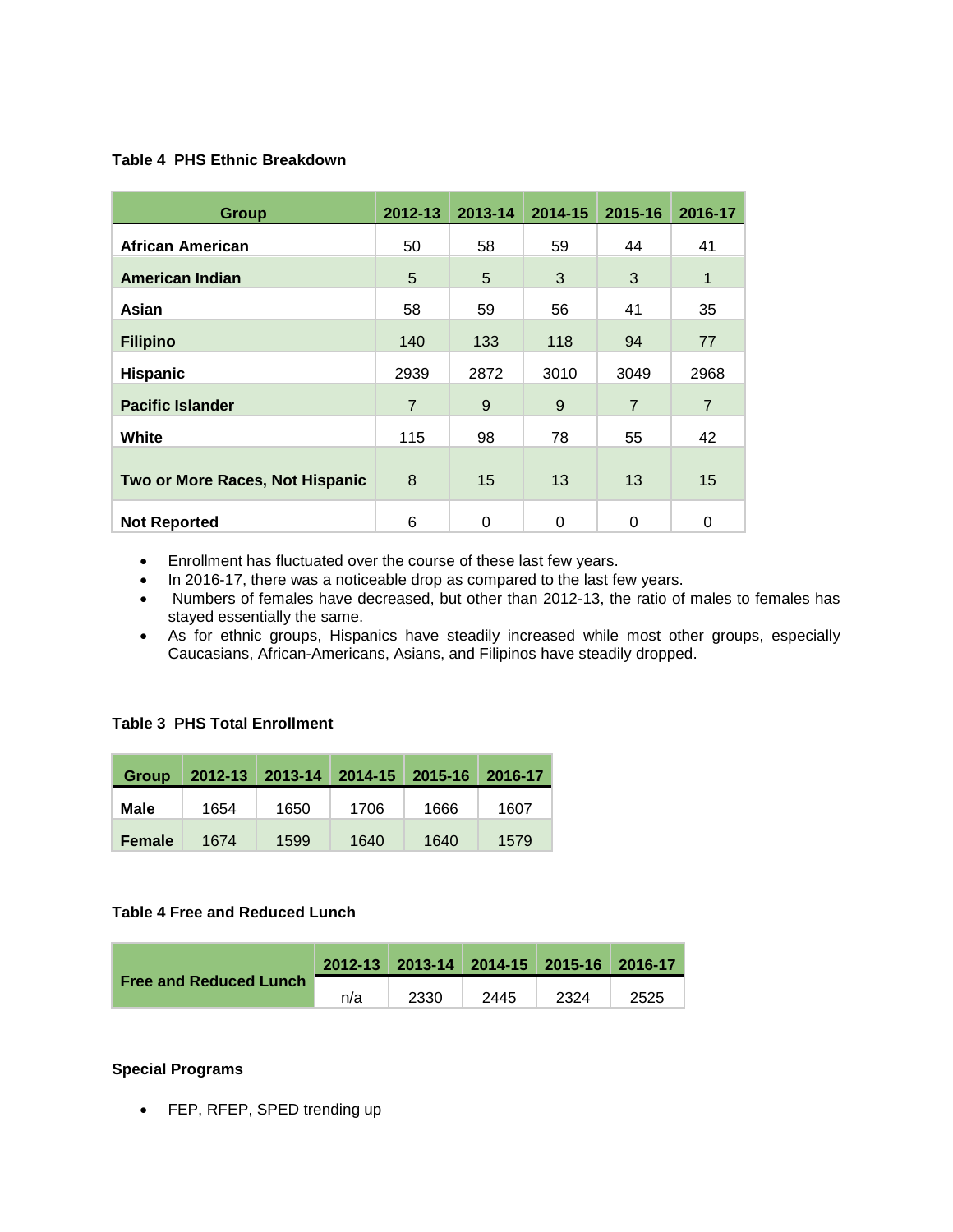**Table 4 PHS Ethnic Breakdown**

| Group | 2012-13 | 2013-14 | 2014-15 | 2015-16 | 2016-17 |
|---|---|---|---|---|---|
| African American | 50 | 58 | 59 | 44 | 41 |
| American Indian | 5 | 5 | 3 | 3 | 1 |
| Asian | 58 | 59 | 56 | 41 | 35 |
| Filipino | 140 | 133 | 118 | 94 | 77 |
| Hispanic | 2939 | 2872 | 3010 | 3049 | 2968 |
| Pacific Islander | 7 | 9 | 9 | 7 | 7 |
| White | 115 | 98 | 78 | 55 | 42 |
| Two or More Races, Not Hispanic | 8 | 15 | 13 | 13 | 15 |
| Not Reported | 6 | 0 | 0 | 0 | 0 |

- Enrollment has fluctuated over the course of these last few years.
- In 2016-17, there was a noticeable drop as compared to the last few years.
- Numbers of females have decreased, but other than 2012-13, the ratio of males to females has stayed essentially the same.
- As for ethnic groups, Hispanics have steadily increased while most other groups, especially Caucasians, African-Americans, Asians, and Filipinos have steadily dropped.

**Table 3 PHS Total Enrollment**

| Group | 2012-13 | 2013-14 | 2014-15 | 2015-16 | 2016-17 |
|---|---|---|---|---|---|
| Male | 1654 | 1650 | 1706 | 1666 | 1607 |
| Female | 1674 | 1599 | 1640 | 1640 | 1579 |

**Table 4 Free and Reduced Lunch**

| | 2012-13 | 2013-14 | 2014-15 | 2015-16 | 2016-17 |
|---|---|---|---|---|---|
| Free and Reduced Lunch | n/a | 2330 | 2445 | 2324 | 2525 |

**Special Programs**

- FEP, RFEP, SPED trending up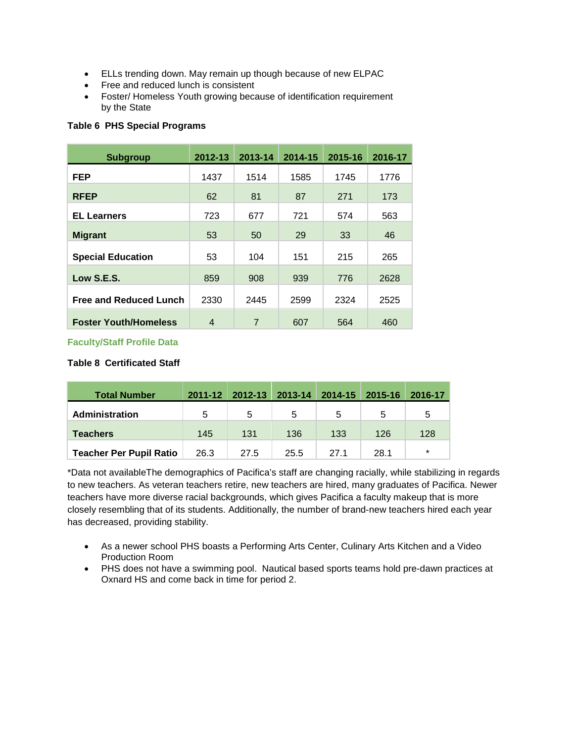- ELLs trending down. May remain up though because of new ELPAC
- Free and reduced lunch is consistent
- Foster/ Homeless Youth growing because of identification requirement by the State

**Table 6 PHS Special Programs**

| Subgroup | 2012-13 | 2013-14 | 2014-15 | 2015-16 | 2016-17 |
|---|---|---|---|---|---|
| **FEP** | 1437 | 1514 | 1585 | 1745 | 1776 |
| **RFEP** | 62 | 81 | 87 | 271 | 173 |
| **EL Learners** | 723 | 677 | 721 | 574 | 563 |
| **Migrant** | 53 | 50 | 29 | 33 | 46 |
| **Special Education** | 53 | 104 | 151 | 215 | 265 |
| **Low S.E.S.** | 859 | 908 | 939 | 776 | 2628 |
| **Free and Reduced Lunch** | 2330 | 2445 | 2599 | 2324 | 2525 |
| **Foster Youth/Homeless** | 4 | 7 | 607 | 564 | 460 |

### Faculty/Staff Profile Data

**Table 8 Certificated Staff**

| Total Number | 2011-12 | 2012-13 | 2013-14 | 2014-15 | 2015-16 | 2016-17 |
|---|---|---|---|---|---|---|
| **Administration** | 5 | 5 | 5 | 5 | 5 | 5 |
| **Teachers** | 145 | 131 | 136 | 133 | 126 | 128 |
| **Teacher Per Pupil Ratio** | 26.3 | 27.5 | 25.5 | 27.1 | 28.1 | * |

*Data not availableThe demographics of Pacifica's staff are changing racially, while stabilizing in regards to new teachers. As veteran teachers retire, new teachers are hired, many graduates of Pacifica. Newer teachers have more diverse racial backgrounds, which gives Pacifica a faculty makeup that is more closely resembling that of its students. Additionally, the number of brand-new teachers hired each year has decreased, providing stability.

- As a newer school PHS boasts a Performing Arts Center, Culinary Arts Kitchen and a Video Production Room
- PHS does not have a swimming pool. Nautical based sports teams hold pre-dawn practices at Oxnard HS and come back in time for period 2.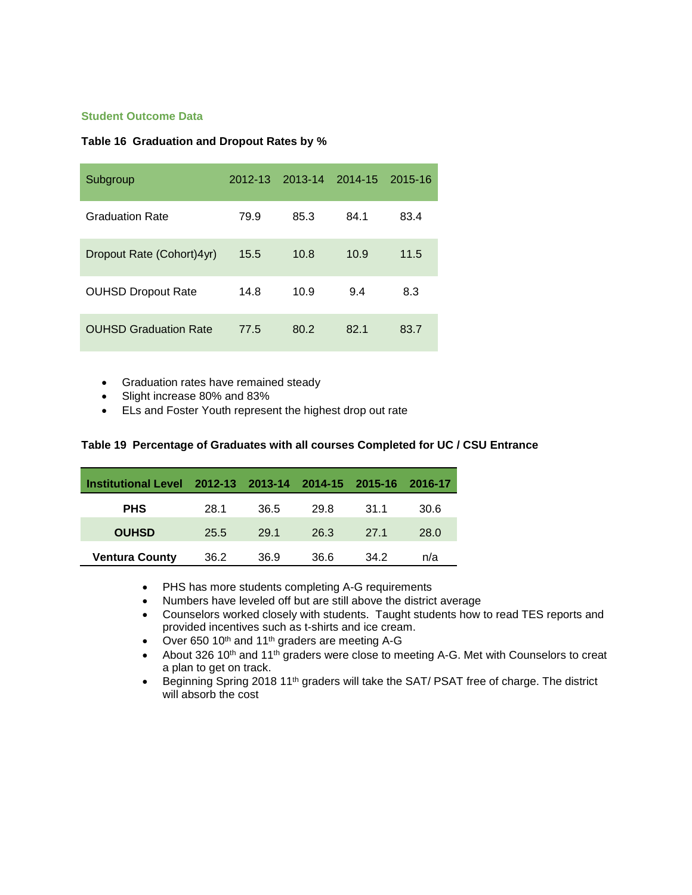### Student Outcome Data

**Table 16 Graduation and Dropout Rates by %**

| Subgroup | 2012-13 | 2013-14 | 2014-15 | 2015-16 |
|---|---|---|---|---|
| Graduation Rate | 79.9 | 85.3 | 84.1 | 83.4 |
| Dropout Rate (Cohort)4yr) | 15.5 | 10.8 | 10.9 | 11.5 |
| OUHSD Dropout Rate | 14.8 | 10.9 | 9.4 | 8.3 |
| OUHSD Graduation Rate | 77.5 | 80.2 | 82.1 | 83.7 |

- Graduation rates have remained steady
- Slight increase 80% and 83%
- ELs and Foster Youth represent the highest drop out rate

**Table 19 Percentage of Graduates with all courses Completed for UC / CSU Entrance**

| Institutional Level | 2012-13 | 2013-14 | 2014-15 | 2015-16 | 2016-17 |
|---|---|---|---|---|---|
| **PHS** | 28.1 | 36.5 | 29.8 | 31.1 | 30.6 |
| **OUHSD** | 25.5 | 29.1 | 26.3 | 27.1 | 28.0 |
| **Ventura County** | 36.2 | 36.9 | 36.6 | 34.2 | n/a |

- PHS has more students completing A-G requirements
- Numbers have leveled off but are still above the district average
- Counselors worked closely with students. Taught students how to read TES reports and provided incentives such as t-shirts and ice cream.
- Over 650 10th and 11th graders are meeting A-G
- About 326 10th and 11th graders were close to meeting A-G. Met with Counselors to creat a plan to get on track.
- Beginning Spring 2018 11th graders will take the SAT/ PSAT free of charge. The district will absorb the cost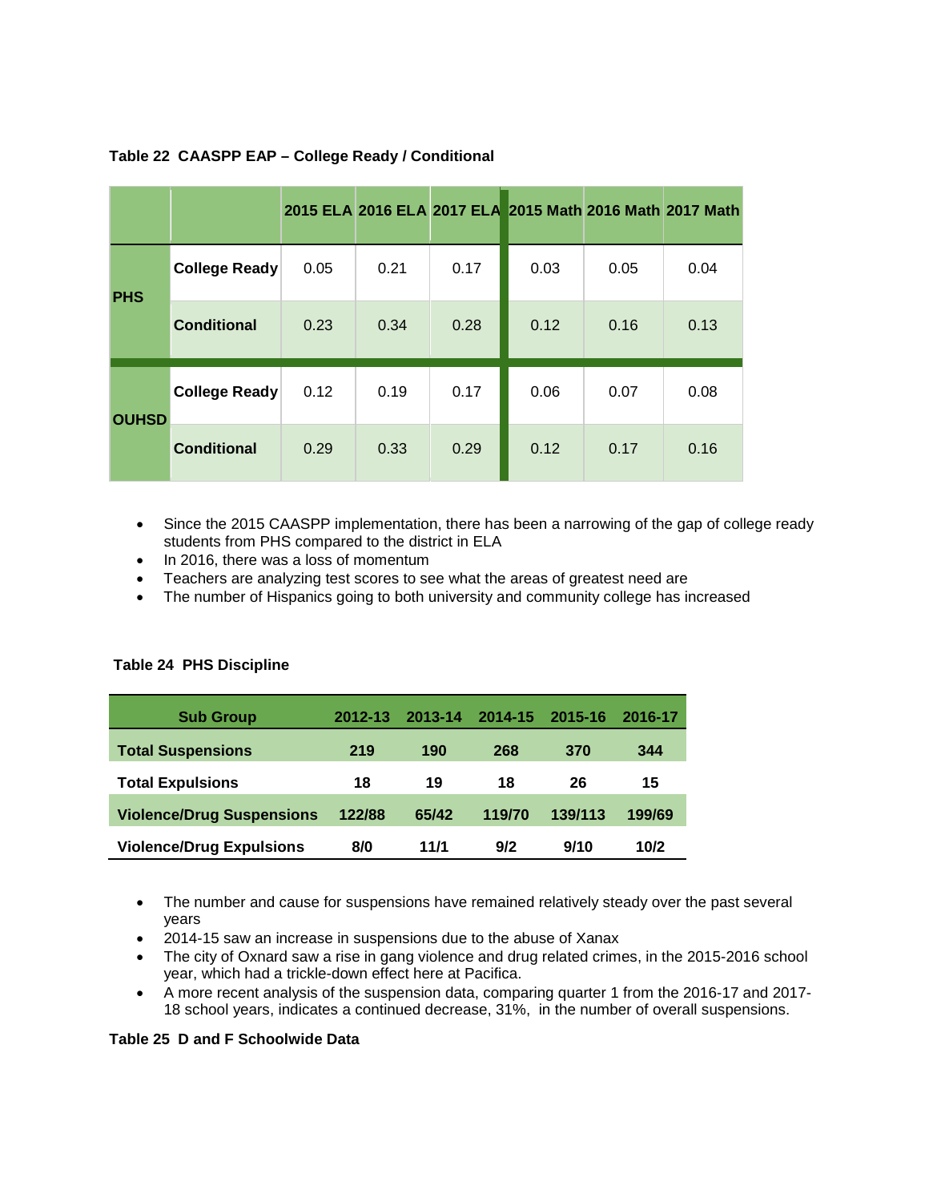**Table 22 CAASPP EAP – College Ready / Conditional**

| | | 2015 ELA | 2016 ELA | 2017 ELA | 2015 Math | 2016 Math | 2017 Math |
|---|---|---|---|---|---|---|---|
| PHS | College Ready | 0.05 | 0.21 | 0.17 | 0.03 | 0.05 | 0.04 |
| | Conditional | 0.23 | 0.34 | 0.28 | 0.12 | 0.16 | 0.13 |
| OUHSD | College Ready | 0.12 | 0.19 | 0.17 | 0.06 | 0.07 | 0.08 |
| | Conditional | 0.29 | 0.33 | 0.29 | 0.12 | 0.17 | 0.16 |

- Since the 2015 CAASPP implementation, there has been a narrowing of the gap of college ready students from PHS compared to the district in ELA
- In 2016, there was a loss of momentum
- Teachers are analyzing test scores to see what the areas of greatest need are
- The number of Hispanics going to both university and community college has increased

**Table 24 PHS Discipline**

| Sub Group | 2012-13 | 2013-14 | 2014-15 | 2015-16 | 2016-17 |
|---|---|---|---|---|---|
| Total Suspensions | 219 | 190 | 268 | 370 | 344 |
| Total Expulsions | 18 | 19 | 18 | 26 | 15 |
| Violence/Drug Suspensions | 122/88 | 65/42 | 119/70 | 139/113 | 199/69 |
| Violence/Drug Expulsions | 8/0 | 11/1 | 9/2 | 9/10 | 10/2 |

- The number and cause for suspensions have remained relatively steady over the past several years
- 2014-15 saw an increase in suspensions due to the abuse of Xanax
- The city of Oxnard saw a rise in gang violence and drug related crimes, in the 2015-2016 school year, which had a trickle-down effect here at Pacifica.
- A more recent analysis of the suspension data, comparing quarter 1 from the 2016-17 and 2017-18 school years, indicates a continued decrease, 31%, in the number of overall suspensions.

**Table 25 D and F Schoolwide Data**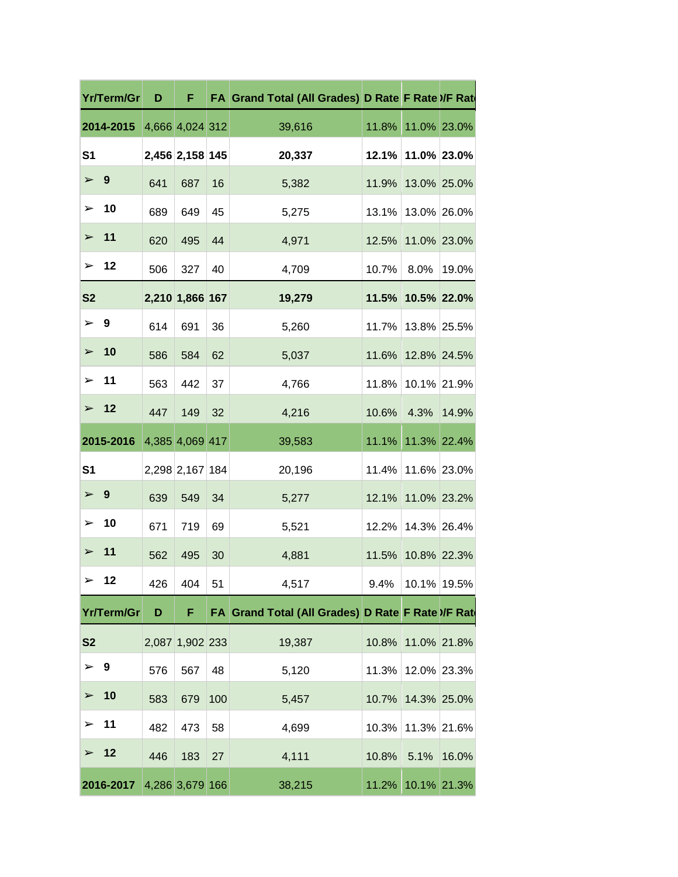| Yr/Term/Gr | D | F | FA | Grand Total (All Grades) | D Rate | F Rate | D/F Rate |
|---|---|---|---|---|---|---|---|
| **2014-2015** | 4,666 | 4,024 | 312 | 39,616 | 11.8% | 11.0% | 23.0% |
| **S1** | **2,456** | **2,158** | **145** | **20,337** | **12.1%** | **11.0%** | **23.0%** |
| ➢ **9** | 641 | 687 | 16 | 5,382 | 11.9% | 13.0% | 25.0% |
| ➢ **10** | 689 | 649 | 45 | 5,275 | 13.1% | 13.0% | 26.0% |
| ➢ **11** | 620 | 495 | 44 | 4,971 | 12.5% | 11.0% | 23.0% |
| ➢ **12** | 506 | 327 | 40 | 4,709 | 10.7% | 8.0% | 19.0% |
| **S2** | **2,210** | **1,866** | **167** | **19,279** | **11.5%** | **10.5%** | **22.0%** |
| ➢ **9** | 614 | 691 | 36 | 5,260 | 11.7% | 13.8% | 25.5% |
| ➢ **10** | 586 | 584 | 62 | 5,037 | 11.6% | 12.8% | 24.5% |
| ➢ **11** | 563 | 442 | 37 | 4,766 | 11.8% | 10.1% | 21.9% |
| ➢ **12** | 447 | 149 | 32 | 4,216 | 10.6% | 4.3% | 14.9% |
| **2015-2016** | 4,385 | 4,069 | 417 | 39,583 | 11.1% | 11.3% | 22.4% |
| **S1** | 2,298 | 2,167 | 184 | 20,196 | 11.4% | 11.6% | 23.0% |
| ➢ **9** | 639 | 549 | 34 | 5,277 | 12.1% | 11.0% | 23.2% |
| ➢ **10** | 671 | 719 | 69 | 5,521 | 12.2% | 14.3% | 26.4% |
| ➢ **11** | 562 | 495 | 30 | 4,881 | 11.5% | 10.8% | 22.3% |
| ➢ **12** | 426 | 404 | 51 | 4,517 | 9.4% | 10.1% | 19.5% |
| **S2** | 2,087 | 1,902 | 233 | 19,387 | 10.8% | 11.0% | 21.8% |
| ➢ **9** | 576 | 567 | 48 | 5,120 | 11.3% | 12.0% | 23.3% |
| ➢ **10** | 583 | 679 | 100 | 5,457 | 10.7% | 14.3% | 25.0% |
| ➢ **11** | 482 | 473 | 58 | 4,699 | 10.3% | 11.3% | 21.6% |
| ➢ **12** | 446 | 183 | 27 | 4,111 | 10.8% | 5.1% | 16.0% |
| **2016-2017** | 4,286 | 3,679 | 166 | 38,215 | 11.2% | 10.1% | 21.3% |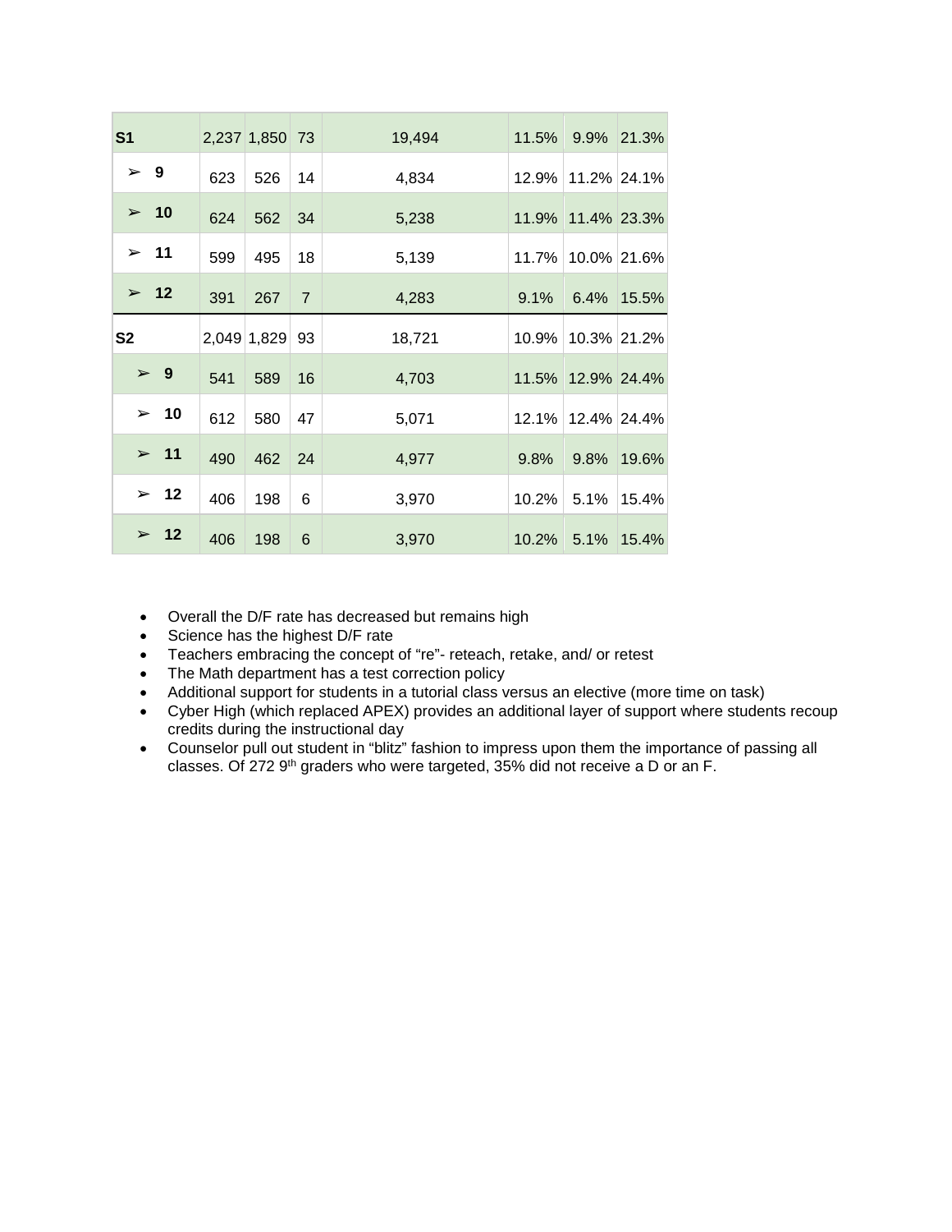| | | | | | | | |
|---|---|---|---|---|---|---|---|
| **S1** | 2,237 | 1,850 | 73 | 19,494 | 11.5% | 9.9% | 21.3% |
| ➢ **9** | 623 | 526 | 14 | 4,834 | 12.9% | 11.2% | 24.1% |
| ➢ **10** | 624 | 562 | 34 | 5,238 | 11.9% | 11.4% | 23.3% |
| ➢ **11** | 599 | 495 | 18 | 5,139 | 11.7% | 10.0% | 21.6% |
| ➢ **12** | 391 | 267 | 7 | 4,283 | 9.1% | 6.4% | 15.5% |
| **S2** | 2,049 | 1,829 | 93 | 18,721 | 10.9% | 10.3% | 21.2% |
| ➢ **9** | 541 | 589 | 16 | 4,703 | 11.5% | 12.9% | 24.4% |
| ➢ **10** | 612 | 580 | 47 | 5,071 | 12.1% | 12.4% | 24.4% |
| ➢ **11** | 490 | 462 | 24 | 4,977 | 9.8% | 9.8% | 19.6% |
| ➢ **12** | 406 | 198 | 6 | 3,970 | 10.2% | 5.1% | 15.4% |
| ➢ **12** | 406 | 198 | 6 | 3,970 | 10.2% | 5.1% | 15.4% |

- Overall the D/F rate has decreased but remains high
- Science has the highest D/F rate
- Teachers embracing the concept of "re"- reteach, retake, and/ or retest
- The Math department has a test correction policy
- Additional support for students in a tutorial class versus an elective (more time on task)
- Cyber High (which replaced APEX) provides an additional layer of support where students recoup credits during the instructional day
- Counselor pull out student in "blitz" fashion to impress upon them the importance of passing all classes. Of 272 9th graders who were targeted, 35% did not receive a D or an F.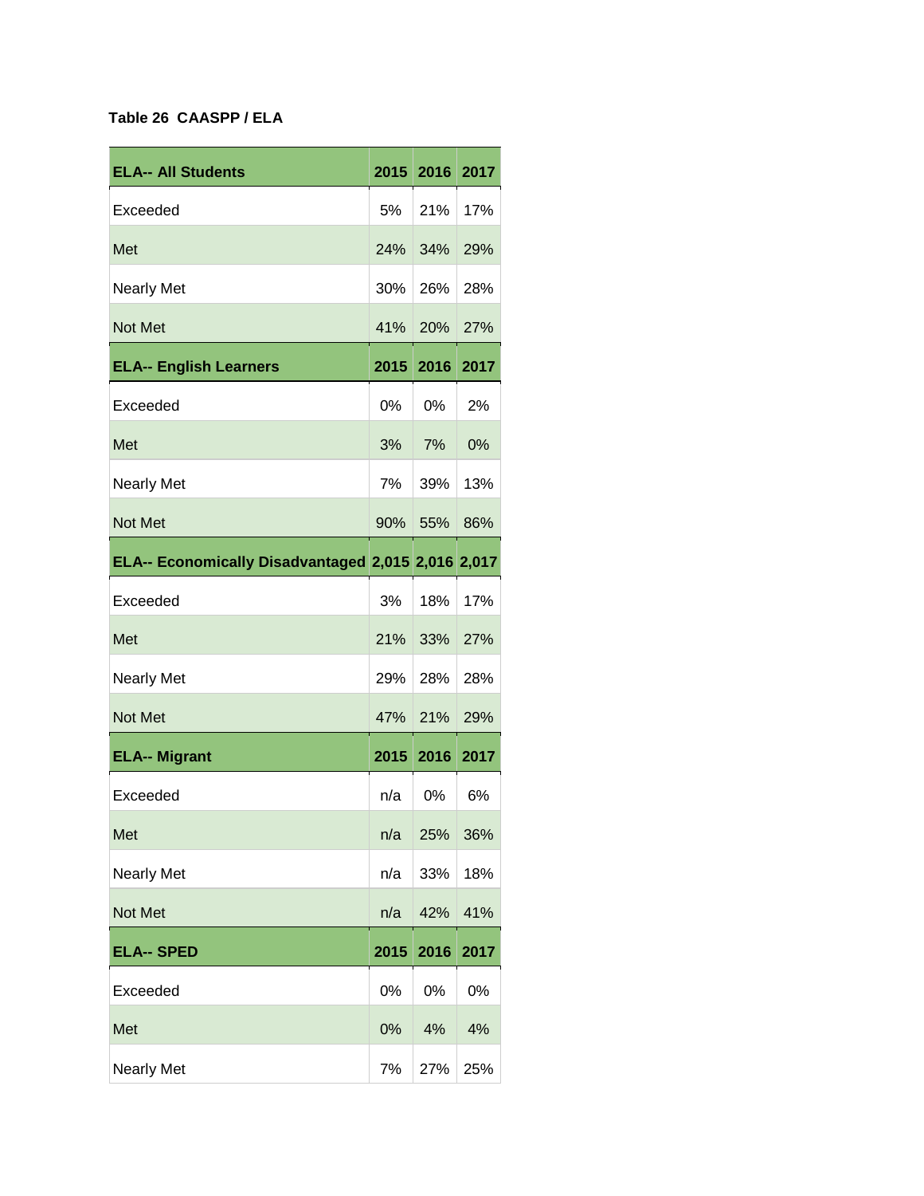**Table 26 CAASPP / ELA**

| ELA-- All Students | 2015 | 2016 | 2017 |
|---|---|---|---|
| Exceeded | 5% | 21% | 17% |
| Met | 24% | 34% | 29% |
| Nearly Met | 30% | 26% | 28% |
| Not Met | 41% | 20% | 27% |
| **ELA-- English Learners** | **2015** | **2016** | **2017** |
| Exceeded | 0% | 0% | 2% |
| Met | 3% | 7% | 0% |
| Nearly Met | 7% | 39% | 13% |
| Not Met | 90% | 55% | 86% |
| **ELA-- Economically Disadvantaged** | **2,015** | **2,016** | **2,017** |
| Exceeded | 3% | 18% | 17% |
| Met | 21% | 33% | 27% |
| Nearly Met | 29% | 28% | 28% |
| Not Met | 47% | 21% | 29% |
| **ELA-- Migrant** | **2015** | **2016** | **2017** |
| Exceeded | n/a | 0% | 6% |
| Met | n/a | 25% | 36% |
| Nearly Met | n/a | 33% | 18% |
| Not Met | n/a | 42% | 41% |
| **ELA-- SPED** | **2015** | **2016** | **2017** |
| Exceeded | 0% | 0% | 0% |
| Met | 0% | 4% | 4% |
| Nearly Met | 7% | 27% | 25% |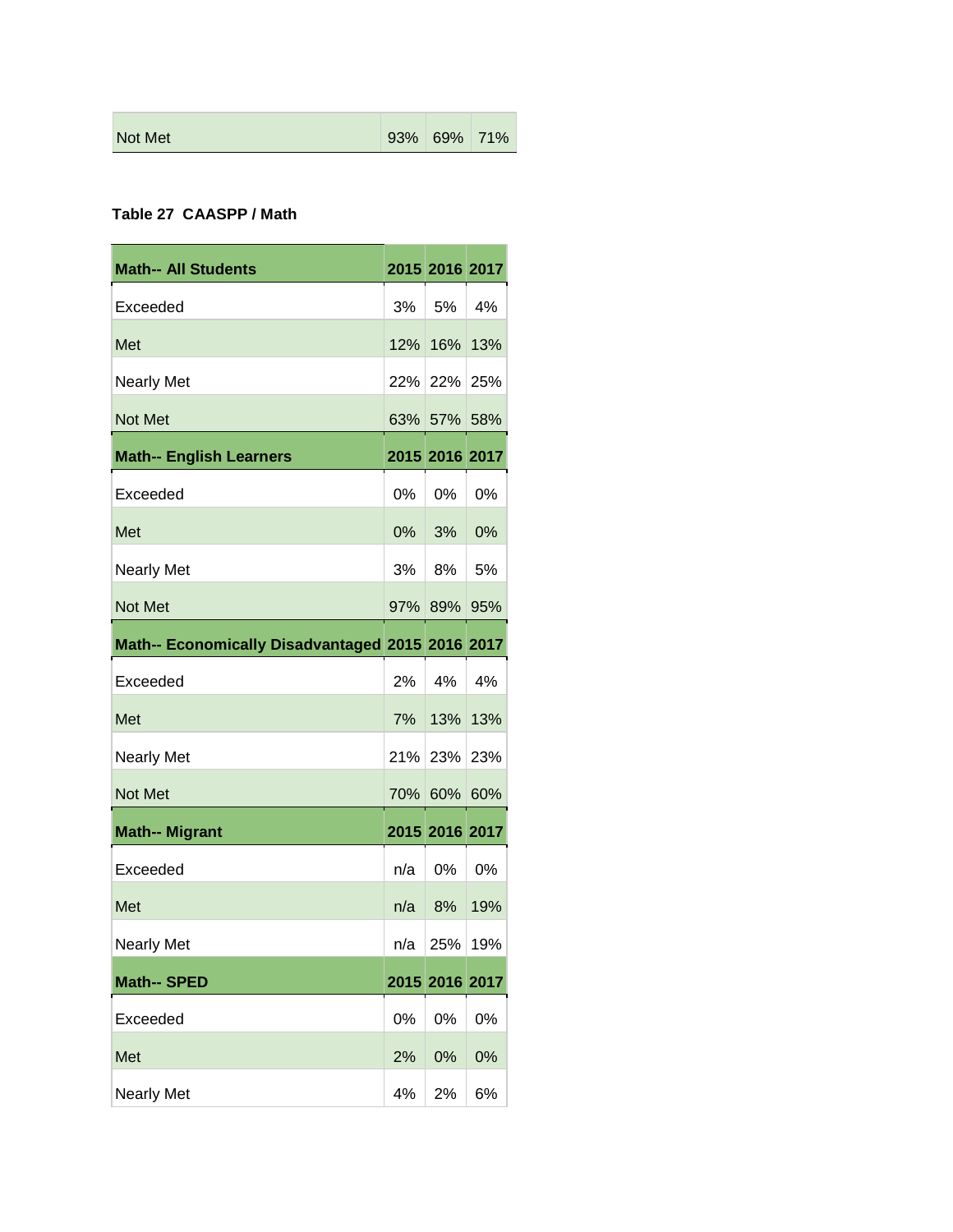| Not Met | 93% | 69% | 71% |
|---|---|---|---|

**Table 27 CAASPP / Math**

| Math-- All Students | 2015 | 2016 | 2017 |
|---|---|---|---|
| Exceeded | 3% | 5% | 4% |
| Met | 12% | 16% | 13% |
| Nearly Met | 22% | 22% | 25% |
| Not Met | 63% | 57% | 58% |
| **Math-- English Learners** | **2015** | **2016** | **2017** |
| Exceeded | 0% | 0% | 0% |
| Met | 0% | 3% | 0% |
| Nearly Met | 3% | 8% | 5% |
| Not Met | 97% | 89% | 95% |
| **Math-- Economically Disadvantaged** | **2015** | **2016** | **2017** |
| Exceeded | 2% | 4% | 4% |
| Met | 7% | 13% | 13% |
| Nearly Met | 21% | 23% | 23% |
| Not Met | 70% | 60% | 60% |
| **Math-- Migrant** | **2015** | **2016** | **2017** |
| Exceeded | n/a | 0% | 0% |
| Met | n/a | 8% | 19% |
| Nearly Met | n/a | 25% | 19% |
| **Math-- SPED** | **2015** | **2016** | **2017** |
| Exceeded | 0% | 0% | 0% |
| Met | 2% | 0% | 0% |
| Nearly Met | 4% | 2% | 6% |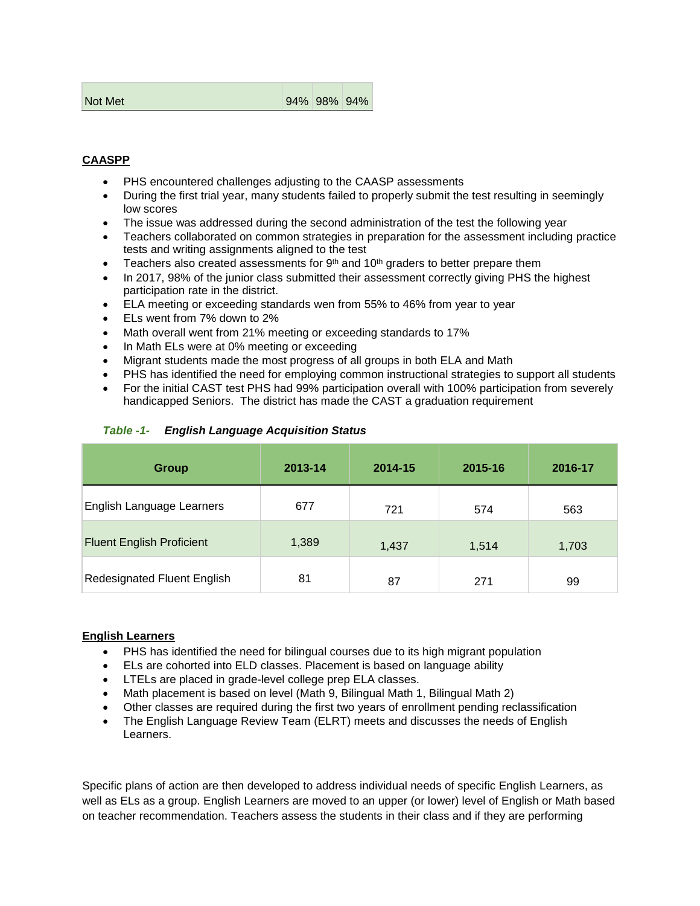| Not Met | 94% | 98% | 94% |
|---|---|---|---|

**CAASPP**

- PHS encountered challenges adjusting to the CAASP assessments
- During the first trial year, many students failed to properly submit the test resulting in seemingly low scores
- The issue was addressed during the second administration of the test the following year
- Teachers collaborated on common strategies in preparation for the assessment including practice tests and writing assignments aligned to the test
- Teachers also created assessments for 9th and 10th graders to better prepare them
- In 2017, 98% of the junior class submitted their assessment correctly giving PHS the highest participation rate in the district.
- ELA meeting or exceeding standards wen from 55% to 46% from year to year
- ELs went from 7% down to 2%
- Math overall went from 21% meeting or exceeding standards to 17%
- In Math ELs were at 0% meeting or exceeding
- Migrant students made the most progress of all groups in both ELA and Math
- PHS has identified the need for employing common instructional strategies to support all students
- For the initial CAST test PHS had 99% participation overall with 100% participation from severely handicapped Seniors. The district has made the CAST a graduation requirement

***Table -1- English Language Acquisition Status***

| Group | 2013-14 | 2014-15 | 2015-16 | 2016-17 |
|---|---|---|---|---|
| English Language Learners | 677 | 721 | 574 | 563 |
| Fluent English Proficient | 1,389 | 1,437 | 1,514 | 1,703 |
| Redesignated Fluent English | 81 | 87 | 271 | 99 |

**English Learners**

- PHS has identified the need for bilingual courses due to its high migrant population
- ELs are cohorted into ELD classes. Placement is based on language ability
- LTELs are placed in grade-level college prep ELA classes.
- Math placement is based on level (Math 9, Bilingual Math 1, Bilingual Math 2)
- Other classes are required during the first two years of enrollment pending reclassification
- The English Language Review Team (ELRT) meets and discusses the needs of English Learners.

Specific plans of action are then developed to address individual needs of specific English Learners, as well as ELs as a group. English Learners are moved to an upper (or lower) level of English or Math based on teacher recommendation. Teachers assess the students in their class and if they are performing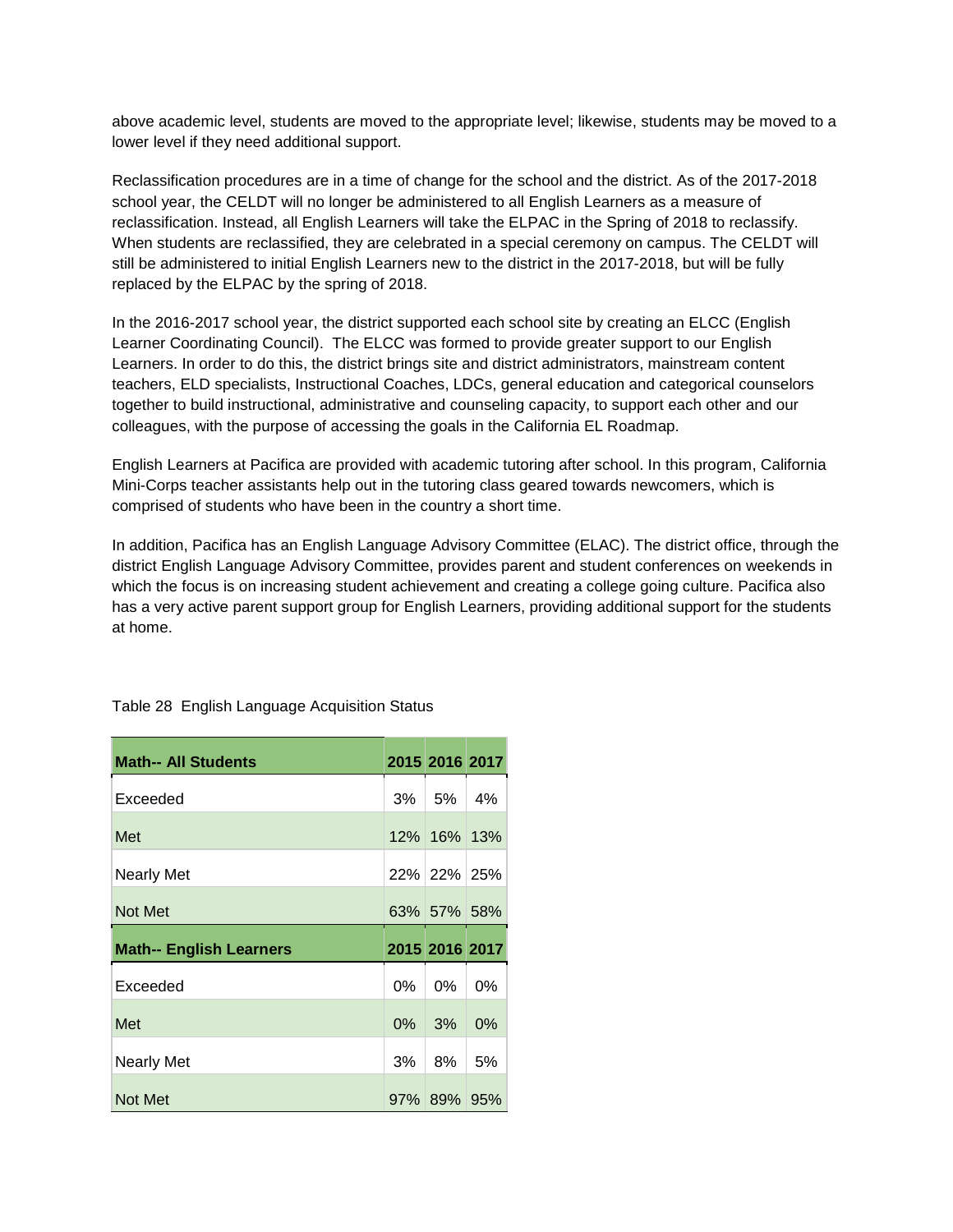above academic level, students are moved to the appropriate level; likewise, students may be moved to a lower level if they need additional support.

Reclassification procedures are in a time of change for the school and the district. As of the 2017-2018 school year, the CELDT will no longer be administered to all English Learners as a measure of reclassification. Instead, all English Learners will take the ELPAC in the Spring of 2018 to reclassify. When students are reclassified, they are celebrated in a special ceremony on campus. The CELDT will still be administered to initial English Learners new to the district in the 2017-2018, but will be fully replaced by the ELPAC by the spring of 2018.

In the 2016-2017 school year, the district supported each school site by creating an ELCC (English Learner Coordinating Council). The ELCC was formed to provide greater support to our English Learners. In order to do this, the district brings site and district administrators, mainstream content teachers, ELD specialists, Instructional Coaches, LDCs, general education and categorical counselors together to build instructional, administrative and counseling capacity, to support each other and our colleagues, with the purpose of accessing the goals in the California EL Roadmap.

English Learners at Pacifica are provided with academic tutoring after school. In this program, California Mini-Corps teacher assistants help out in the tutoring class geared towards newcomers, which is comprised of students who have been in the country a short time.

In addition, Pacifica has an English Language Advisory Committee (ELAC). The district office, through the district English Language Advisory Committee, provides parent and student conferences on weekends in which the focus is on increasing student achievement and creating a college going culture. Pacifica also has a very active parent support group for English Learners, providing additional support for the students at home.

Table 28 English Language Acquisition Status

| **Math-- All Students** | **2015** | **2016** | **2017** |
|---|---|---|---|
| Exceeded | 3% | 5% | 4% |
| Met | 12% | 16% | 13% |
| Nearly Met | 22% | 22% | 25% |
| Not Met | 63% | 57% | 58% |
| **Math-- English Learners** | **2015** | **2016** | **2017** |
| Exceeded | 0% | 0% | 0% |
| Met | 0% | 3% | 0% |
| Nearly Met | 3% | 8% | 5% |
| Not Met | 97% | 89% | 95% |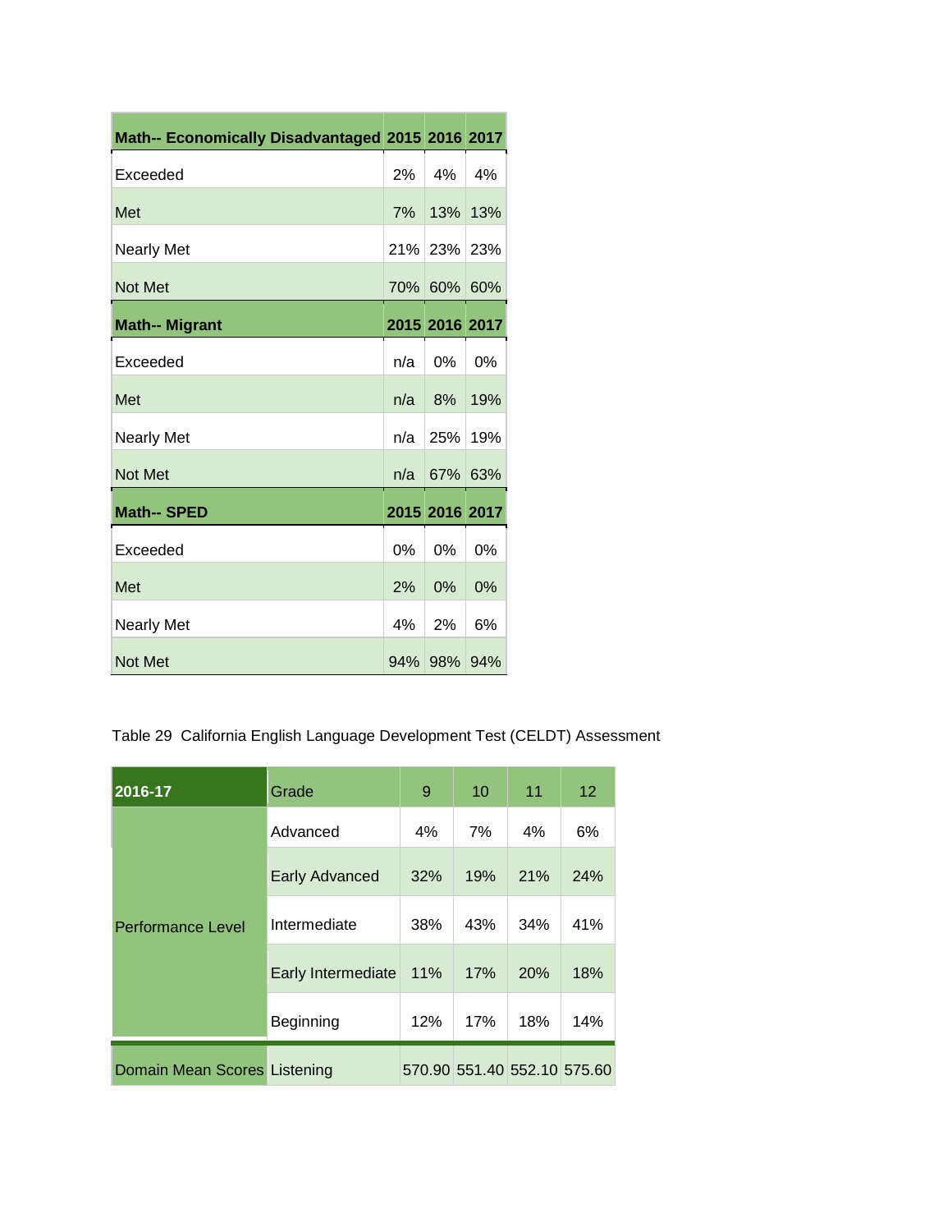| Math-- Economically Disadvantaged | 2015 | 2016 | 2017 |
|---|---|---|---|
| Exceeded | 2% | 4% | 4% |
| Met | 7% | 13% | 13% |
| Nearly Met | 21% | 23% | 23% |
| Not Met | 70% | 60% | 60% |
| **Math-- Migrant** | **2015** | **2016** | **2017** |
| Exceeded | n/a | 0% | 0% |
| Met | n/a | 8% | 19% |
| Nearly Met | n/a | 25% | 19% |
| Not Met | n/a | 67% | 63% |
| **Math-- SPED** | **2015** | **2016** | **2017** |
| Exceeded | 0% | 0% | 0% |
| Met | 2% | 0% | 0% |
| Nearly Met | 4% | 2% | 6% |
| Not Met | 94% | 98% | 94% |

Table 29 California English Language Development Test (CELDT) Assessment

| 2016-17 | Grade | 9 | 10 | 11 | 12 |
|---|---|---|---|---|---|
| Performance Level | Advanced | 4% | 7% | 4% | 6% |
| | Early Advanced | 32% | 19% | 21% | 24% |
| | Intermediate | 38% | 43% | 34% | 41% |
| | Early Intermediate | 11% | 17% | 20% | 18% |
| | Beginning | 12% | 17% | 18% | 14% |
| Domain Mean Scores | Listening | 570.90 | 551.40 | 552.10 | 575.60 |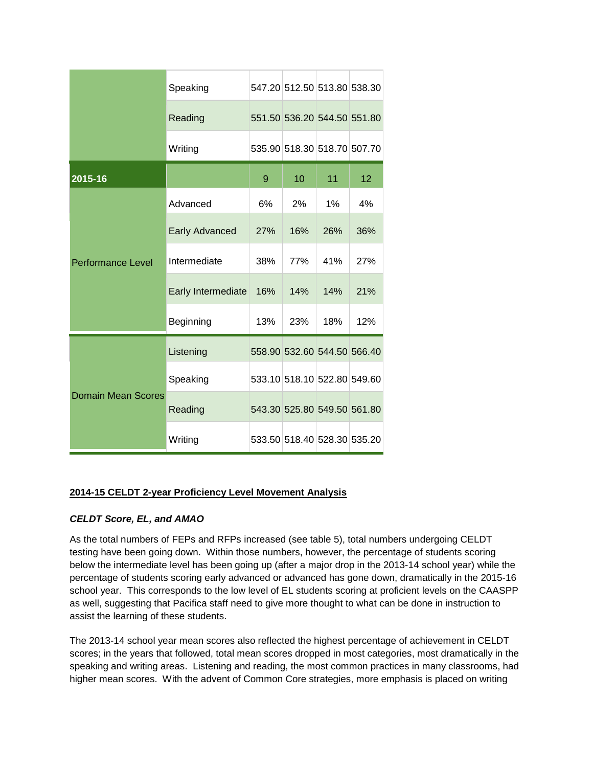| | | | | | |
|---|---|---|---|---|---|
| | Speaking | 547.20 | 512.50 | 513.80 | 538.30 |
| | Reading | 551.50 | 536.20 | 544.50 | 551.80 |
| | Writing | 535.90 | 518.30 | 518.70 | 507.70 |
| **2015-16** | | 9 | 10 | 11 | 12 |
| Performance Level | Advanced | 6% | 2% | 1% | 4% |
| | Early Advanced | 27% | 16% | 26% | 36% |
| | Intermediate | 38% | 77% | 41% | 27% |
| | Early Intermediate | 16% | 14% | 14% | 21% |
| | Beginning | 13% | 23% | 18% | 12% |
| Domain Mean Scores | Listening | 558.90 | 532.60 | 544.50 | 566.40 |
| | Speaking | 533.10 | 518.10 | 522.80 | 549.60 |
| | Reading | 543.30 | 525.80 | 549.50 | 561.80 |
| | Writing | 533.50 | 518.40 | 528.30 | 535.20 |

**2014-15 CELDT 2-year Proficiency Level Movement Analysis**

***CELDT Score, EL, and AMAO***

As the total numbers of FEPs and RFPs increased (see table 5), total numbers undergoing CELDT testing have been going down. Within those numbers, however, the percentage of students scoring below the intermediate level has been going up (after a major drop in the 2013-14 school year) while the percentage of students scoring early advanced or advanced has gone down, dramatically in the 2015-16 school year. This corresponds to the low level of EL students scoring at proficient levels on the CAASPP as well, suggesting that Pacifica staff need to give more thought to what can be done in instruction to assist the learning of these students.

The 2013-14 school year mean scores also reflected the highest percentage of achievement in CELDT scores; in the years that followed, total mean scores dropped in most categories, most dramatically in the speaking and writing areas. Listening and reading, the most common practices in many classrooms, had higher mean scores. With the advent of Common Core strategies, more emphasis is placed on writing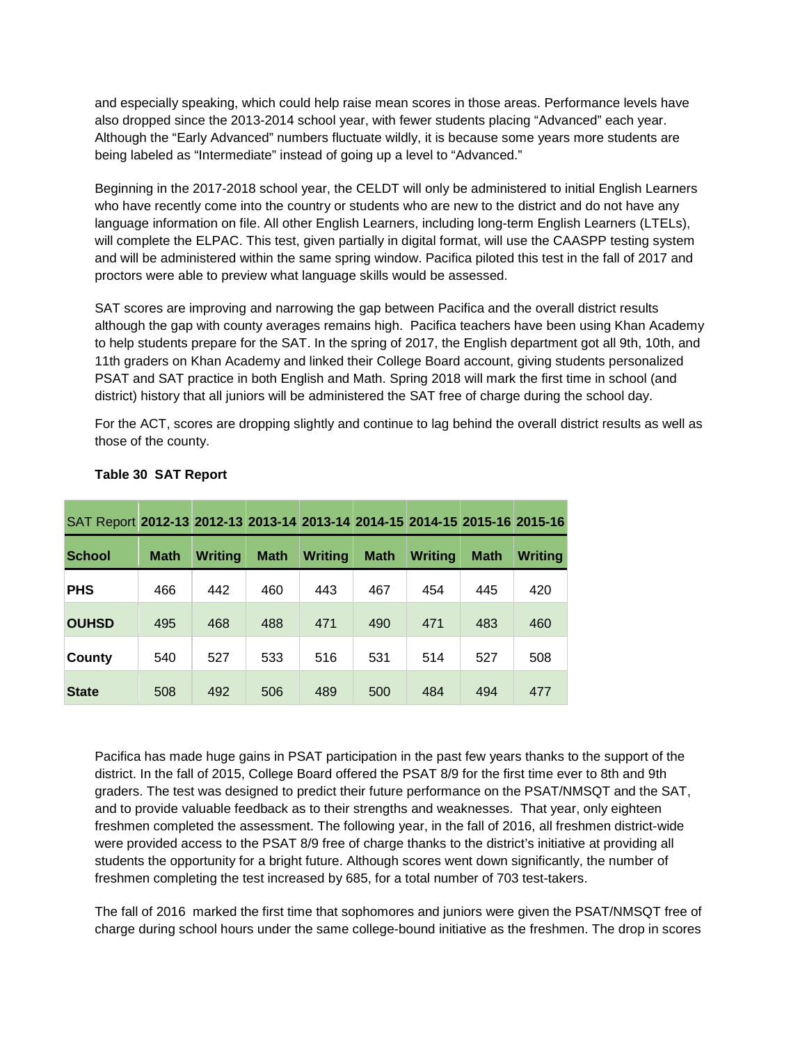and especially speaking, which could help raise mean scores in those areas. Performance levels have also dropped since the 2013-2014 school year, with fewer students placing "Advanced" each year. Although the "Early Advanced" numbers fluctuate wildly, it is because some years more students are being labeled as "Intermediate" instead of going up a level to "Advanced."

Beginning in the 2017-2018 school year, the CELDT will only be administered to initial English Learners who have recently come into the country or students who are new to the district and do not have any language information on file. All other English Learners, including long-term English Learners (LTELs), will complete the ELPAC. This test, given partially in digital format, will use the CAASPP testing system and will be administered within the same spring window. Pacifica piloted this test in the fall of 2017 and proctors were able to preview what language skills would be assessed.

SAT scores are improving and narrowing the gap between Pacifica and the overall district results although the gap with county averages remains high. Pacifica teachers have been using Khan Academy to help students prepare for the SAT. In the spring of 2017, the English department got all 9th, 10th, and 11th graders on Khan Academy and linked their College Board account, giving students personalized PSAT and SAT practice in both English and Math. Spring 2018 will mark the first time in school (and district) history that all juniors will be administered the SAT free of charge during the school day.

For the ACT, scores are dropping slightly and continue to lag behind the overall district results as well as those of the county.

**Table 30 SAT Report**

| SAT Report | 2012-13 | 2012-13 | 2013-14 | 2013-14 | 2014-15 | 2014-15 | 2015-16 | 2015-16 |
|---|---|---|---|---|---|---|---|---|
| **School** | **Math** | **Writing** | **Math** | **Writing** | **Math** | **Writing** | **Math** | **Writing** |
| **PHS** | 466 | 442 | 460 | 443 | 467 | 454 | 445 | 420 |
| **OUHSD** | 495 | 468 | 488 | 471 | 490 | 471 | 483 | 460 |
| **County** | 540 | 527 | 533 | 516 | 531 | 514 | 527 | 508 |
| **State** | 508 | 492 | 506 | 489 | 500 | 484 | 494 | 477 |

Pacifica has made huge gains in PSAT participation in the past few years thanks to the support of the district. In the fall of 2015, College Board offered the PSAT 8/9 for the first time ever to 8th and 9th graders. The test was designed to predict their future performance on the PSAT/NMSQT and the SAT, and to provide valuable feedback as to their strengths and weaknesses. That year, only eighteen freshmen completed the assessment. The following year, in the fall of 2016, all freshmen district-wide were provided access to the PSAT 8/9 free of charge thanks to the district's initiative at providing all students the opportunity for a bright future. Although scores went down significantly, the number of freshmen completing the test increased by 685, for a total number of 703 test-takers.

The fall of 2016 marked the first time that sophomores and juniors were given the PSAT/NMSQT free of charge during school hours under the same college-bound initiative as the freshmen. The drop in scores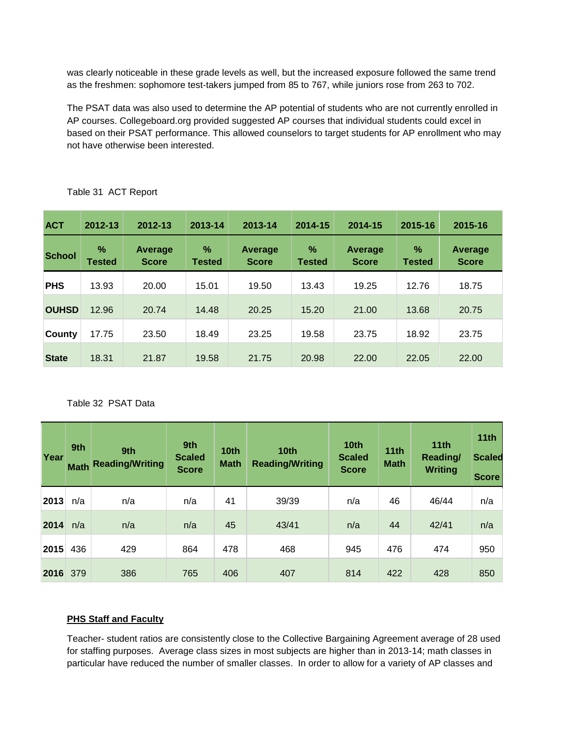was clearly noticeable in these grade levels as well, but the increased exposure followed the same trend as the freshmen: sophomore test-takers jumped from 85 to 767, while juniors rose from 263 to 702.

The PSAT data was also used to determine the AP potential of students who are not currently enrolled in AP courses. Collegeboard.org provided suggested AP courses that individual students could excel in based on their PSAT performance. This allowed counselors to target students for AP enrollment who may not have otherwise been interested.

Table 31 ACT Report

| ACT | 2012-13 | 2012-13 | 2013-14 | 2013-14 | 2014-15 | 2014-15 | 2015-16 | 2015-16 |
|---|---|---|---|---|---|---|---|---|
| **School** | **% Tested** | **Average Score** | **% Tested** | **Average Score** | **% Tested** | **Average Score** | **% Tested** | **Average Score** |
| **PHS** | 13.93 | 20.00 | 15.01 | 19.50 | 13.43 | 19.25 | 12.76 | 18.75 |
| **OUHSD** | 12.96 | 20.74 | 14.48 | 20.25 | 15.20 | 21.00 | 13.68 | 20.75 |
| **County** | 17.75 | 23.50 | 18.49 | 23.25 | 19.58 | 23.75 | 18.92 | 23.75 |
| **State** | 18.31 | 21.87 | 19.58 | 21.75 | 20.98 | 22.00 | 22.05 | 22.00 |

Table 32 PSAT Data

| Year | 9th Math | 9th Reading/Writing | 9th Scaled Score | 10th Math | 10th Reading/Writing | 10th Scaled Score | 11th Math | 11th Reading/ Writing | 11th Scaled Score |
|---|---|---|---|---|---|---|---|---|---|
| **2013** | n/a | n/a | n/a | 41 | 39/39 | n/a | 46 | 46/44 | n/a |
| **2014** | n/a | n/a | n/a | 45 | 43/41 | n/a | 44 | 42/41 | n/a |
| **2015** | 436 | 429 | 864 | 478 | 468 | 945 | 476 | 474 | 950 |
| **2016** | 379 | 386 | 765 | 406 | 407 | 814 | 422 | 428 | 850 |

**PHS Staff and Faculty**

Teacher- student ratios are consistently close to the Collective Bargaining Agreement average of 28 used for staffing purposes. Average class sizes in most subjects are higher than in 2013-14; math classes in particular have reduced the number of smaller classes. In order to allow for a variety of AP classes and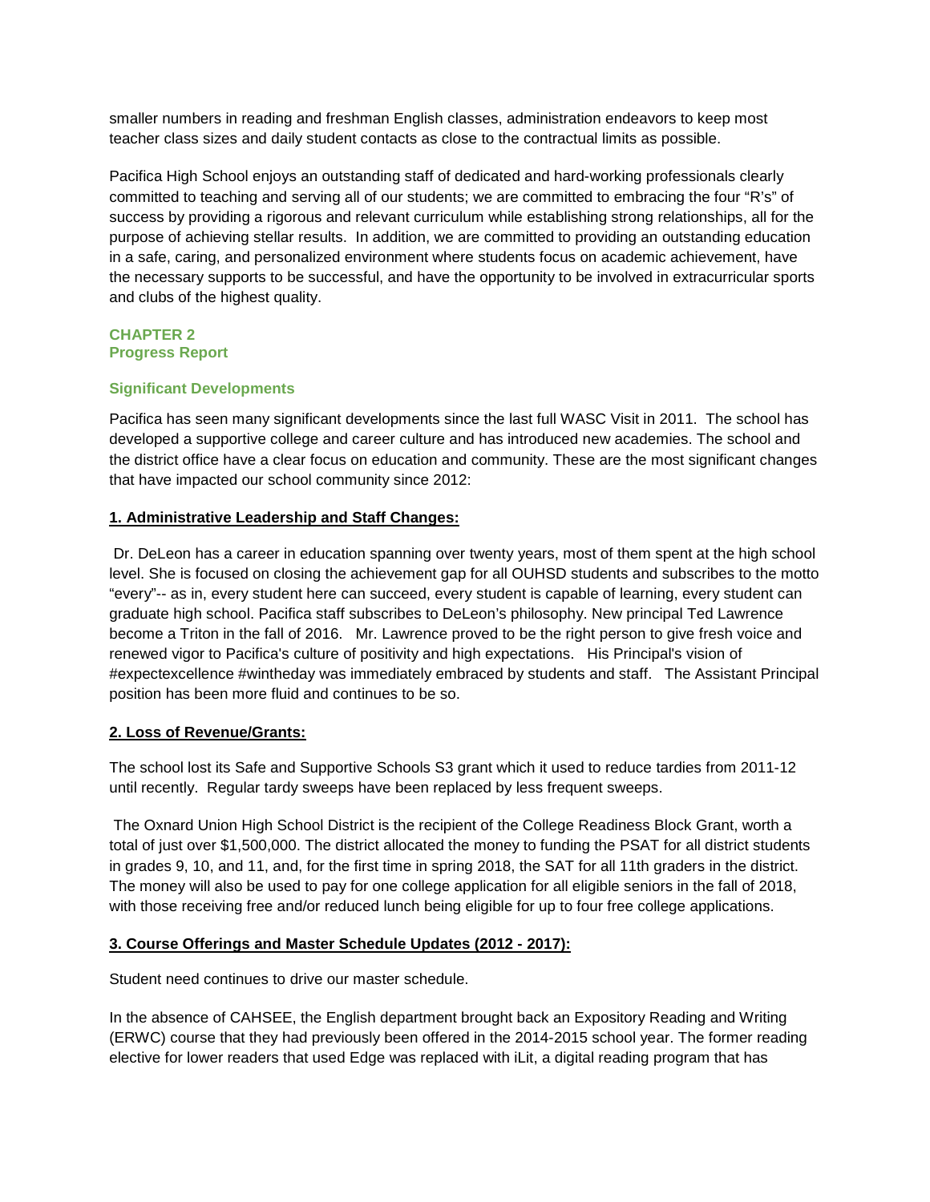smaller numbers in reading and freshman English classes, administration endeavors to keep most teacher class sizes and daily student contacts as close to the contractual limits as possible.

Pacifica High School enjoys an outstanding staff of dedicated and hard-working professionals clearly committed to teaching and serving all of our students; we are committed to embracing the four "R's" of success by providing a rigorous and relevant curriculum while establishing strong relationships, all for the purpose of achieving stellar results. In addition, we are committed to providing an outstanding education in a safe, caring, and personalized environment where students focus on academic achievement, have the necessary supports to be successful, and have the opportunity to be involved in extracurricular sports and clubs of the highest quality.

## CHAPTER 2
## Progress Report

### Significant Developments

Pacifica has seen many significant developments since the last full WASC Visit in 2011. The school has developed a supportive college and career culture and has introduced new academies. The school and the district office have a clear focus on education and community. These are the most significant changes that have impacted our school community since 2012:

**1. Administrative Leadership and Staff Changes:**

Dr. DeLeon has a career in education spanning over twenty years, most of them spent at the high school level. She is focused on closing the achievement gap for all OUHSD students and subscribes to the motto "every"-- as in, every student here can succeed, every student is capable of learning, every student can graduate high school. Pacifica staff subscribes to DeLeon's philosophy. New principal Ted Lawrence become a Triton in the fall of 2016. Mr. Lawrence proved to be the right person to give fresh voice and renewed vigor to Pacifica's culture of positivity and high expectations. His Principal's vision of #expectexcellence #wintheday was immediately embraced by students and staff. The Assistant Principal position has been more fluid and continues to be so.

**2. Loss of Revenue/Grants:**

The school lost its Safe and Supportive Schools S3 grant which it used to reduce tardies from 2011-12 until recently. Regular tardy sweeps have been replaced by less frequent sweeps.

The Oxnard Union High School District is the recipient of the College Readiness Block Grant, worth a total of just over $1,500,000. The district allocated the money to funding the PSAT for all district students in grades 9, 10, and 11, and, for the first time in spring 2018, the SAT for all 11th graders in the district. The money will also be used to pay for one college application for all eligible seniors in the fall of 2018, with those receiving free and/or reduced lunch being eligible for up to four free college applications.

**3. Course Offerings and Master Schedule Updates (2012 - 2017):**

Student need continues to drive our master schedule.

In the absence of CAHSEE, the English department brought back an Expository Reading and Writing (ERWC) course that they had previously been offered in the 2014-2015 school year. The former reading elective for lower readers that used Edge was replaced with iLit, a digital reading program that has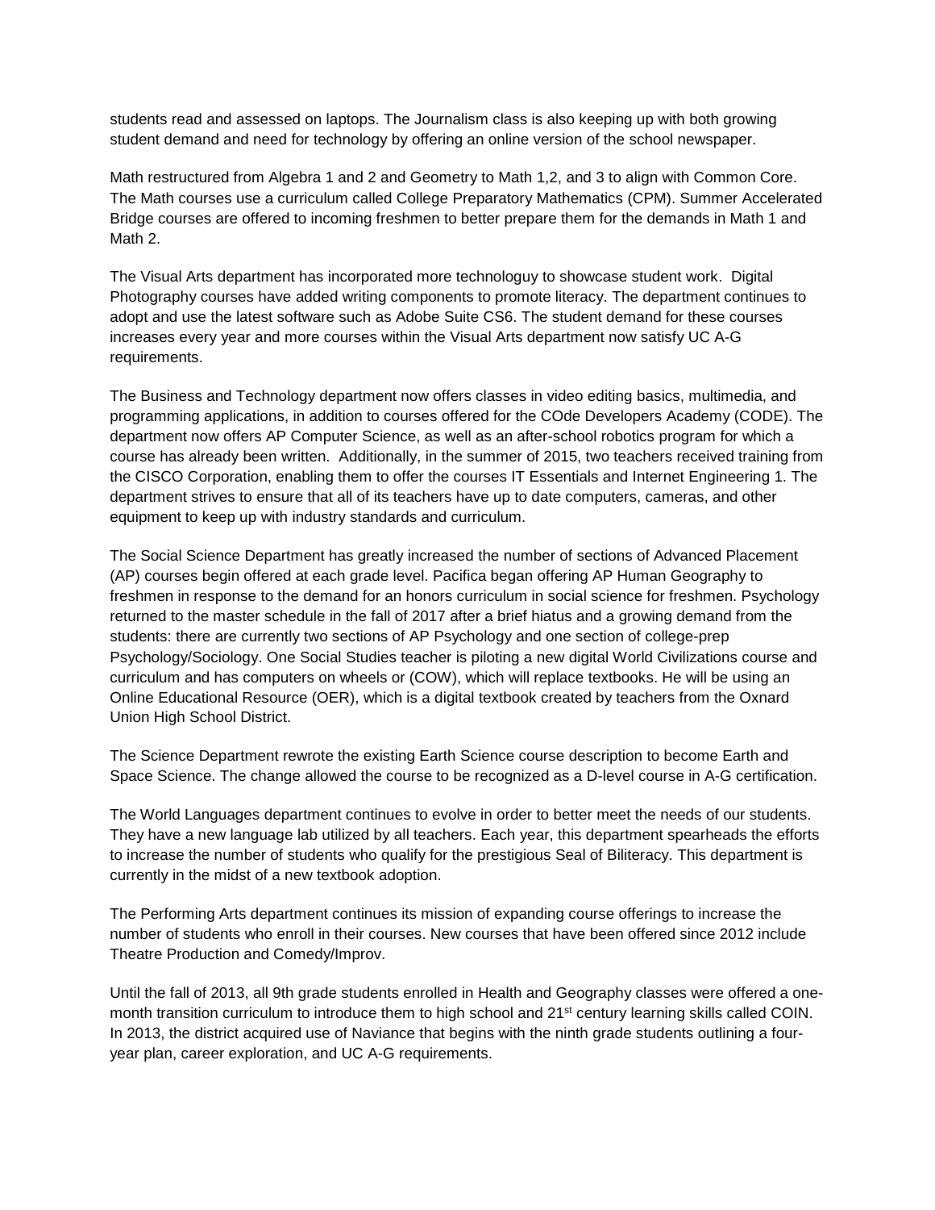students read and assessed on laptops. The Journalism class is also keeping up with both growing student demand and need for technology by offering an online version of the school newspaper.

Math restructured from Algebra 1 and 2 and Geometry to Math 1,2, and 3 to align with Common Core. The Math courses use a curriculum called College Preparatory Mathematics (CPM). Summer Accelerated Bridge courses are offered to incoming freshmen to better prepare them for the demands in Math 1 and Math 2.

The Visual Arts department has incorporated more technologuy to showcase student work. Digital Photography courses have added writing components to promote literacy. The department continues to adopt and use the latest software such as Adobe Suite CS6. The student demand for these courses increases every year and more courses within the Visual Arts department now satisfy UC A-G requirements.

The Business and Technology department now offers classes in video editing basics, multimedia, and programming applications, in addition to courses offered for the COde Developers Academy (CODE). The department now offers AP Computer Science, as well as an after-school robotics program for which a course has already been written. Additionally, in the summer of 2015, two teachers received training from the CISCO Corporation, enabling them to offer the courses IT Essentials and Internet Engineering 1. The department strives to ensure that all of its teachers have up to date computers, cameras, and other equipment to keep up with industry standards and curriculum.

The Social Science Department has greatly increased the number of sections of Advanced Placement (AP) courses begin offered at each grade level. Pacifica began offering AP Human Geography to freshmen in response to the demand for an honors curriculum in social science for freshmen. Psychology returned to the master schedule in the fall of 2017 after a brief hiatus and a growing demand from the students: there are currently two sections of AP Psychology and one section of college-prep Psychology/Sociology. One Social Studies teacher is piloting a new digital World Civilizations course and curriculum and has computers on wheels or (COW), which will replace textbooks. He will be using an Online Educational Resource (OER), which is a digital textbook created by teachers from the Oxnard Union High School District.

The Science Department rewrote the existing Earth Science course description to become Earth and Space Science. The change allowed the course to be recognized as a D-level course in A-G certification.

The World Languages department continues to evolve in order to better meet the needs of our students. They have a new language lab utilized by all teachers. Each year, this department spearheads the efforts to increase the number of students who qualify for the prestigious Seal of Biliteracy. This department is currently in the midst of a new textbook adoption.

The Performing Arts department continues its mission of expanding course offerings to increase the number of students who enroll in their courses. New courses that have been offered since 2012 include Theatre Production and Comedy/Improv.

Until the fall of 2013, all 9th grade students enrolled in Health and Geography classes were offered a one-month transition curriculum to introduce them to high school and 21st century learning skills called COIN. In 2013, the district acquired use of Naviance that begins with the ninth grade students outlining a four-year plan, career exploration, and UC A-G requirements.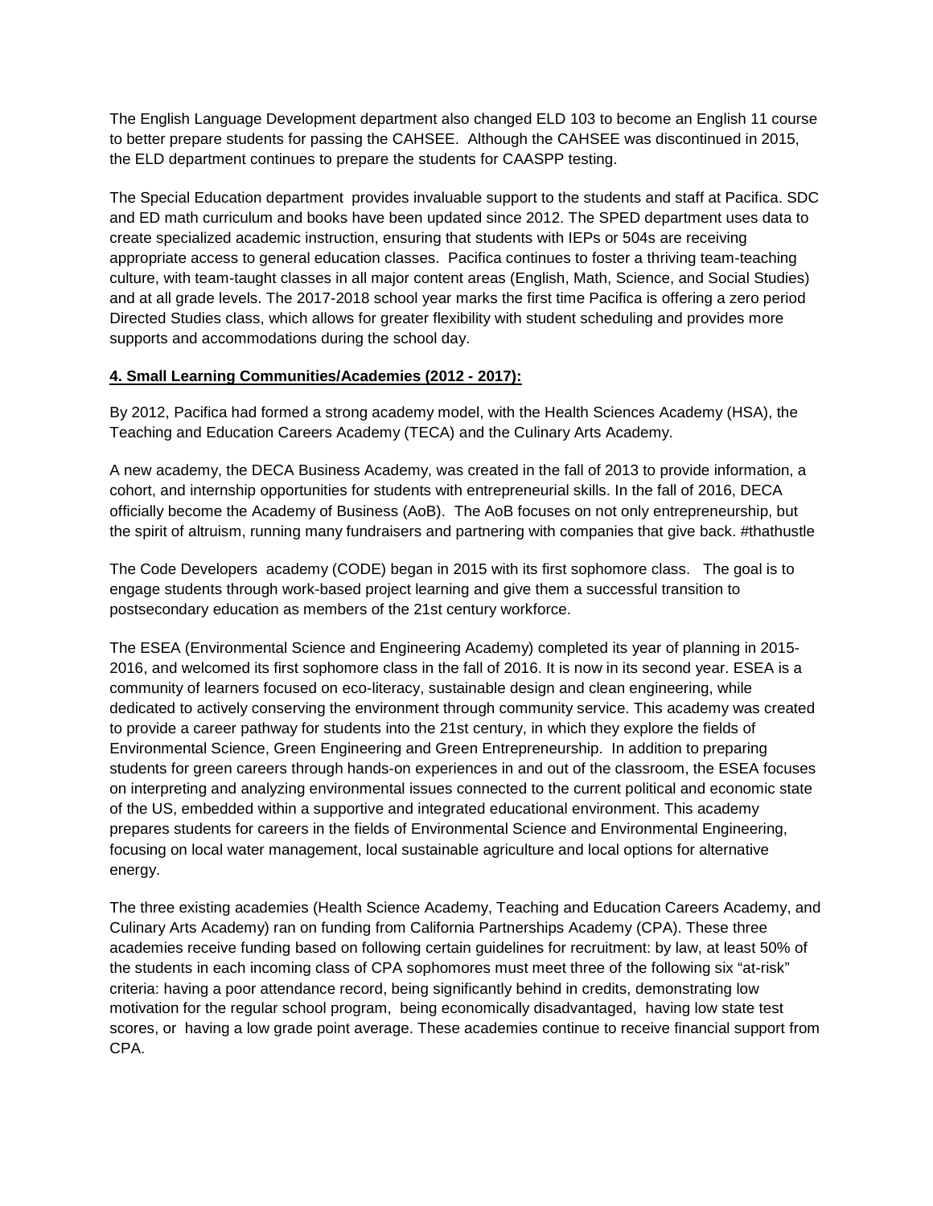The English Language Development department also changed ELD 103 to become an English 11 course to better prepare students for passing the CAHSEE. Although the CAHSEE was discontinued in 2015, the ELD department continues to prepare the students for CAASPP testing.

The Special Education department provides invaluable support to the students and staff at Pacifica. SDC and ED math curriculum and books have been updated since 2012. The SPED department uses data to create specialized academic instruction, ensuring that students with IEPs or 504s are receiving appropriate access to general education classes. Pacifica continues to foster a thriving team-teaching culture, with team-taught classes in all major content areas (English, Math, Science, and Social Studies) and at all grade levels. The 2017-2018 school year marks the first time Pacifica is offering a zero period Directed Studies class, which allows for greater flexibility with student scheduling and provides more supports and accommodations during the school day.

**4. Small Learning Communities/Academies (2012 - 2017):**

By 2012, Pacifica had formed a strong academy model, with the Health Sciences Academy (HSA), the Teaching and Education Careers Academy (TECA) and the Culinary Arts Academy.

A new academy, the DECA Business Academy, was created in the fall of 2013 to provide information, a cohort, and internship opportunities for students with entrepreneurial skills. In the fall of 2016, DECA officially become the Academy of Business (AoB). The AoB focuses on not only entrepreneurship, but the spirit of altruism, running many fundraisers and partnering with companies that give back. #thathustle

The Code Developers academy (CODE) began in 2015 with its first sophomore class. The goal is to engage students through work-based project learning and give them a successful transition to postsecondary education as members of the 21st century workforce.

The ESEA (Environmental Science and Engineering Academy) completed its year of planning in 2015-2016, and welcomed its first sophomore class in the fall of 2016. It is now in its second year. ESEA is a community of learners focused on eco-literacy, sustainable design and clean engineering, while dedicated to actively conserving the environment through community service. This academy was created to provide a career pathway for students into the 21st century, in which they explore the fields of Environmental Science, Green Engineering and Green Entrepreneurship. In addition to preparing students for green careers through hands-on experiences in and out of the classroom, the ESEA focuses on interpreting and analyzing environmental issues connected to the current political and economic state of the US, embedded within a supportive and integrated educational environment. This academy prepares students for careers in the fields of Environmental Science and Environmental Engineering, focusing on local water management, local sustainable agriculture and local options for alternative energy.

The three existing academies (Health Science Academy, Teaching and Education Careers Academy, and Culinary Arts Academy) ran on funding from California Partnerships Academy (CPA). These three academies receive funding based on following certain guidelines for recruitment: by law, at least 50% of the students in each incoming class of CPA sophomores must meet three of the following six "at-risk" criteria: having a poor attendance record, being significantly behind in credits, demonstrating low motivation for the regular school program, being economically disadvantaged, having low state test scores, or having a low grade point average. These academies continue to receive financial support from CPA.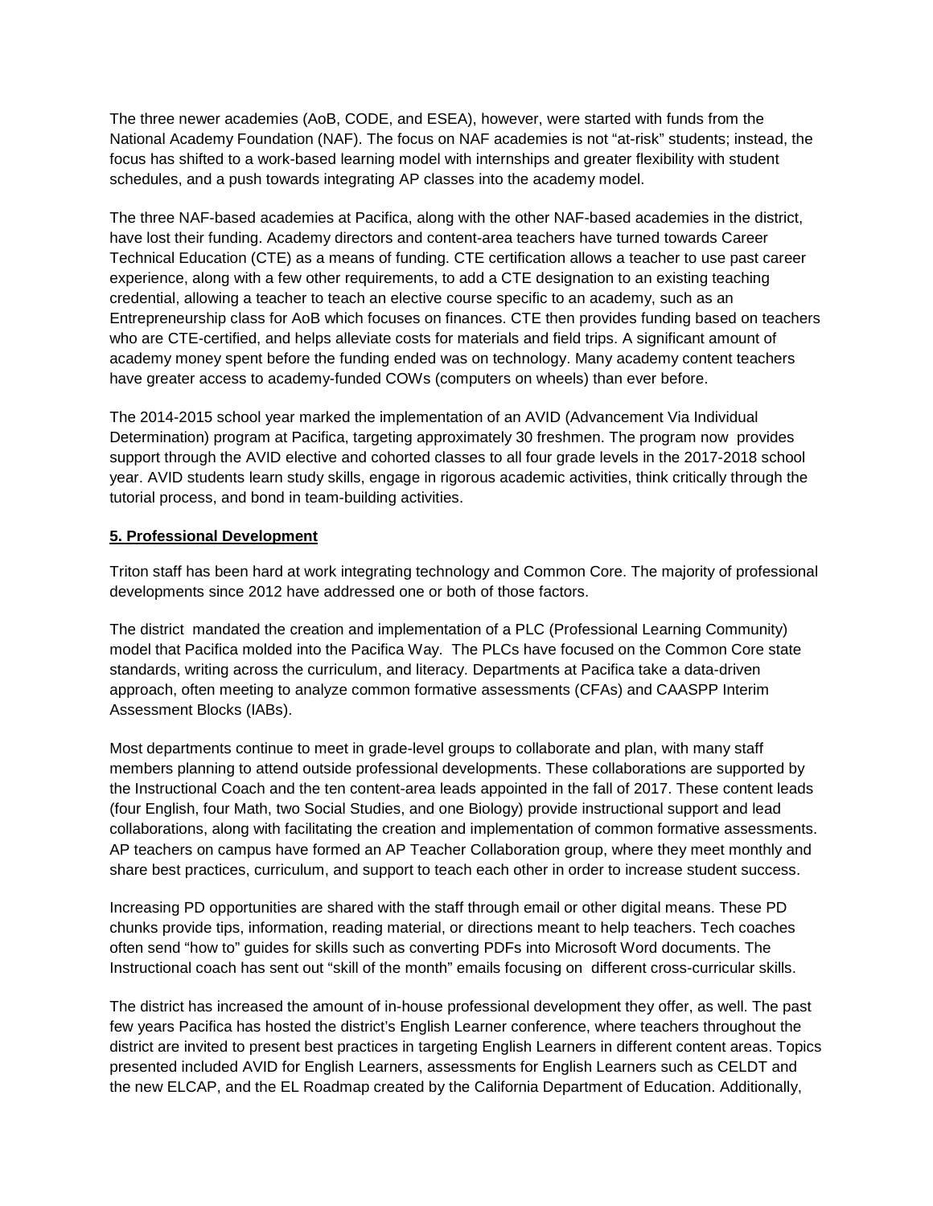The three newer academies (AoB, CODE, and ESEA), however, were started with funds from the National Academy Foundation (NAF). The focus on NAF academies is not "at-risk" students; instead, the focus has shifted to a work-based learning model with internships and greater flexibility with student schedules, and a push towards integrating AP classes into the academy model.

The three NAF-based academies at Pacifica, along with the other NAF-based academies in the district, have lost their funding. Academy directors and content-area teachers have turned towards Career Technical Education (CTE) as a means of funding. CTE certification allows a teacher to use past career experience, along with a few other requirements, to add a CTE designation to an existing teaching credential, allowing a teacher to teach an elective course specific to an academy, such as an Entrepreneurship class for AoB which focuses on finances. CTE then provides funding based on teachers who are CTE-certified, and helps alleviate costs for materials and field trips. A significant amount of academy money spent before the funding ended was on technology. Many academy content teachers have greater access to academy-funded COWs (computers on wheels) than ever before.

The 2014-2015 school year marked the implementation of an AVID (Advancement Via Individual Determination) program at Pacifica, targeting approximately 30 freshmen. The program now provides support through the AVID elective and cohorted classes to all four grade levels in the 2017-2018 school year. AVID students learn study skills, engage in rigorous academic activities, think critically through the tutorial process, and bond in team-building activities.

## **5. Professional Development**

Triton staff has been hard at work integrating technology and Common Core. The majority of professional developments since 2012 have addressed one or both of those factors.

The district mandated the creation and implementation of a PLC (Professional Learning Community) model that Pacifica molded into the Pacifica Way. The PLCs have focused on the Common Core state standards, writing across the curriculum, and literacy. Departments at Pacifica take a data-driven approach, often meeting to analyze common formative assessments (CFAs) and CAASPP Interim Assessment Blocks (IABs).

Most departments continue to meet in grade-level groups to collaborate and plan, with many staff members planning to attend outside professional developments. These collaborations are supported by the Instructional Coach and the ten content-area leads appointed in the fall of 2017. These content leads (four English, four Math, two Social Studies, and one Biology) provide instructional support and lead collaborations, along with facilitating the creation and implementation of common formative assessments. AP teachers on campus have formed an AP Teacher Collaboration group, where they meet monthly and share best practices, curriculum, and support to teach each other in order to increase student success.

Increasing PD opportunities are shared with the staff through email or other digital means. These PD chunks provide tips, information, reading material, or directions meant to help teachers. Tech coaches often send "how to" guides for skills such as converting PDFs into Microsoft Word documents. The Instructional coach has sent out "skill of the month" emails focusing on different cross-curricular skills.

The district has increased the amount of in-house professional development they offer, as well. The past few years Pacifica has hosted the district's English Learner conference, where teachers throughout the district are invited to present best practices in targeting English Learners in different content areas. Topics presented included AVID for English Learners, assessments for English Learners such as CELDT and the new ELCAP, and the EL Roadmap created by the California Department of Education. Additionally,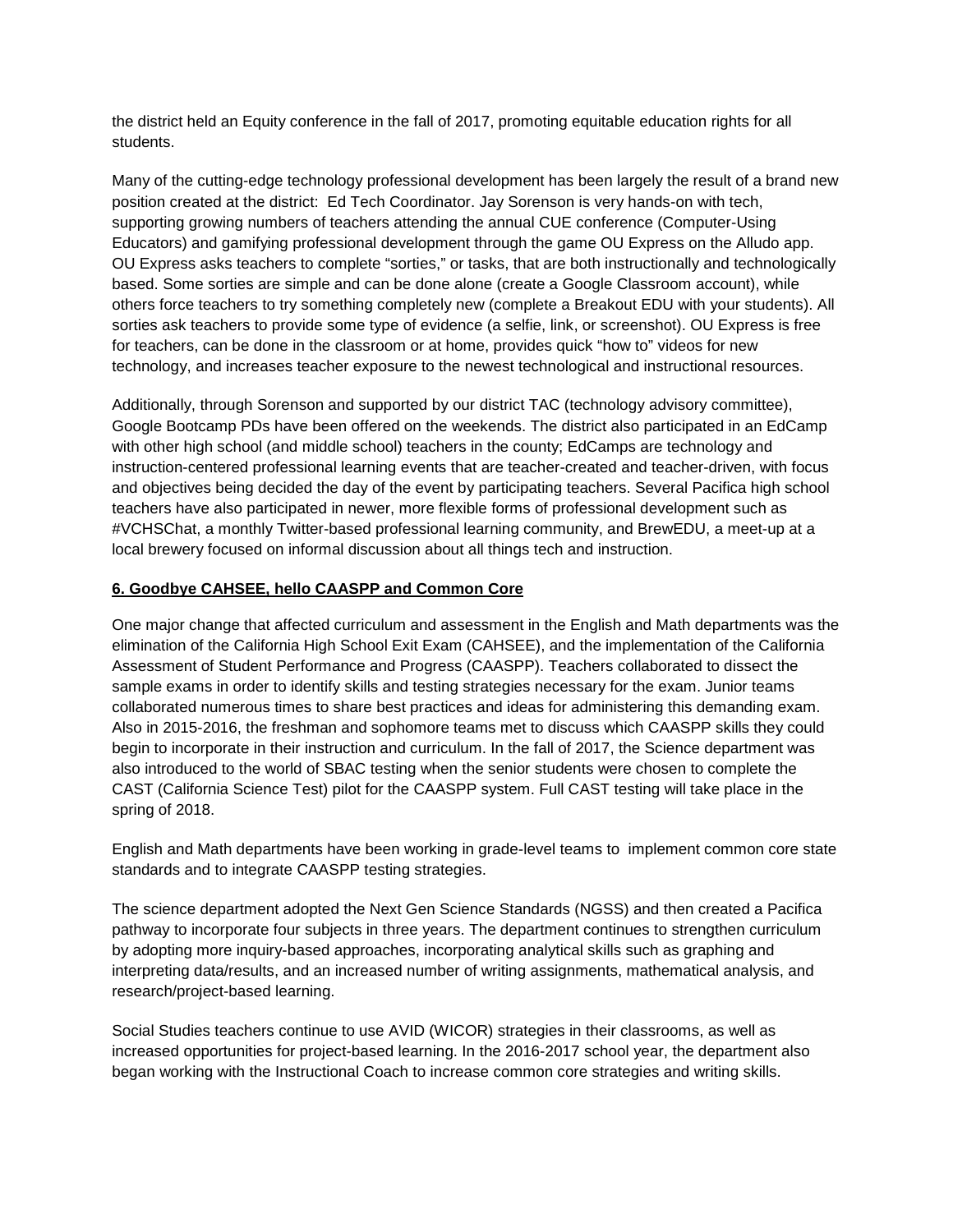the district held an Equity conference in the fall of 2017, promoting equitable education rights for all students.

Many of the cutting-edge technology professional development has been largely the result of a brand new position created at the district: Ed Tech Coordinator. Jay Sorenson is very hands-on with tech, supporting growing numbers of teachers attending the annual CUE conference (Computer-Using Educators) and gamifying professional development through the game OU Express on the Alludo app. OU Express asks teachers to complete "sorties," or tasks, that are both instructionally and technologically based. Some sorties are simple and can be done alone (create a Google Classroom account), while others force teachers to try something completely new (complete a Breakout EDU with your students). All sorties ask teachers to provide some type of evidence (a selfie, link, or screenshot). OU Express is free for teachers, can be done in the classroom or at home, provides quick "how to" videos for new technology, and increases teacher exposure to the newest technological and instructional resources.

Additionally, through Sorenson and supported by our district TAC (technology advisory committee), Google Bootcamp PDs have been offered on the weekends. The district also participated in an EdCamp with other high school (and middle school) teachers in the county; EdCamps are technology and instruction-centered professional learning events that are teacher-created and teacher-driven, with focus and objectives being decided the day of the event by participating teachers. Several Pacifica high school teachers have also participated in newer, more flexible forms of professional development such as #VCHSChat, a monthly Twitter-based professional learning community, and BrewEDU, a meet-up at a local brewery focused on informal discussion about all things tech and instruction.

**6. Goodbye CAHSEE, hello CAASPP and Common Core**

One major change that affected curriculum and assessment in the English and Math departments was the elimination of the California High School Exit Exam (CAHSEE), and the implementation of the California Assessment of Student Performance and Progress (CAASPP). Teachers collaborated to dissect the sample exams in order to identify skills and testing strategies necessary for the exam. Junior teams collaborated numerous times to share best practices and ideas for administering this demanding exam. Also in 2015-2016, the freshman and sophomore teams met to discuss which CAASPP skills they could begin to incorporate in their instruction and curriculum. In the fall of 2017, the Science department was also introduced to the world of SBAC testing when the senior students were chosen to complete the CAST (California Science Test) pilot for the CAASPP system. Full CAST testing will take place in the spring of 2018.

English and Math departments have been working in grade-level teams to implement common core state standards and to integrate CAASPP testing strategies.

The science department adopted the Next Gen Science Standards (NGSS) and then created a Pacifica pathway to incorporate four subjects in three years. The department continues to strengthen curriculum by adopting more inquiry-based approaches, incorporating analytical skills such as graphing and interpreting data/results, and an increased number of writing assignments, mathematical analysis, and research/project-based learning.

Social Studies teachers continue to use AVID (WICOR) strategies in their classrooms, as well as increased opportunities for project-based learning. In the 2016-2017 school year, the department also began working with the Instructional Coach to increase common core strategies and writing skills.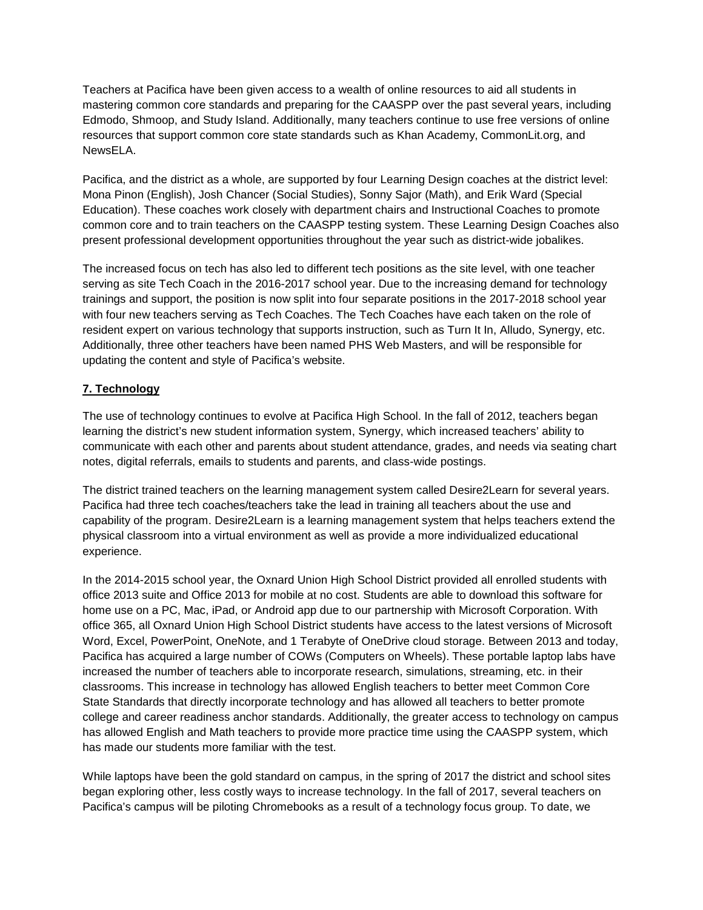Teachers at Pacifica have been given access to a wealth of online resources to aid all students in mastering common core standards and preparing for the CAASPP over the past several years, including Edmodo, Shmoop, and Study Island. Additionally, many teachers continue to use free versions of online resources that support common core state standards such as Khan Academy, CommonLit.org, and NewsELA.

Pacifica, and the district as a whole, are supported by four Learning Design coaches at the district level: Mona Pinon (English), Josh Chancer (Social Studies), Sonny Sajor (Math), and Erik Ward (Special Education). These coaches work closely with department chairs and Instructional Coaches to promote common core and to train teachers on the CAASPP testing system. These Learning Design Coaches also present professional development opportunities throughout the year such as district-wide jobalikes.

The increased focus on tech has also led to different tech positions as the site level, with one teacher serving as site Tech Coach in the 2016-2017 school year. Due to the increasing demand for technology trainings and support, the position is now split into four separate positions in the 2017-2018 school year with four new teachers serving as Tech Coaches. The Tech Coaches have each taken on the role of resident expert on various technology that supports instruction, such as Turn It In, Alludo, Synergy, etc. Additionally, three other teachers have been named PHS Web Masters, and will be responsible for updating the content and style of Pacifica's website.

## 7. Technology

The use of technology continues to evolve at Pacifica High School. In the fall of 2012, teachers began learning the district's new student information system, Synergy, which increased teachers' ability to communicate with each other and parents about student attendance, grades, and needs via seating chart notes, digital referrals, emails to students and parents, and class-wide postings.

The district trained teachers on the learning management system called Desire2Learn for several years. Pacifica had three tech coaches/teachers take the lead in training all teachers about the use and capability of the program. Desire2Learn is a learning management system that helps teachers extend the physical classroom into a virtual environment as well as provide a more individualized educational experience.

In the 2014-2015 school year, the Oxnard Union High School District provided all enrolled students with office 2013 suite and Office 2013 for mobile at no cost. Students are able to download this software for home use on a PC, Mac, iPad, or Android app due to our partnership with Microsoft Corporation. With office 365, all Oxnard Union High School District students have access to the latest versions of Microsoft Word, Excel, PowerPoint, OneNote, and 1 Terabyte of OneDrive cloud storage. Between 2013 and today, Pacifica has acquired a large number of COWs (Computers on Wheels). These portable laptop labs have increased the number of teachers able to incorporate research, simulations, streaming, etc. in their classrooms. This increase in technology has allowed English teachers to better meet Common Core State Standards that directly incorporate technology and has allowed all teachers to better promote college and career readiness anchor standards. Additionally, the greater access to technology on campus has allowed English and Math teachers to provide more practice time using the CAASPP system, which has made our students more familiar with the test.

While laptops have been the gold standard on campus, in the spring of 2017 the district and school sites began exploring other, less costly ways to increase technology. In the fall of 2017, several teachers on Pacifica's campus will be piloting Chromebooks as a result of a technology focus group. To date, we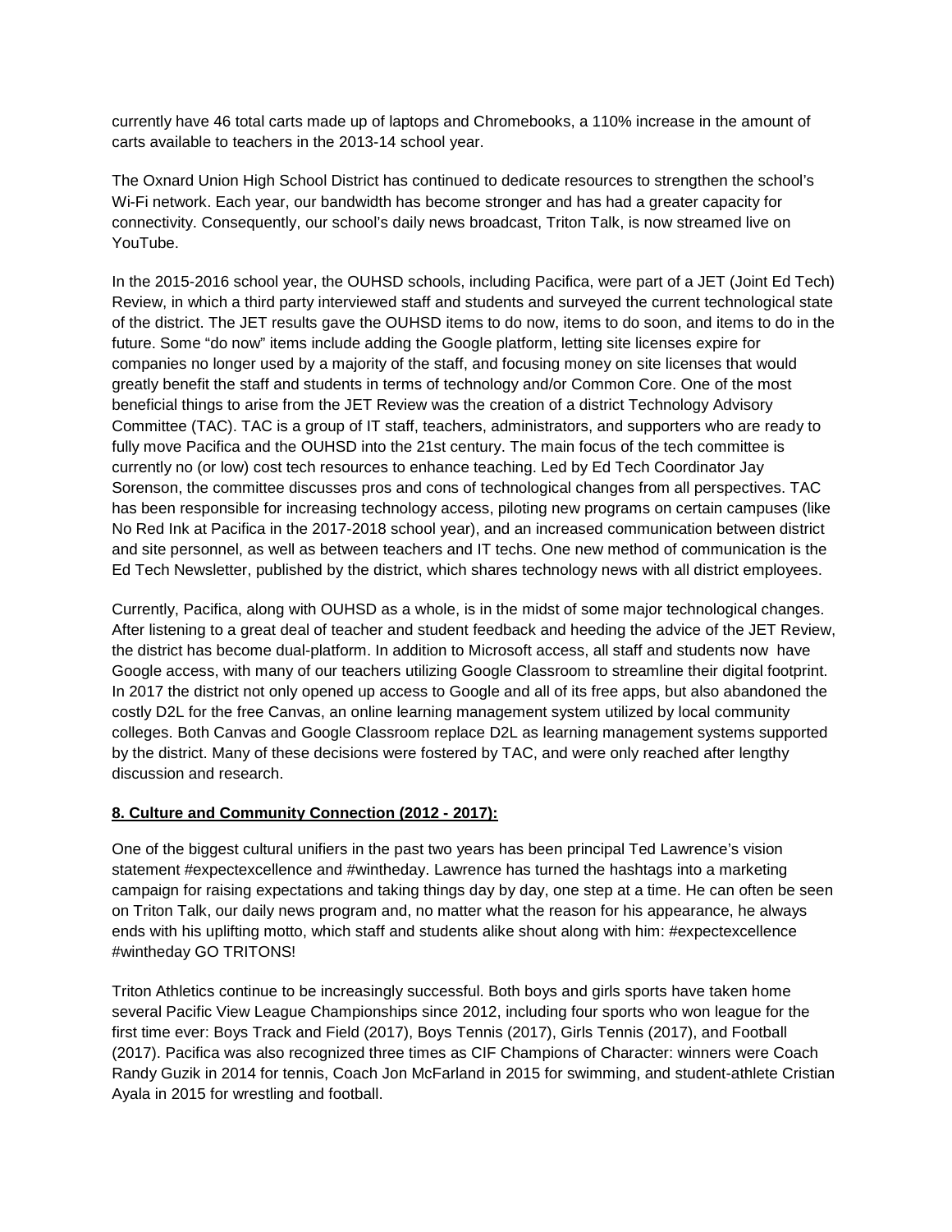currently have 46 total carts made up of laptops and Chromebooks, a 110% increase in the amount of carts available to teachers in the 2013-14 school year.

The Oxnard Union High School District has continued to dedicate resources to strengthen the school's Wi-Fi network. Each year, our bandwidth has become stronger and has had a greater capacity for connectivity. Consequently, our school's daily news broadcast, Triton Talk, is now streamed live on YouTube.

In the 2015-2016 school year, the OUHSD schools, including Pacifica, were part of a JET (Joint Ed Tech) Review, in which a third party interviewed staff and students and surveyed the current technological state of the district. The JET results gave the OUHSD items to do now, items to do soon, and items to do in the future. Some "do now" items include adding the Google platform, letting site licenses expire for companies no longer used by a majority of the staff, and focusing money on site licenses that would greatly benefit the staff and students in terms of technology and/or Common Core. One of the most beneficial things to arise from the JET Review was the creation of a district Technology Advisory Committee (TAC). TAC is a group of IT staff, teachers, administrators, and supporters who are ready to fully move Pacifica and the OUHSD into the 21st century. The main focus of the tech committee is currently no (or low) cost tech resources to enhance teaching. Led by Ed Tech Coordinator Jay Sorenson, the committee discusses pros and cons of technological changes from all perspectives. TAC has been responsible for increasing technology access, piloting new programs on certain campuses (like No Red Ink at Pacifica in the 2017-2018 school year), and an increased communication between district and site personnel, as well as between teachers and IT techs. One new method of communication is the Ed Tech Newsletter, published by the district, which shares technology news with all district employees.

Currently, Pacifica, along with OUHSD as a whole, is in the midst of some major technological changes. After listening to a great deal of teacher and student feedback and heeding the advice of the JET Review, the district has become dual-platform. In addition to Microsoft access, all staff and students now have Google access, with many of our teachers utilizing Google Classroom to streamline their digital footprint. In 2017 the district not only opened up access to Google and all of its free apps, but also abandoned the costly D2L for the free Canvas, an online learning management system utilized by local community colleges. Both Canvas and Google Classroom replace D2L as learning management systems supported by the district. Many of these decisions were fostered by TAC, and were only reached after lengthy discussion and research.

**8. Culture and Community Connection (2012 - 2017):**

One of the biggest cultural unifiers in the past two years has been principal Ted Lawrence's vision statement #expectexcellence and #wintheday. Lawrence has turned the hashtags into a marketing campaign for raising expectations and taking things day by day, one step at a time. He can often be seen on Triton Talk, our daily news program and, no matter what the reason for his appearance, he always ends with his uplifting motto, which staff and students alike shout along with him: #expectexcellence #wintheday GO TRITONS!

Triton Athletics continue to be increasingly successful. Both boys and girls sports have taken home several Pacific View League Championships since 2012, including four sports who won league for the first time ever: Boys Track and Field (2017), Boys Tennis (2017), Girls Tennis (2017), and Football (2017). Pacifica was also recognized three times as CIF Champions of Character: winners were Coach Randy Guzik in 2014 for tennis, Coach Jon McFarland in 2015 for swimming, and student-athlete Cristian Ayala in 2015 for wrestling and football.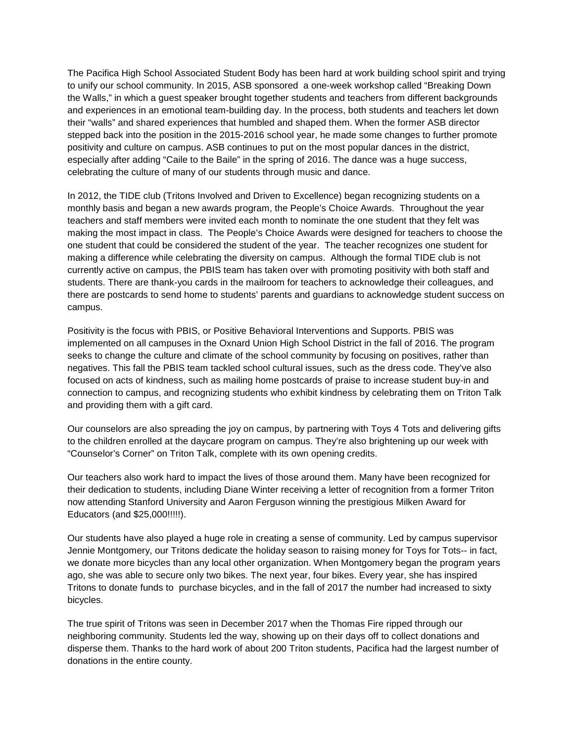The Pacifica High School Associated Student Body has been hard at work building school spirit and trying to unify our school community. In 2015, ASB sponsored a one-week workshop called "Breaking Down the Walls," in which a guest speaker brought together students and teachers from different backgrounds and experiences in an emotional team-building day. In the process, both students and teachers let down their "walls" and shared experiences that humbled and shaped them. When the former ASB director stepped back into the position in the 2015-2016 school year, he made some changes to further promote positivity and culture on campus. ASB continues to put on the most popular dances in the district, especially after adding "Caile to the Baile" in the spring of 2016. The dance was a huge success, celebrating the culture of many of our students through music and dance.

In 2012, the TIDE club (Tritons Involved and Driven to Excellence) began recognizing students on a monthly basis and began a new awards program, the People's Choice Awards. Throughout the year teachers and staff members were invited each month to nominate the one student that they felt was making the most impact in class. The People's Choice Awards were designed for teachers to choose the one student that could be considered the student of the year. The teacher recognizes one student for making a difference while celebrating the diversity on campus. Although the formal TIDE club is not currently active on campus, the PBIS team has taken over with promoting positivity with both staff and students. There are thank-you cards in the mailroom for teachers to acknowledge their colleagues, and there are postcards to send home to students' parents and guardians to acknowledge student success on campus.

Positivity is the focus with PBIS, or Positive Behavioral Interventions and Supports. PBIS was implemented on all campuses in the Oxnard Union High School District in the fall of 2016. The program seeks to change the culture and climate of the school community by focusing on positives, rather than negatives. This fall the PBIS team tackled school cultural issues, such as the dress code. They've also focused on acts of kindness, such as mailing home postcards of praise to increase student buy-in and connection to campus, and recognizing students who exhibit kindness by celebrating them on Triton Talk and providing them with a gift card.

Our counselors are also spreading the joy on campus, by partnering with Toys 4 Tots and delivering gifts to the children enrolled at the daycare program on campus. They're also brightening up our week with "Counselor's Corner" on Triton Talk, complete with its own opening credits.

Our teachers also work hard to impact the lives of those around them. Many have been recognized for their dedication to students, including Diane Winter receiving a letter of recognition from a former Triton now attending Stanford University and Aaron Ferguson winning the prestigious Milken Award for Educators (and $25,000!!!!!).

Our students have also played a huge role in creating a sense of community. Led by campus supervisor Jennie Montgomery, our Tritons dedicate the holiday season to raising money for Toys for Tots-- in fact, we donate more bicycles than any local other organization. When Montgomery began the program years ago, she was able to secure only two bikes. The next year, four bikes. Every year, she has inspired Tritons to donate funds to purchase bicycles, and in the fall of 2017 the number had increased to sixty bicycles.

The true spirit of Tritons was seen in December 2017 when the Thomas Fire ripped through our neighboring community. Students led the way, showing up on their days off to collect donations and disperse them. Thanks to the hard work of about 200 Triton students, Pacifica had the largest number of donations in the entire county.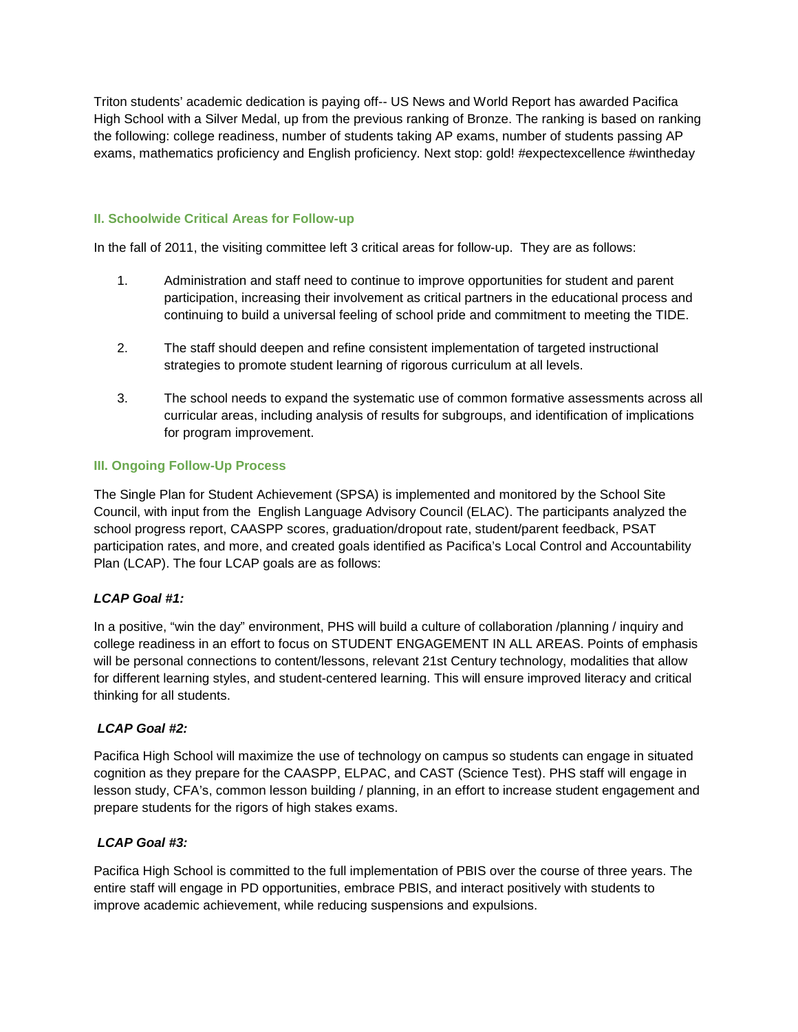Triton students' academic dedication is paying off-- US News and World Report has awarded Pacifica High School with a Silver Medal, up from the previous ranking of Bronze. The ranking is based on ranking the following: college readiness, number of students taking AP exams, number of students passing AP exams, mathematics proficiency and English proficiency. Next stop: gold! #expectexcellence #wintheday

### II. Schoolwide Critical Areas for Follow-up

In the fall of 2011, the visiting committee left 3 critical areas for follow-up. They are as follows:

1. Administration and staff need to continue to improve opportunities for student and parent participation, increasing their involvement as critical partners in the educational process and continuing to build a universal feeling of school pride and commitment to meeting the TIDE.
2. The staff should deepen and refine consistent implementation of targeted instructional strategies to promote student learning of rigorous curriculum at all levels.
3. The school needs to expand the systematic use of common formative assessments across all curricular areas, including analysis of results for subgroups, and identification of implications for program improvement.

### III. Ongoing Follow-Up Process

The Single Plan for Student Achievement (SPSA) is implemented and monitored by the School Site Council, with input from the English Language Advisory Council (ELAC). The participants analyzed the school progress report, CAASPP scores, graduation/dropout rate, student/parent feedback, PSAT participation rates, and more, and created goals identified as Pacifica's Local Control and Accountability Plan (LCAP). The four LCAP goals are as follows:

***LCAP Goal #1:***

In a positive, "win the day" environment, PHS will build a culture of collaboration /planning / inquiry and college readiness in an effort to focus on STUDENT ENGAGEMENT IN ALL AREAS. Points of emphasis will be personal connections to content/lessons, relevant 21st Century technology, modalities that allow for different learning styles, and student-centered learning. This will ensure improved literacy and critical thinking for all students.

***LCAP Goal #2:***

Pacifica High School will maximize the use of technology on campus so students can engage in situated cognition as they prepare for the CAASPP, ELPAC, and CAST (Science Test). PHS staff will engage in lesson study, CFA's, common lesson building / planning, in an effort to increase student engagement and prepare students for the rigors of high stakes exams.

***LCAP Goal #3:***

Pacifica High School is committed to the full implementation of PBIS over the course of three years. The entire staff will engage in PD opportunities, embrace PBIS, and interact positively with students to improve academic achievement, while reducing suspensions and expulsions.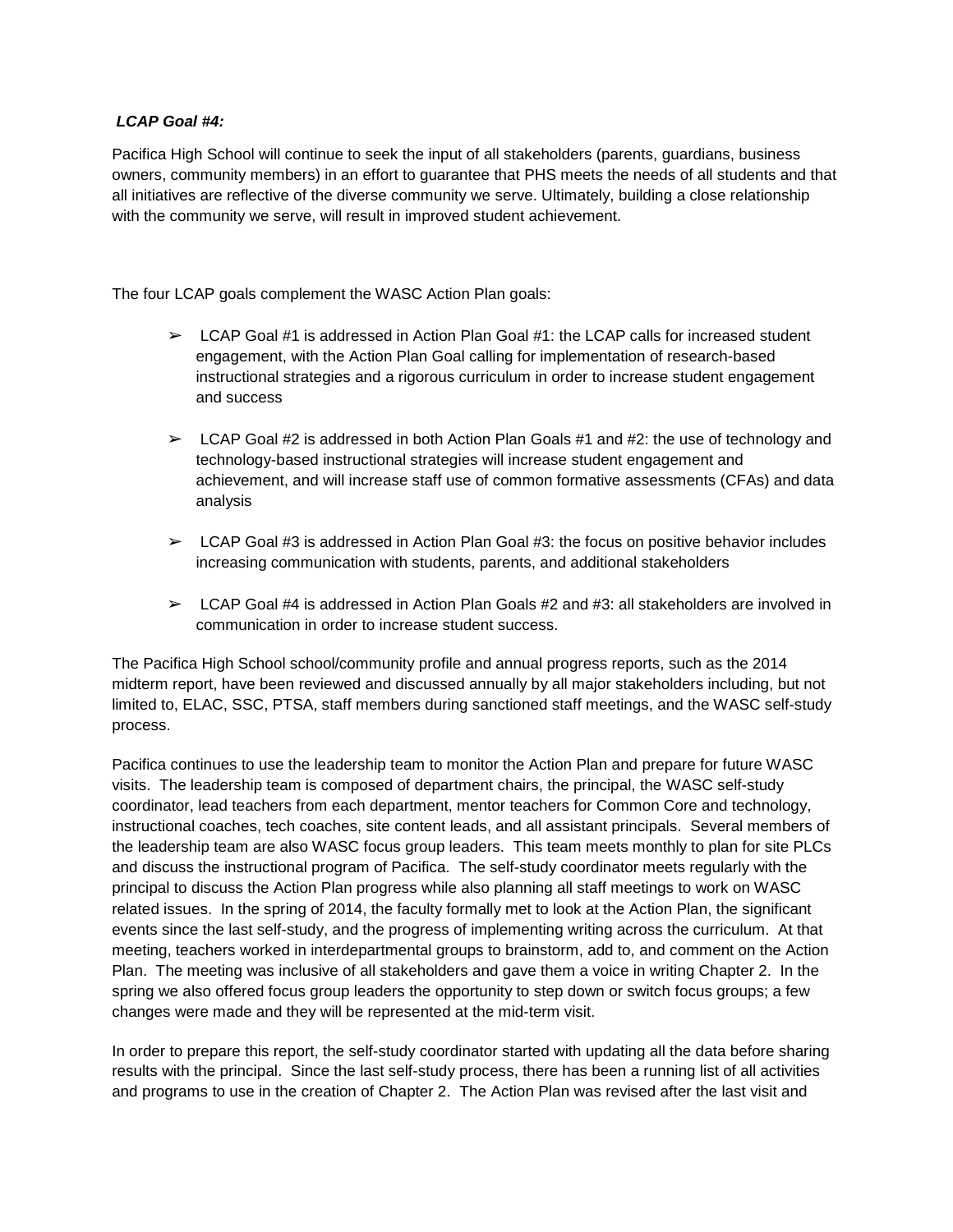***LCAP Goal #4:***

Pacifica High School will continue to seek the input of all stakeholders (parents, guardians, business owners, community members) in an effort to guarantee that PHS meets the needs of all students and that all initiatives are reflective of the diverse community we serve. Ultimately, building a close relationship with the community we serve, will result in improved student achievement.

The four LCAP goals complement the WASC Action Plan goals:

- LCAP Goal #1 is addressed in Action Plan Goal #1: the LCAP calls for increased student engagement, with the Action Plan Goal calling for implementation of research-based instructional strategies and a rigorous curriculum in order to increase student engagement and success

- LCAP Goal #2 is addressed in both Action Plan Goals #1 and #2: the use of technology and technology-based instructional strategies will increase student engagement and achievement, and will increase staff use of common formative assessments (CFAs) and data analysis

- LCAP Goal #3 is addressed in Action Plan Goal #3: the focus on positive behavior includes increasing communication with students, parents, and additional stakeholders

- LCAP Goal #4 is addressed in Action Plan Goals #2 and #3: all stakeholders are involved in communication in order to increase student success.

The Pacifica High School school/community profile and annual progress reports, such as the 2014 midterm report, have been reviewed and discussed annually by all major stakeholders including, but not limited to, ELAC, SSC, PTSA, staff members during sanctioned staff meetings, and the WASC self-study process.

Pacifica continues to use the leadership team to monitor the Action Plan and prepare for future WASC visits. The leadership team is composed of department chairs, the principal, the WASC self-study coordinator, lead teachers from each department, mentor teachers for Common Core and technology, instructional coaches, tech coaches, site content leads, and all assistant principals. Several members of the leadership team are also WASC focus group leaders. This team meets monthly to plan for site PLCs and discuss the instructional program of Pacifica. The self-study coordinator meets regularly with the principal to discuss the Action Plan progress while also planning all staff meetings to work on WASC related issues. In the spring of 2014, the faculty formally met to look at the Action Plan, the significant events since the last self-study, and the progress of implementing writing across the curriculum. At that meeting, teachers worked in interdepartmental groups to brainstorm, add to, and comment on the Action Plan. The meeting was inclusive of all stakeholders and gave them a voice in writing Chapter 2. In the spring we also offered focus group leaders the opportunity to step down or switch focus groups; a few changes were made and they will be represented at the mid-term visit.

In order to prepare this report, the self-study coordinator started with updating all the data before sharing results with the principal. Since the last self-study process, there has been a running list of all activities and programs to use in the creation of Chapter 2. The Action Plan was revised after the last visit and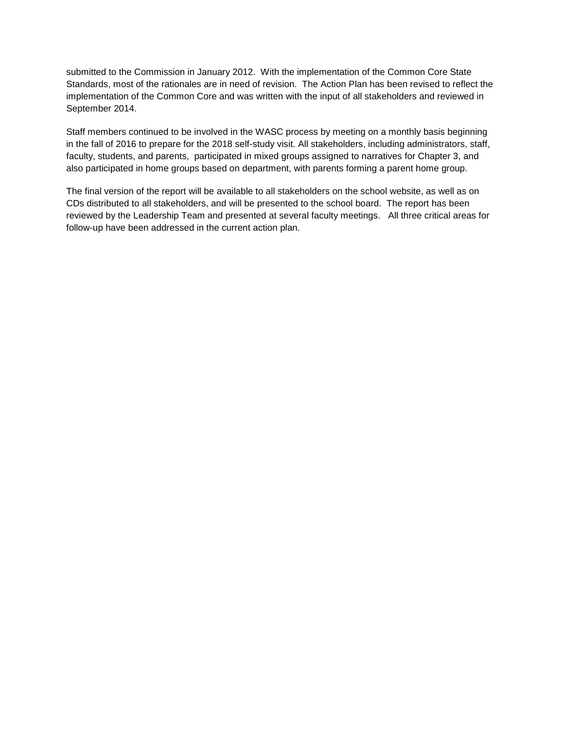submitted to the Commission in January 2012. With the implementation of the Common Core State Standards, most of the rationales are in need of revision. The Action Plan has been revised to reflect the implementation of the Common Core and was written with the input of all stakeholders and reviewed in September 2014.

Staff members continued to be involved in the WASC process by meeting on a monthly basis beginning in the fall of 2016 to prepare for the 2018 self-study visit. All stakeholders, including administrators, staff, faculty, students, and parents, participated in mixed groups assigned to narratives for Chapter 3, and also participated in home groups based on department, with parents forming a parent home group.

The final version of the report will be available to all stakeholders on the school website, as well as on CDs distributed to all stakeholders, and will be presented to the school board. The report has been reviewed by the Leadership Team and presented at several faculty meetings. All three critical areas for follow-up have been addressed in the current action plan.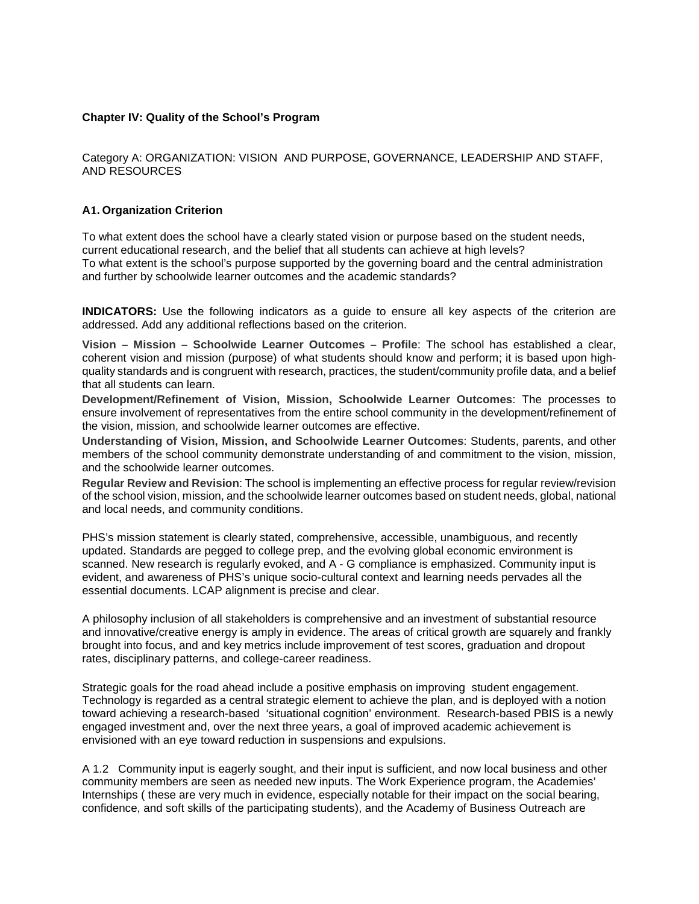**Chapter IV: Quality of the School's Program**

Category A: ORGANIZATION: VISION AND PURPOSE, GOVERNANCE, LEADERSHIP AND STAFF, AND RESOURCES

### A1. Organization Criterion

To what extent does the school have a clearly stated vision or purpose based on the student needs, current educational research, and the belief that all students can achieve at high levels?
To what extent is the school's purpose supported by the governing board and the central administration and further by schoolwide learner outcomes and the academic standards?

**INDICATORS:** Use the following indicators as a guide to ensure all key aspects of the criterion are addressed. Add any additional reflections based on the criterion.

**Vision – Mission – Schoolwide Learner Outcomes – Profile**: The school has established a clear, coherent vision and mission (purpose) of what students should know and perform; it is based upon high-quality standards and is congruent with research, practices, the student/community profile data, and a belief that all students can learn.

**Development/Refinement of Vision, Mission, Schoolwide Learner Outcomes**: The processes to ensure involvement of representatives from the entire school community in the development/refinement of the vision, mission, and schoolwide learner outcomes are effective.

**Understanding of Vision, Mission, and Schoolwide Learner Outcomes**: Students, parents, and other members of the school community demonstrate understanding of and commitment to the vision, mission, and the schoolwide learner outcomes.

**Regular Review and Revision**: The school is implementing an effective process for regular review/revision of the school vision, mission, and the schoolwide learner outcomes based on student needs, global, national and local needs, and community conditions.

PHS's mission statement is clearly stated, comprehensive, accessible, unambiguous, and recently updated. Standards are pegged to college prep, and the evolving global economic environment is scanned. New research is regularly evoked, and A - G compliance is emphasized. Community input is evident, and awareness of PHS's unique socio-cultural context and learning needs pervades all the essential documents. LCAP alignment is precise and clear.

A philosophy inclusion of all stakeholders is comprehensive and an investment of substantial resource and innovative/creative energy is amply in evidence. The areas of critical growth are squarely and frankly brought into focus, and and key metrics include improvement of test scores, graduation and dropout rates, disciplinary patterns, and college-career readiness.

Strategic goals for the road ahead include a positive emphasis on improving student engagement. Technology is regarded as a central strategic element to achieve the plan, and is deployed with a notion toward achieving a research-based 'situational cognition' environment. Research-based PBIS is a newly engaged investment and, over the next three years, a goal of improved academic achievement is envisioned with an eye toward reduction in suspensions and expulsions.

A 1.2 Community input is eagerly sought, and their input is sufficient, and now local business and other community members are seen as needed new inputs. The Work Experience program, the Academies' Internships ( these are very much in evidence, especially notable for their impact on the social bearing, confidence, and soft skills of the participating students), and the Academy of Business Outreach are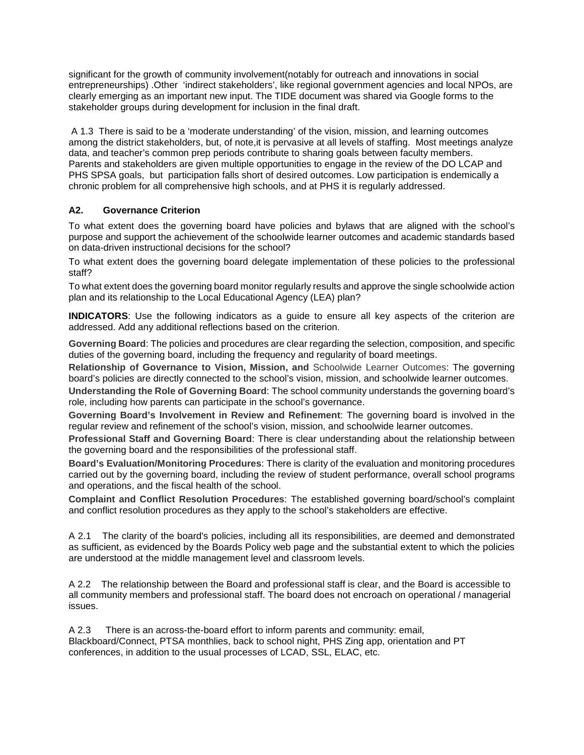significant for the growth of community involvement(notably for outreach and innovations in social entrepreneurships) .Other 'indirect stakeholders', like regional government agencies and local NPOs, are clearly emerging as an important new input. The TIDE document was shared via Google forms to the stakeholder groups during development for inclusion in the final draft.

A 1.3 There is said to be a 'moderate understanding' of the vision, mission, and learning outcomes among the district stakeholders, but, of note,it is pervasive at all levels of staffing. Most meetings analyze data, and teacher's common prep periods contribute to sharing goals between faculty members. Parents and stakeholders are given multiple opportunities to engage in the review of the DO LCAP and PHS SPSA goals, but participation falls short of desired outcomes. Low participation is endemically a chronic problem for all comprehensive high schools, and at PHS it is regularly addressed.

### A2. Governance Criterion

To what extent does the governing board have policies and bylaws that are aligned with the school's purpose and support the achievement of the schoolwide learner outcomes and academic standards based on data-driven instructional decisions for the school?

To what extent does the governing board delegate implementation of these policies to the professional staff?

To what extent does the governing board monitor regularly results and approve the single schoolwide action plan and its relationship to the Local Educational Agency (LEA) plan?

**INDICATORS**: Use the following indicators as a guide to ensure all key aspects of the criterion are addressed. Add any additional reflections based on the criterion.

**Governing Board**: The policies and procedures are clear regarding the selection, composition, and specific duties of the governing board, including the frequency and regularity of board meetings.

**Relationship of Governance to Vision, Mission, and** Schoolwide Learner Outcomes: The governing board's policies are directly connected to the school's vision, mission, and schoolwide learner outcomes.

**Understanding the Role of Governing Board**: The school community understands the governing board's role, including how parents can participate in the school's governance.

**Governing Board's Involvement in Review and Refinement**: The governing board is involved in the regular review and refinement of the school's vision, mission, and schoolwide learner outcomes.

**Professional Staff and Governing Board**: There is clear understanding about the relationship between the governing board and the responsibilities of the professional staff.

**Board's Evaluation/Monitoring Procedures**: There is clarity of the evaluation and monitoring procedures carried out by the governing board, including the review of student performance, overall school programs and operations, and the fiscal health of the school.

**Complaint and Conflict Resolution Procedures**: The established governing board/school's complaint and conflict resolution procedures as they apply to the school's stakeholders are effective.

A 2.1 The clarity of the board's policies, including all its responsibilities, are deemed and demonstrated as sufficient, as evidenced by the Boards Policy web page and the substantial extent to which the policies are understood at the middle management level and classroom levels.

A 2.2 The relationship between the Board and professional staff is clear, and the Board is accessible to all community members and professional staff. The board does not encroach on operational / managerial issues.

A 2.3 There is an across-the-board effort to inform parents and community: email, Blackboard/Connect, PTSA monthlies, back to school night, PHS Zing app, orientation and PT conferences, in addition to the usual processes of LCAD, SSL, ELAC, etc.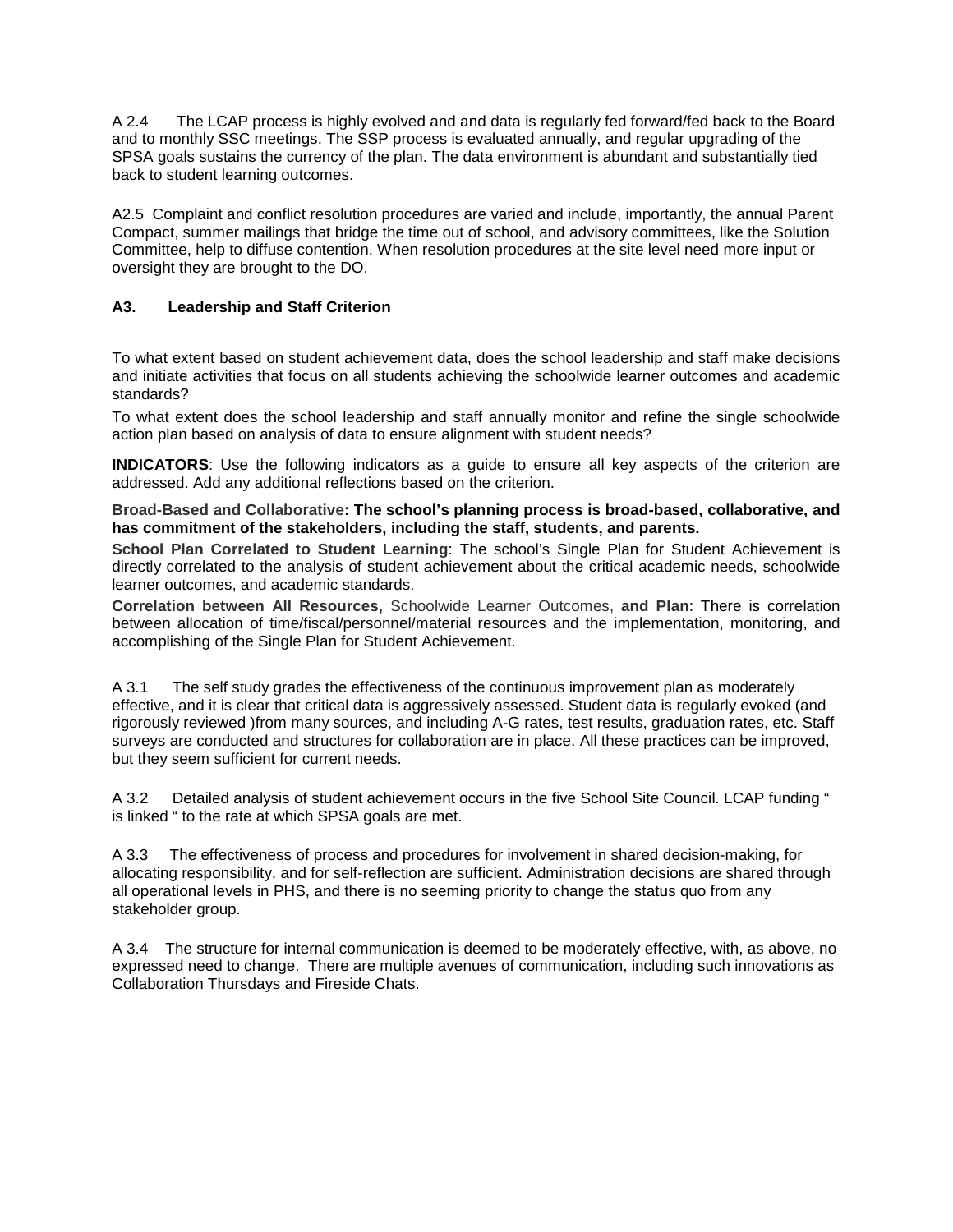A 2.4 The LCAP process is highly evolved and and data is regularly fed forward/fed back to the Board and to monthly SSC meetings. The SSP process is evaluated annually, and regular upgrading of the SPSA goals sustains the currency of the plan. The data environment is abundant and substantially tied back to student learning outcomes.

A2.5 Complaint and conflict resolution procedures are varied and include, importantly, the annual Parent Compact, summer mailings that bridge the time out of school, and advisory committees, like the Solution Committee, help to diffuse contention. When resolution procedures at the site level need more input or oversight they are brought to the DO.

### A3. Leadership and Staff Criterion

To what extent based on student achievement data, does the school leadership and staff make decisions and initiate activities that focus on all students achieving the schoolwide learner outcomes and academic standards?

To what extent does the school leadership and staff annually monitor and refine the single schoolwide action plan based on analysis of data to ensure alignment with student needs?

**INDICATORS**: Use the following indicators as a guide to ensure all key aspects of the criterion are addressed. Add any additional reflections based on the criterion.

**Broad-Based and Collaborative: The school's planning process is broad-based, collaborative, and has commitment of the stakeholders, including the staff, students, and parents.**

**School Plan Correlated to Student Learning**: The school's Single Plan for Student Achievement is directly correlated to the analysis of student achievement about the critical academic needs, schoolwide learner outcomes, and academic standards.

**Correlation between All Resources,** Schoolwide Learner Outcomes, **and Plan**: There is correlation between allocation of time/fiscal/personnel/material resources and the implementation, monitoring, and accomplishing of the Single Plan for Student Achievement.

A 3.1 The self study grades the effectiveness of the continuous improvement plan as moderately effective, and it is clear that critical data is aggressively assessed. Student data is regularly evoked (and rigorously reviewed )from many sources, and including A-G rates, test results, graduation rates, etc. Staff surveys are conducted and structures for collaboration are in place. All these practices can be improved, but they seem sufficient for current needs.

A 3.2 Detailed analysis of student achievement occurs in the five School Site Council. LCAP funding " is linked " to the rate at which SPSA goals are met.

A 3.3 The effectiveness of process and procedures for involvement in shared decision-making, for allocating responsibility, and for self-reflection are sufficient. Administration decisions are shared through all operational levels in PHS, and there is no seeming priority to change the status quo from any stakeholder group.

A 3.4 The structure for internal communication is deemed to be moderately effective, with, as above, no expressed need to change. There are multiple avenues of communication, including such innovations as Collaboration Thursdays and Fireside Chats.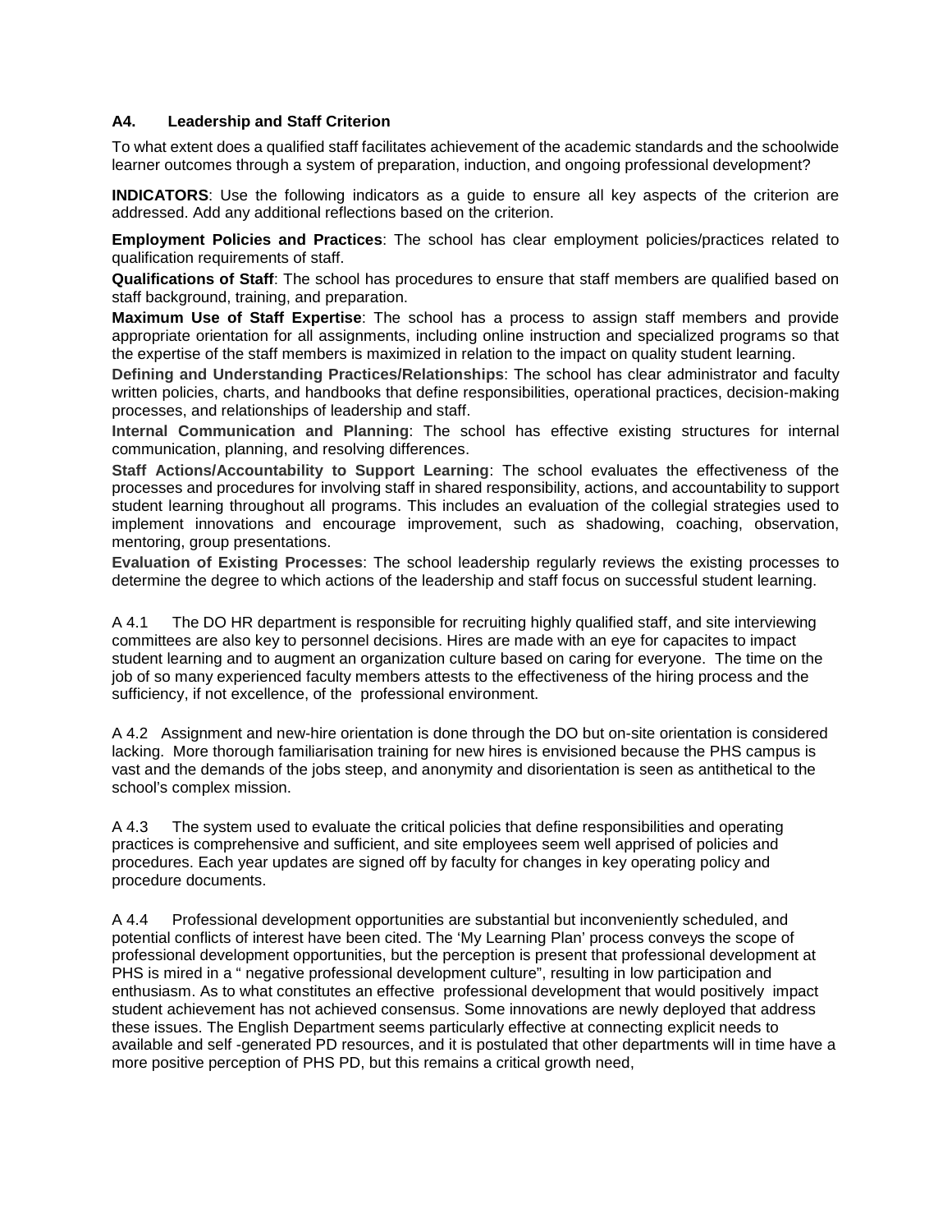### A4. Leadership and Staff Criterion

To what extent does a qualified staff facilitates achievement of the academic standards and the schoolwide learner outcomes through a system of preparation, induction, and ongoing professional development?

**INDICATORS**: Use the following indicators as a guide to ensure all key aspects of the criterion are addressed. Add any additional reflections based on the criterion.

**Employment Policies and Practices**: The school has clear employment policies/practices related to qualification requirements of staff.

**Qualifications of Staff**: The school has procedures to ensure that staff members are qualified based on staff background, training, and preparation.

**Maximum Use of Staff Expertise**: The school has a process to assign staff members and provide appropriate orientation for all assignments, including online instruction and specialized programs so that the expertise of the staff members is maximized in relation to the impact on quality student learning.

**Defining and Understanding Practices/Relationships**: The school has clear administrator and faculty written policies, charts, and handbooks that define responsibilities, operational practices, decision-making processes, and relationships of leadership and staff.

**Internal Communication and Planning**: The school has effective existing structures for internal communication, planning, and resolving differences.

**Staff Actions/Accountability to Support Learning**: The school evaluates the effectiveness of the processes and procedures for involving staff in shared responsibility, actions, and accountability to support student learning throughout all programs. This includes an evaluation of the collegial strategies used to implement innovations and encourage improvement, such as shadowing, coaching, observation, mentoring, group presentations.

**Evaluation of Existing Processes**: The school leadership regularly reviews the existing processes to determine the degree to which actions of the leadership and staff focus on successful student learning.

A 4.1 The DO HR department is responsible for recruiting highly qualified staff, and site interviewing committees are also key to personnel decisions. Hires are made with an eye for capacites to impact student learning and to augment an organization culture based on caring for everyone. The time on the job of so many experienced faculty members attests to the effectiveness of the hiring process and the sufficiency, if not excellence, of the professional environment.

A 4.2 Assignment and new-hire orientation is done through the DO but on-site orientation is considered lacking. More thorough familiarisation training for new hires is envisioned because the PHS campus is vast and the demands of the jobs steep, and anonymity and disorientation is seen as antithetical to the school's complex mission.

A 4.3 The system used to evaluate the critical policies that define responsibilities and operating practices is comprehensive and sufficient, and site employees seem well apprised of policies and procedures. Each year updates are signed off by faculty for changes in key operating policy and procedure documents.

A 4.4 Professional development opportunities are substantial but inconveniently scheduled, and potential conflicts of interest have been cited. The 'My Learning Plan' process conveys the scope of professional development opportunities, but the perception is present that professional development at PHS is mired in a " negative professional development culture", resulting in low participation and enthusiasm. As to what constitutes an effective professional development that would positively impact student achievement has not achieved consensus. Some innovations are newly deployed that address these issues. The English Department seems particularly effective at connecting explicit needs to available and self -generated PD resources, and it is postulated that other departments will in time have a more positive perception of PHS PD, but this remains a critical growth need,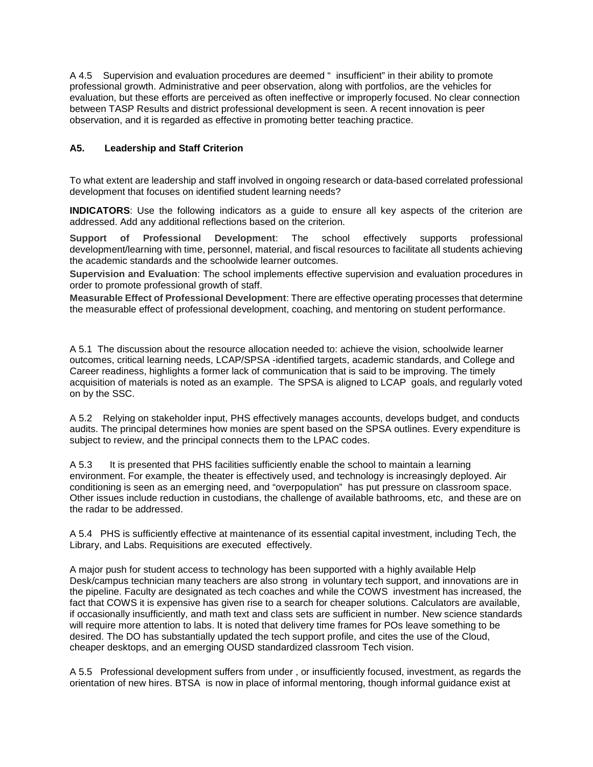A 4.5 Supervision and evaluation procedures are deemed " insufficient" in their ability to promote professional growth. Administrative and peer observation, along with portfolios, are the vehicles for evaluation, but these efforts are perceived as often ineffective or improperly focused. No clear connection between TASP Results and district professional development is seen. A recent innovation is peer observation, and it is regarded as effective in promoting better teaching practice.

### A5. Leadership and Staff Criterion

To what extent are leadership and staff involved in ongoing research or data-based correlated professional development that focuses on identified student learning needs?

**INDICATORS**: Use the following indicators as a guide to ensure all key aspects of the criterion are addressed. Add any additional reflections based on the criterion.

**Support of Professional Development**: The school effectively supports professional development/learning with time, personnel, material, and fiscal resources to facilitate all students achieving the academic standards and the schoolwide learner outcomes.

**Supervision and Evaluation**: The school implements effective supervision and evaluation procedures in order to promote professional growth of staff.

**Measurable Effect of Professional Development**: There are effective operating processes that determine the measurable effect of professional development, coaching, and mentoring on student performance.

A 5.1 The discussion about the resource allocation needed to: achieve the vision, schoolwide learner outcomes, critical learning needs, LCAP/SPSA -identified targets, academic standards, and College and Career readiness, highlights a former lack of communication that is said to be improving. The timely acquisition of materials is noted as an example. The SPSA is aligned to LCAP goals, and regularly voted on by the SSC.

A 5.2 Relying on stakeholder input, PHS effectively manages accounts, develops budget, and conducts audits. The principal determines how monies are spent based on the SPSA outlines. Every expenditure is subject to review, and the principal connects them to the LPAC codes.

A 5.3 It is presented that PHS facilities sufficiently enable the school to maintain a learning environment. For example, the theater is effectively used, and technology is increasingly deployed. Air conditioning is seen as an emerging need, and "overpopulation" has put pressure on classroom space. Other issues include reduction in custodians, the challenge of available bathrooms, etc, and these are on the radar to be addressed.

A 5.4 PHS is sufficiently effective at maintenance of its essential capital investment, including Tech, the Library, and Labs. Requisitions are executed effectively.

A major push for student access to technology has been supported with a highly available Help Desk/campus technician many teachers are also strong in voluntary tech support, and innovations are in the pipeline. Faculty are designated as tech coaches and while the COWS investment has increased, the fact that COWS it is expensive has given rise to a search for cheaper solutions. Calculators are available, if occasionally insufficiently, and math text and class sets are sufficient in number. New science standards will require more attention to labs. It is noted that delivery time frames for POs leave something to be desired. The DO has substantially updated the tech support profile, and cites the use of the Cloud, cheaper desktops, and an emerging OUSD standardized classroom Tech vision.

A 5.5 Professional development suffers from under , or insufficiently focused, investment, as regards the orientation of new hires. BTSA is now in place of informal mentoring, though informal guidance exist at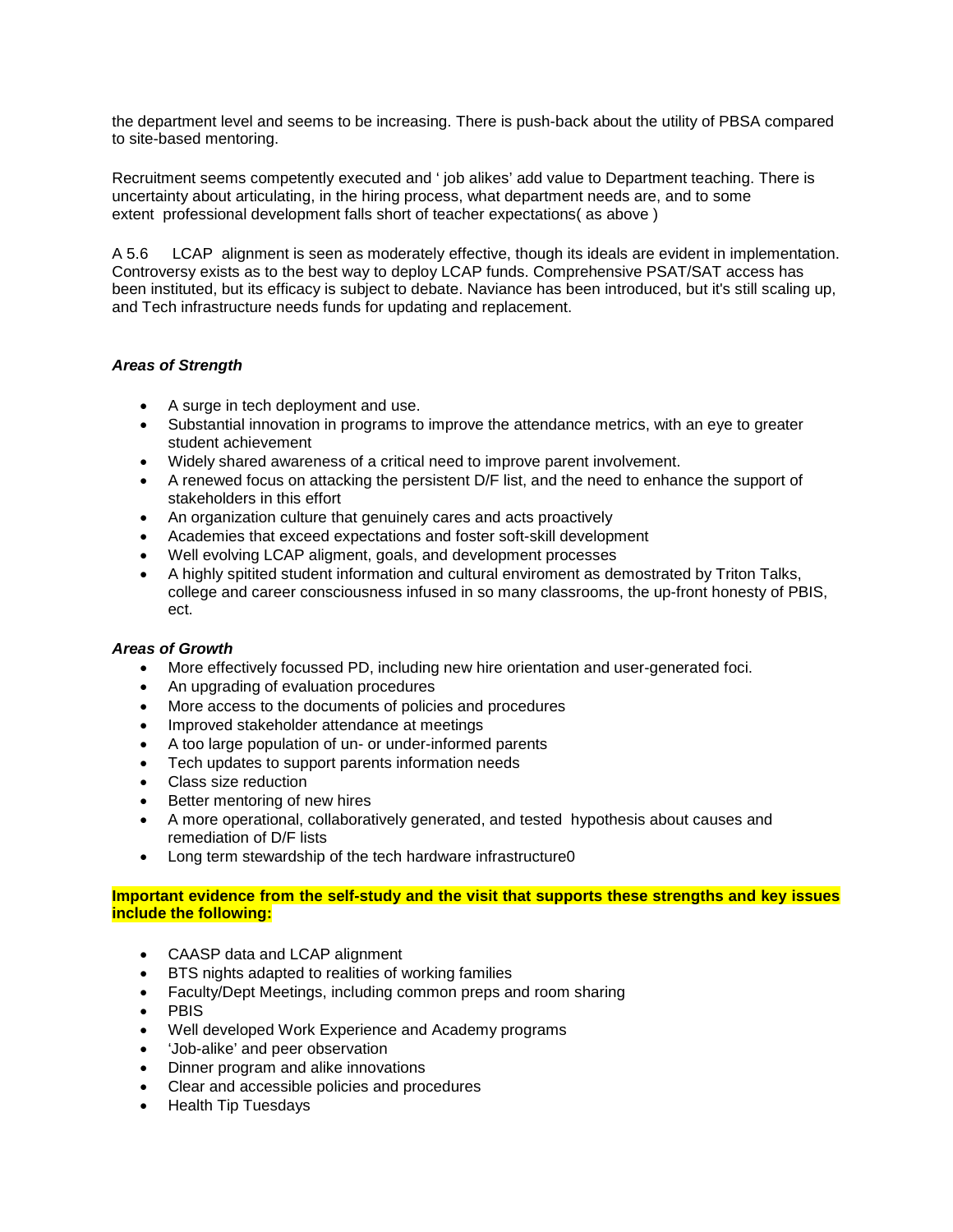the department level and seems to be increasing. There is push-back about the utility of PBSA compared to site-based mentoring.

Recruitment seems competently executed and ' job alikes' add value to Department teaching. There is uncertainty about articulating, in the hiring process, what department needs are, and to some extent professional development falls short of teacher expectations( as above )

A 5.6 LCAP alignment is seen as moderately effective, though its ideals are evident in implementation. Controversy exists as to the best way to deploy LCAP funds. Comprehensive PSAT/SAT access has been instituted, but its efficacy is subject to debate. Naviance has been introduced, but it's still scaling up, and Tech infrastructure needs funds for updating and replacement.

***Areas of Strength***

- A surge in tech deployment and use.
- Substantial innovation in programs to improve the attendance metrics, with an eye to greater student achievement
- Widely shared awareness of a critical need to improve parent involvement.
- A renewed focus on attacking the persistent D/F list, and the need to enhance the support of stakeholders in this effort
- An organization culture that genuinely cares and acts proactively
- Academies that exceed expectations and foster soft-skill development
- Well evolving LCAP aligment, goals, and development processes
- A highly spitited student information and cultural enviroment as demostrated by Triton Talks, college and career consciousness infused in so many classrooms, the up-front honesty of PBIS, ect.

***Areas of Growth***

- More effectively focussed PD, including new hire orientation and user-generated foci.
- An upgrading of evaluation procedures
- More access to the documents of policies and procedures
- Improved stakeholder attendance at meetings
- A too large population of un- or under-informed parents
- Tech updates to support parents information needs
- Class size reduction
- Better mentoring of new hires
- A more operational, collaboratively generated, and tested hypothesis about causes and remediation of D/F lists
- Long term stewardship of the tech hardware infrastructure0

**Important evidence from the self-study and the visit that supports these strengths and key issues include the following:**

- CAASP data and LCAP alignment
- BTS nights adapted to realities of working families
- Faculty/Dept Meetings, including common preps and room sharing
- PBIS
- Well developed Work Experience and Academy programs
- 'Job-alike' and peer observation
- Dinner program and alike innovations
- Clear and accessible policies and procedures
- Health Tip Tuesdays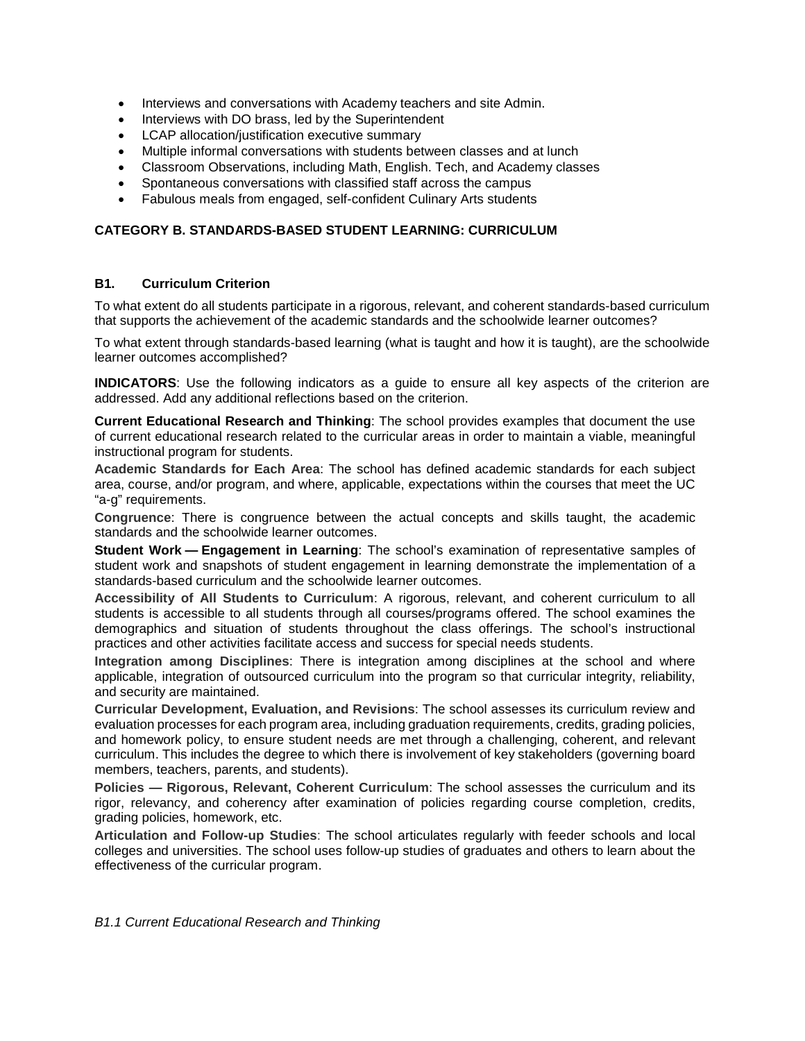- Interviews and conversations with Academy teachers and site Admin.
- Interviews with DO brass, led by the Superintendent
- LCAP allocation/justification executive summary
- Multiple informal conversations with students between classes and at lunch
- Classroom Observations, including Math, English. Tech, and Academy classes
- Spontaneous conversations with classified staff across the campus
- Fabulous meals from engaged, self-confident Culinary Arts students

## CATEGORY B. STANDARDS-BASED STUDENT LEARNING: CURRICULUM

### B1. Curriculum Criterion

To what extent do all students participate in a rigorous, relevant, and coherent standards-based curriculum that supports the achievement of the academic standards and the schoolwide learner outcomes?

To what extent through standards-based learning (what is taught and how it is taught), are the schoolwide learner outcomes accomplished?

**INDICATORS**: Use the following indicators as a guide to ensure all key aspects of the criterion are addressed. Add any additional reflections based on the criterion.

**Current Educational Research and Thinking**: The school provides examples that document the use of current educational research related to the curricular areas in order to maintain a viable, meaningful instructional program for students.

**Academic Standards for Each Area**: The school has defined academic standards for each subject area, course, and/or program, and where, applicable, expectations within the courses that meet the UC "a-g" requirements.

**Congruence**: There is congruence between the actual concepts and skills taught, the academic standards and the schoolwide learner outcomes.

**Student Work — Engagement in Learning**: The school's examination of representative samples of student work and snapshots of student engagement in learning demonstrate the implementation of a standards-based curriculum and the schoolwide learner outcomes.

**Accessibility of All Students to Curriculum**: A rigorous, relevant, and coherent curriculum to all students is accessible to all students through all courses/programs offered. The school examines the demographics and situation of students throughout the class offerings. The school's instructional practices and other activities facilitate access and success for special needs students.

**Integration among Disciplines**: There is integration among disciplines at the school and where applicable, integration of outsourced curriculum into the program so that curricular integrity, reliability, and security are maintained.

**Curricular Development, Evaluation, and Revisions**: The school assesses its curriculum review and evaluation processes for each program area, including graduation requirements, credits, grading policies, and homework policy, to ensure student needs are met through a challenging, coherent, and relevant curriculum. This includes the degree to which there is involvement of key stakeholders (governing board members, teachers, parents, and students).

**Policies — Rigorous, Relevant, Coherent Curriculum**: The school assesses the curriculum and its rigor, relevancy, and coherency after examination of policies regarding course completion, credits, grading policies, homework, etc.

**Articulation and Follow-up Studies**: The school articulates regularly with feeder schools and local colleges and universities. The school uses follow-up studies of graduates and others to learn about the effectiveness of the curricular program.

*B1.1 Current Educational Research and Thinking*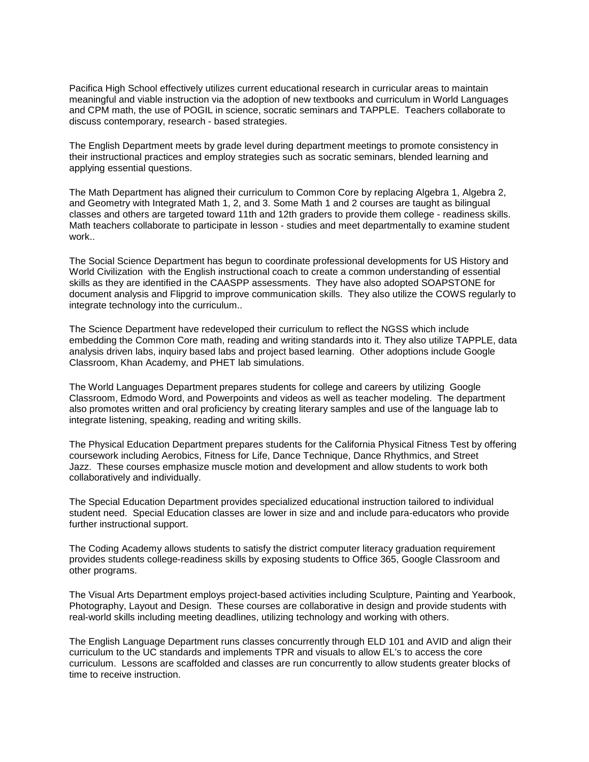Pacifica High School effectively utilizes current educational research in curricular areas to maintain meaningful and viable instruction via the adoption of new textbooks and curriculum in World Languages and CPM math, the use of POGIL in science, socratic seminars and TAPPLE. Teachers collaborate to discuss contemporary, research - based strategies.

The English Department meets by grade level during department meetings to promote consistency in their instructional practices and employ strategies such as socratic seminars, blended learning and applying essential questions.

The Math Department has aligned their curriculum to Common Core by replacing Algebra 1, Algebra 2, and Geometry with Integrated Math 1, 2, and 3. Some Math 1 and 2 courses are taught as bilingual classes and others are targeted toward 11th and 12th graders to provide them college - readiness skills. Math teachers collaborate to participate in lesson - studies and meet departmentally to examine student work..

The Social Science Department has begun to coordinate professional developments for US History and World Civilization with the English instructional coach to create a common understanding of essential skills as they are identified in the CAASPP assessments. They have also adopted SOAPSTONE for document analysis and Flipgrid to improve communication skills. They also utilize the COWS regularly to integrate technology into the curriculum..

The Science Department have redeveloped their curriculum to reflect the NGSS which include embedding the Common Core math, reading and writing standards into it. They also utilize TAPPLE, data analysis driven labs, inquiry based labs and project based learning. Other adoptions include Google Classroom, Khan Academy, and PHET lab simulations.

The World Languages Department prepares students for college and careers by utilizing Google Classroom, Edmodo Word, and Powerpoints and videos as well as teacher modeling. The department also promotes written and oral proficiency by creating literary samples and use of the language lab to integrate listening, speaking, reading and writing skills.

The Physical Education Department prepares students for the California Physical Fitness Test by offering coursework including Aerobics, Fitness for Life, Dance Technique, Dance Rhythmics, and Street Jazz. These courses emphasize muscle motion and development and allow students to work both collaboratively and individually.

The Special Education Department provides specialized educational instruction tailored to individual student need. Special Education classes are lower in size and and include para-educators who provide further instructional support.

The Coding Academy allows students to satisfy the district computer literacy graduation requirement provides students college-readiness skills by exposing students to Office 365, Google Classroom and other programs.

The Visual Arts Department employs project-based activities including Sculpture, Painting and Yearbook, Photography, Layout and Design. These courses are collaborative in design and provide students with real-world skills including meeting deadlines, utilizing technology and working with others.

The English Language Department runs classes concurrently through ELD 101 and AVID and align their curriculum to the UC standards and implements TPR and visuals to allow EL's to access the core curriculum. Lessons are scaffolded and classes are run concurrently to allow students greater blocks of time to receive instruction.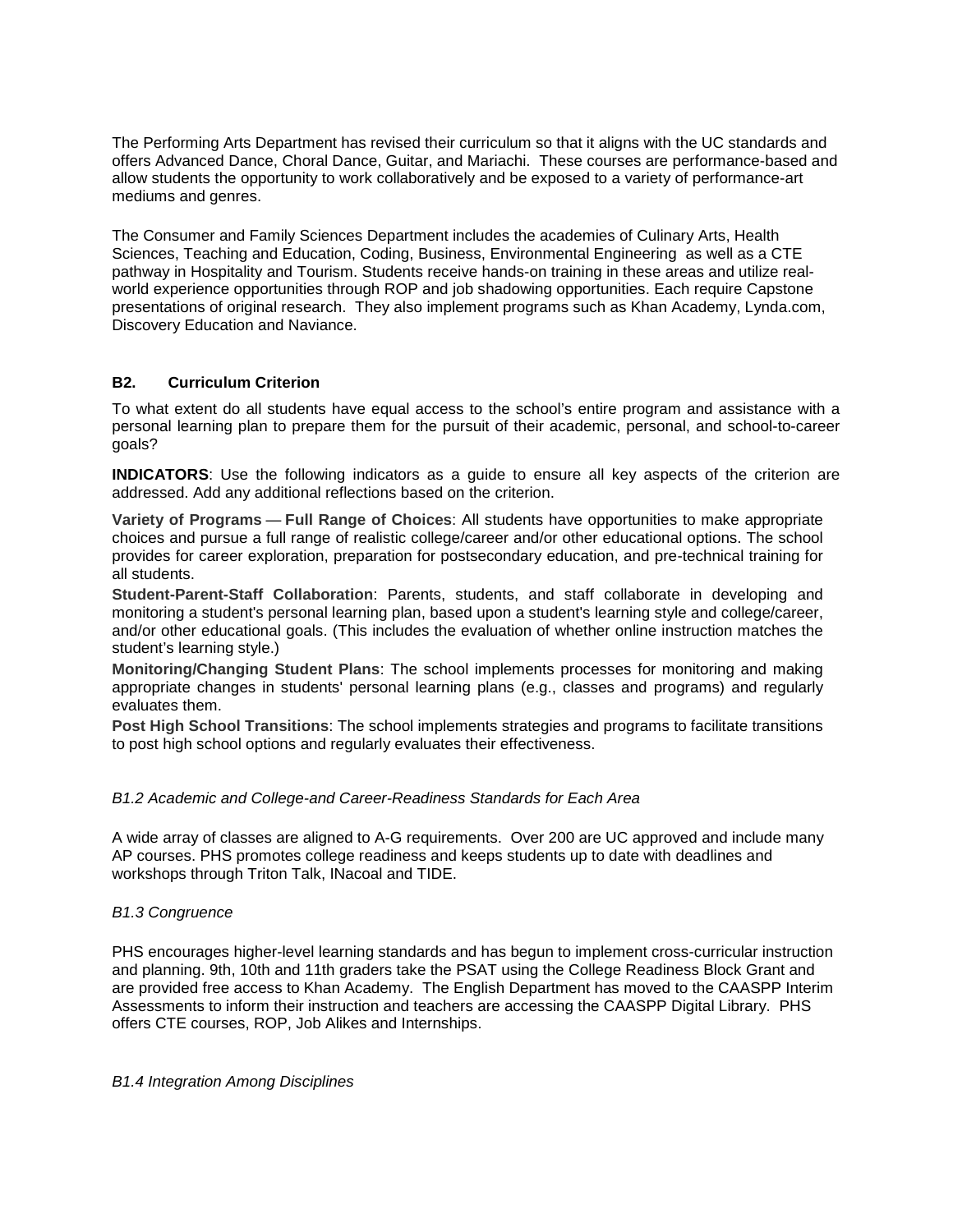The Performing Arts Department has revised their curriculum so that it aligns with the UC standards and offers Advanced Dance, Choral Dance, Guitar, and Mariachi. These courses are performance-based and allow students the opportunity to work collaboratively and be exposed to a variety of performance-art mediums and genres.

The Consumer and Family Sciences Department includes the academies of Culinary Arts, Health Sciences, Teaching and Education, Coding, Business, Environmental Engineering as well as a CTE pathway in Hospitality and Tourism. Students receive hands-on training in these areas and utilize real-world experience opportunities through ROP and job shadowing opportunities. Each require Capstone presentations of original research. They also implement programs such as Khan Academy, Lynda.com, Discovery Education and Naviance.

### B2. Curriculum Criterion

To what extent do all students have equal access to the school's entire program and assistance with a personal learning plan to prepare them for the pursuit of their academic, personal, and school-to-career goals?

**INDICATORS**: Use the following indicators as a guide to ensure all key aspects of the criterion are addressed. Add any additional reflections based on the criterion.

**Variety of Programs — Full Range of Choices**: All students have opportunities to make appropriate choices and pursue a full range of realistic college/career and/or other educational options. The school provides for career exploration, preparation for postsecondary education, and pre-technical training for all students.

**Student-Parent-Staff Collaboration**: Parents, students, and staff collaborate in developing and monitoring a student's personal learning plan, based upon a student's learning style and college/career, and/or other educational goals. (This includes the evaluation of whether online instruction matches the student's learning style.)

**Monitoring/Changing Student Plans**: The school implements processes for monitoring and making appropriate changes in students' personal learning plans (e.g., classes and programs) and regularly evaluates them.

**Post High School Transitions**: The school implements strategies and programs to facilitate transitions to post high school options and regularly evaluates their effectiveness.

*B1.2 Academic and College-and Career-Readiness Standards for Each Area*

A wide array of classes are aligned to A-G requirements. Over 200 are UC approved and include many AP courses. PHS promotes college readiness and keeps students up to date with deadlines and workshops through Triton Talk, INacoal and TIDE.

*B1.3 Congruence*

PHS encourages higher-level learning standards and has begun to implement cross-curricular instruction and planning. 9th, 10th and 11th graders take the PSAT using the College Readiness Block Grant and are provided free access to Khan Academy. The English Department has moved to the CAASPP Interim Assessments to inform their instruction and teachers are accessing the CAASPP Digital Library. PHS offers CTE courses, ROP, Job Alikes and Internships.

*B1.4 Integration Among Disciplines*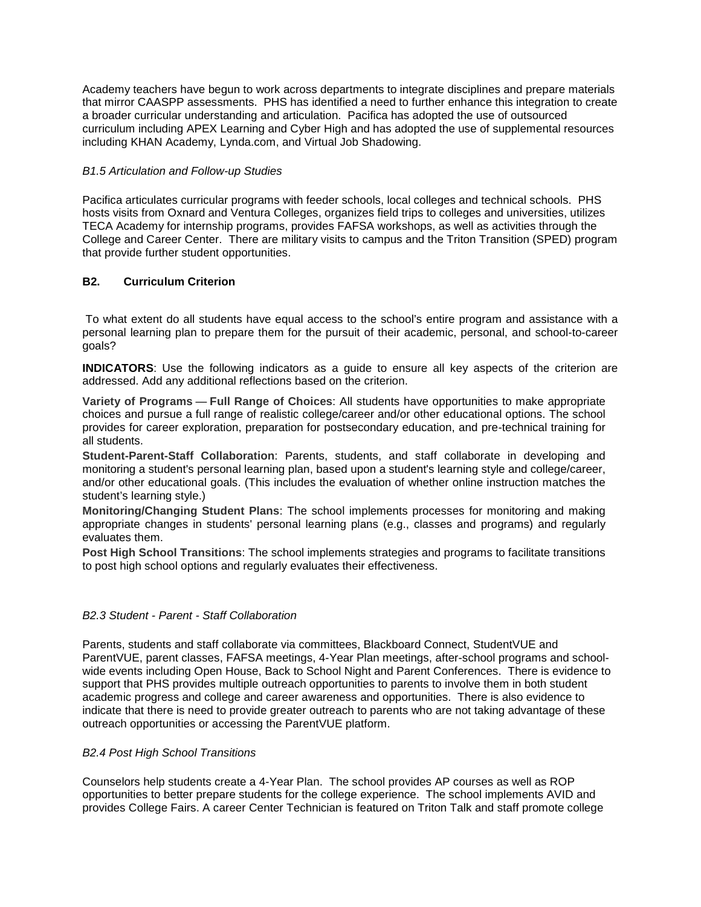Academy teachers have begun to work across departments to integrate disciplines and prepare materials that mirror CAASPP assessments. PHS has identified a need to further enhance this integration to create a broader curricular understanding and articulation. Pacifica has adopted the use of outsourced curriculum including APEX Learning and Cyber High and has adopted the use of supplemental resources including KHAN Academy, Lynda.com, and Virtual Job Shadowing.

*B1.5 Articulation and Follow-up Studies*

Pacifica articulates curricular programs with feeder schools, local colleges and technical schools. PHS hosts visits from Oxnard and Ventura Colleges, organizes field trips to colleges and universities, utilizes TECA Academy for internship programs, provides FAFSA workshops, as well as activities through the College and Career Center. There are military visits to campus and the Triton Transition (SPED) program that provide further student opportunities.

### B2. Curriculum Criterion

To what extent do all students have equal access to the school's entire program and assistance with a personal learning plan to prepare them for the pursuit of their academic, personal, and school-to-career goals?

**INDICATORS**: Use the following indicators as a guide to ensure all key aspects of the criterion are addressed. Add any additional reflections based on the criterion.

**Variety of Programs — Full Range of Choices**: All students have opportunities to make appropriate choices and pursue a full range of realistic college/career and/or other educational options. The school provides for career exploration, preparation for postsecondary education, and pre-technical training for all students.

**Student-Parent-Staff Collaboration**: Parents, students, and staff collaborate in developing and monitoring a student's personal learning plan, based upon a student's learning style and college/career, and/or other educational goals. (This includes the evaluation of whether online instruction matches the student's learning style.)

**Monitoring/Changing Student Plans**: The school implements processes for monitoring and making appropriate changes in students' personal learning plans (e.g., classes and programs) and regularly evaluates them.

**Post High School Transitions**: The school implements strategies and programs to facilitate transitions to post high school options and regularly evaluates their effectiveness.

*B2.3 Student - Parent - Staff Collaboration*

Parents, students and staff collaborate via committees, Blackboard Connect, StudentVUE and ParentVUE, parent classes, FAFSA meetings, 4-Year Plan meetings, after-school programs and school-wide events including Open House, Back to School Night and Parent Conferences. There is evidence to support that PHS provides multiple outreach opportunities to parents to involve them in both student academic progress and college and career awareness and opportunities. There is also evidence to indicate that there is need to provide greater outreach to parents who are not taking advantage of these outreach opportunities or accessing the ParentVUE platform.

*B2.4 Post High School Transitions*

Counselors help students create a 4-Year Plan. The school provides AP courses as well as ROP opportunities to better prepare students for the college experience. The school implements AVID and provides College Fairs. A career Center Technician is featured on Triton Talk and staff promote college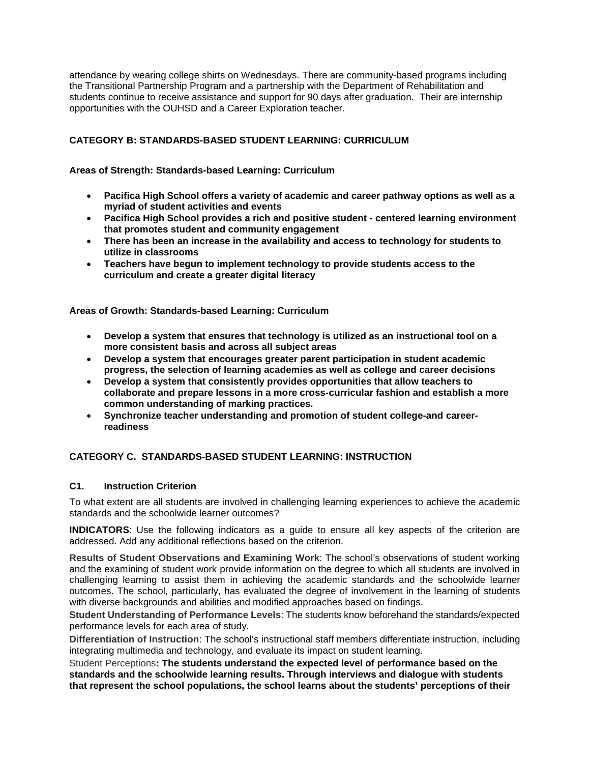attendance by wearing college shirts on Wednesdays. There are community-based programs including the Transitional Partnership Program and a partnership with the Department of Rehabilitation and students continue to receive assistance and support for 90 days after graduation. Their are internship opportunities with the OUHSD and a Career Exploration teacher.

### CATEGORY B: STANDARDS-BASED STUDENT LEARNING: CURRICULUM

**Areas of Strength: Standards-based Learning: Curriculum**

- **Pacifica High School offers a variety of academic and career pathway options as well as a myriad of student activities and events**
- **Pacifica High School provides a rich and positive student - centered learning environment that promotes student and community engagement**
- **There has been an increase in the availability and access to technology for students to utilize in classrooms**
- **Teachers have begun to implement technology to provide students access to the curriculum and create a greater digital literacy**

**Areas of Growth: Standards-based Learning: Curriculum**

- **Develop a system that ensures that technology is utilized as an instructional tool on a more consistent basis and across all subject areas**
- **Develop a system that encourages greater parent participation in student academic progress, the selection of learning academies as well as college and career decisions**
- **Develop a system that consistently provides opportunities that allow teachers to collaborate and prepare lessons in a more cross-curricular fashion and establish a more common understanding of marking practices.**
- **Synchronize teacher understanding and promotion of student college-and career-readiness**

### CATEGORY C. STANDARDS-BASED STUDENT LEARNING: INSTRUCTION

**C1. Instruction Criterion**

To what extent are all students are involved in challenging learning experiences to achieve the academic standards and the schoolwide learner outcomes?

**INDICATORS**: Use the following indicators as a guide to ensure all key aspects of the criterion are addressed. Add any additional reflections based on the criterion.

**Results of Student Observations and Examining Work**: The school's observations of student working and the examining of student work provide information on the degree to which all students are involved in challenging learning to assist them in achieving the academic standards and the schoolwide learner outcomes. The school, particularly, has evaluated the degree of involvement in the learning of students with diverse backgrounds and abilities and modified approaches based on findings.

**Student Understanding of Performance Levels**: The students know beforehand the standards/expected performance levels for each area of study.

**Differentiation of Instruction**: The school's instructional staff members differentiate instruction, including integrating multimedia and technology, and evaluate its impact on student learning.

Student Perceptions**: The students understand the expected level of performance based on the standards and the schoolwide learning results. Through interviews and dialogue with students that represent the school populations, the school learns about the students' perceptions of their**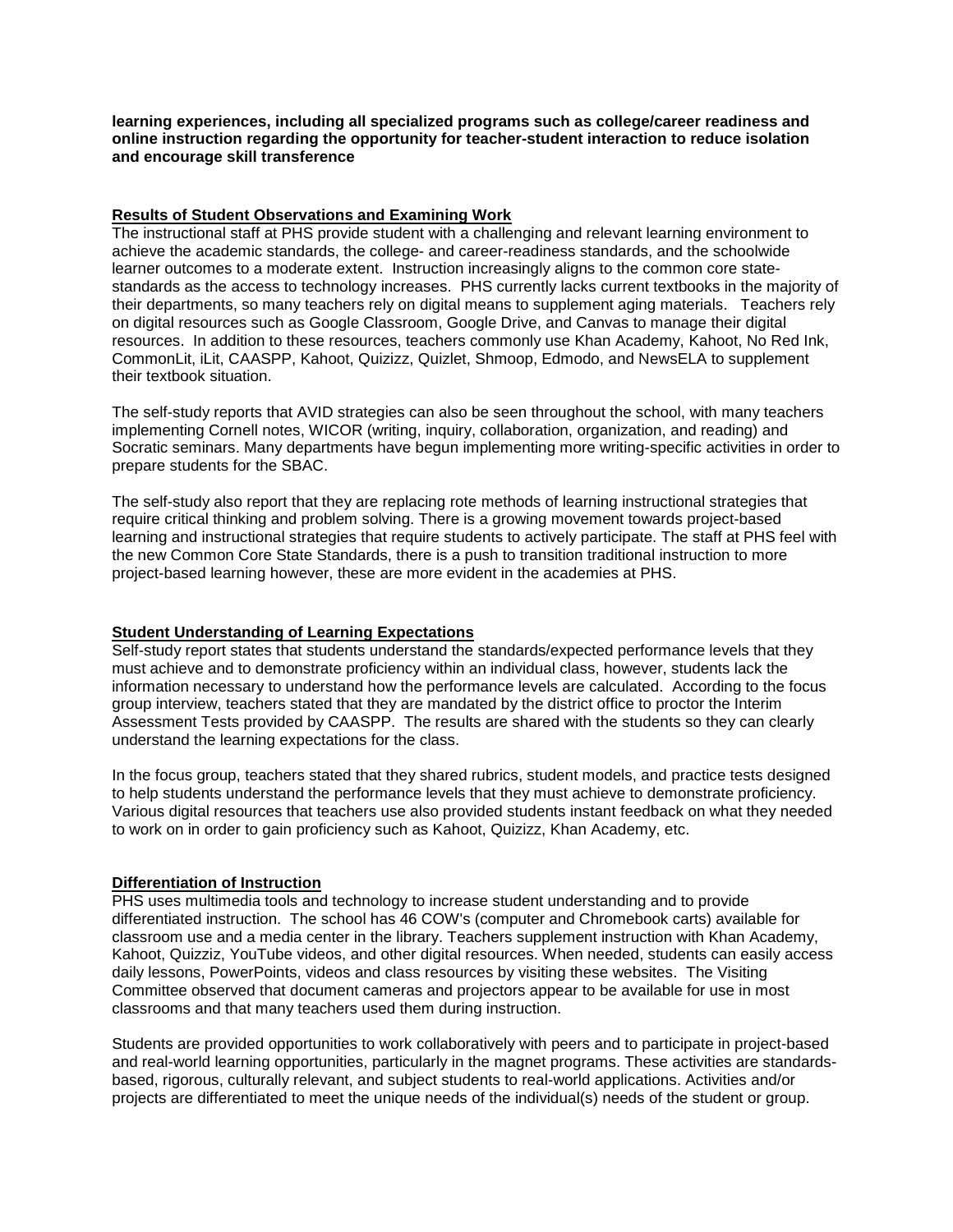**learning experiences, including all specialized programs such as college/career readiness and online instruction regarding the opportunity for teacher-student interaction to reduce isolation and encourage skill transference**

**Results of Student Observations and Examining Work**

The instructional staff at PHS provide student with a challenging and relevant learning environment to achieve the academic standards, the college- and career-readiness standards, and the schoolwide learner outcomes to a moderate extent. Instruction increasingly aligns to the common core state-standards as the access to technology increases. PHS currently lacks current textbooks in the majority of their departments, so many teachers rely on digital means to supplement aging materials. Teachers rely on digital resources such as Google Classroom, Google Drive, and Canvas to manage their digital resources. In addition to these resources, teachers commonly use Khan Academy, Kahoot, No Red Ink, CommonLit, iLit, CAASPP, Kahoot, Quizizz, Quizlet, Shmoop, Edmodo, and NewsELA to supplement their textbook situation.

The self-study reports that AVID strategies can also be seen throughout the school, with many teachers implementing Cornell notes, WICOR (writing, inquiry, collaboration, organization, and reading) and Socratic seminars. Many departments have begun implementing more writing-specific activities in order to prepare students for the SBAC.

The self-study also report that they are replacing rote methods of learning instructional strategies that require critical thinking and problem solving. There is a growing movement towards project-based learning and instructional strategies that require students to actively participate. The staff at PHS feel with the new Common Core State Standards, there is a push to transition traditional instruction to more project-based learning however, these are more evident in the academies at PHS.

**Student Understanding of Learning Expectations**

Self-study report states that students understand the standards/expected performance levels that they must achieve and to demonstrate proficiency within an individual class, however, students lack the information necessary to understand how the performance levels are calculated. According to the focus group interview, teachers stated that they are mandated by the district office to proctor the Interim Assessment Tests provided by CAASPP. The results are shared with the students so they can clearly understand the learning expectations for the class.

In the focus group, teachers stated that they shared rubrics, student models, and practice tests designed to help students understand the performance levels that they must achieve to demonstrate proficiency. Various digital resources that teachers use also provided students instant feedback on what they needed to work on in order to gain proficiency such as Kahoot, Quizizz, Khan Academy, etc.

**Differentiation of Instruction**

PHS uses multimedia tools and technology to increase student understanding and to provide differentiated instruction. The school has 46 COW's (computer and Chromebook carts) available for classroom use and a media center in the library. Teachers supplement instruction with Khan Academy, Kahoot, Quizziz, YouTube videos, and other digital resources. When needed, students can easily access daily lessons, PowerPoints, videos and class resources by visiting these websites. The Visiting Committee observed that document cameras and projectors appear to be available for use in most classrooms and that many teachers used them during instruction.

Students are provided opportunities to work collaboratively with peers and to participate in project-based and real-world learning opportunities, particularly in the magnet programs. These activities are standards-based, rigorous, culturally relevant, and subject students to real-world applications. Activities and/or projects are differentiated to meet the unique needs of the individual(s) needs of the student or group.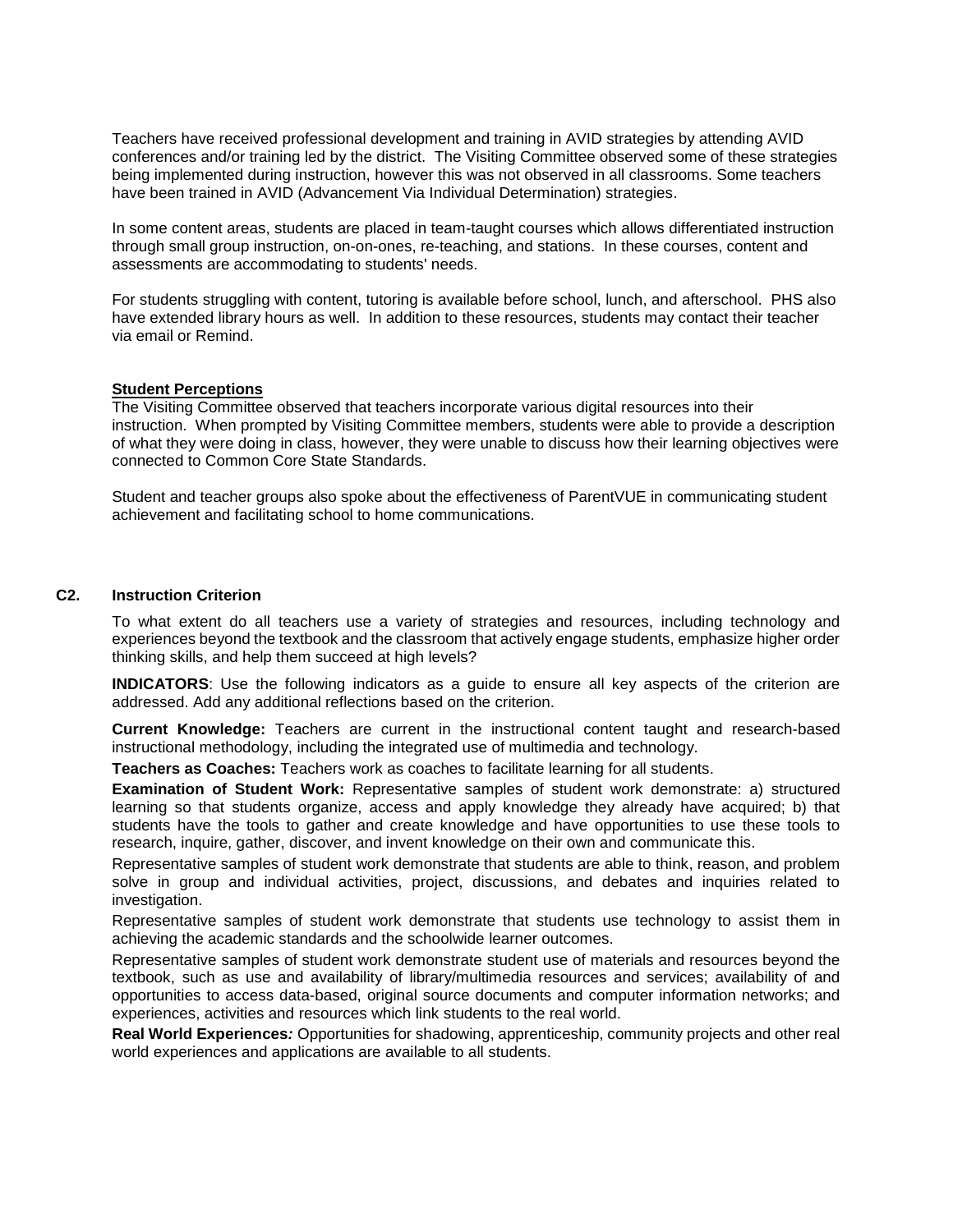Teachers have received professional development and training in AVID strategies by attending AVID conferences and/or training led by the district. The Visiting Committee observed some of these strategies being implemented during instruction, however this was not observed in all classrooms. Some teachers have been trained in AVID (Advancement Via Individual Determination) strategies.

In some content areas, students are placed in team-taught courses which allows differentiated instruction through small group instruction, on-on-ones, re-teaching, and stations. In these courses, content and assessments are accommodating to students' needs.

For students struggling with content, tutoring is available before school, lunch, and afterschool. PHS also have extended library hours as well. In addition to these resources, students may contact their teacher via email or Remind.

**Student Perceptions**

The Visiting Committee observed that teachers incorporate various digital resources into their instruction. When prompted by Visiting Committee members, students were able to provide a description of what they were doing in class, however, they were unable to discuss how their learning objectives were connected to Common Core State Standards.

Student and teacher groups also spoke about the effectiveness of ParentVUE in communicating student achievement and facilitating school to home communications.

### C2. Instruction Criterion

To what extent do all teachers use a variety of strategies and resources, including technology and experiences beyond the textbook and the classroom that actively engage students, emphasize higher order thinking skills, and help them succeed at high levels?

**INDICATORS**: Use the following indicators as a guide to ensure all key aspects of the criterion are addressed. Add any additional reflections based on the criterion.

**Current Knowledge:** Teachers are current in the instructional content taught and research-based instructional methodology, including the integrated use of multimedia and technology.

**Teachers as Coaches:** Teachers work as coaches to facilitate learning for all students.

**Examination of Student Work:** Representative samples of student work demonstrate: a) structured learning so that students organize, access and apply knowledge they already have acquired; b) that students have the tools to gather and create knowledge and have opportunities to use these tools to research, inquire, gather, discover, and invent knowledge on their own and communicate this.

Representative samples of student work demonstrate that students are able to think, reason, and problem solve in group and individual activities, project, discussions, and debates and inquiries related to investigation.

Representative samples of student work demonstrate that students use technology to assist them in achieving the academic standards and the schoolwide learner outcomes.

Representative samples of student work demonstrate student use of materials and resources beyond the textbook, such as use and availability of library/multimedia resources and services; availability of and opportunities to access data-based, original source documents and computer information networks; and experiences, activities and resources which link students to the real world.

**Real World Experiences*:*** Opportunities for shadowing, apprenticeship, community projects and other real world experiences and applications are available to all students.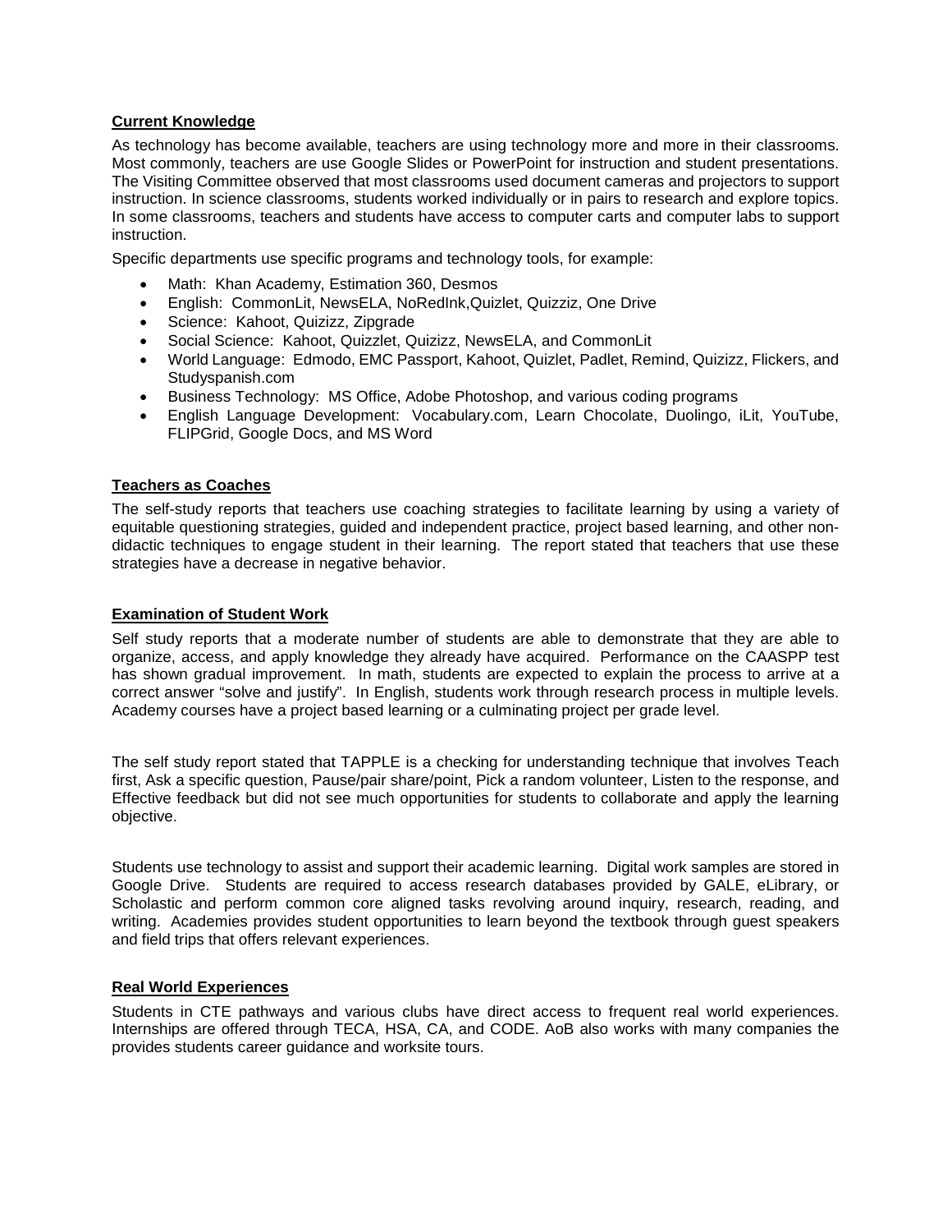**Current Knowledge**

As technology has become available, teachers are using technology more and more in their classrooms. Most commonly, teachers are use Google Slides or PowerPoint for instruction and student presentations. The Visiting Committee observed that most classrooms used document cameras and projectors to support instruction. In science classrooms, students worked individually or in pairs to research and explore topics. In some classrooms, teachers and students have access to computer carts and computer labs to support instruction.

Specific departments use specific programs and technology tools, for example:

- Math: Khan Academy, Estimation 360, Desmos
- English: CommonLit, NewsELA, NoRedInk,Quizlet, Quizziz, One Drive
- Science: Kahoot, Quizizz, Zipgrade
- Social Science: Kahoot, Quizzlet, Quizizz, NewsELA, and CommonLit
- World Language: Edmodo, EMC Passport, Kahoot, Quizlet, Padlet, Remind, Quizizz, Flickers, and Studyspanish.com
- Business Technology: MS Office, Adobe Photoshop, and various coding programs
- English Language Development: Vocabulary.com, Learn Chocolate, Duolingo, iLit, YouTube, FLIPGrid, Google Docs, and MS Word

**Teachers as Coaches**

The self-study reports that teachers use coaching strategies to facilitate learning by using a variety of equitable questioning strategies, guided and independent practice, project based learning, and other non-didactic techniques to engage student in their learning. The report stated that teachers that use these strategies have a decrease in negative behavior.

**Examination of Student Work**

Self study reports that a moderate number of students are able to demonstrate that they are able to organize, access, and apply knowledge they already have acquired. Performance on the CAASPP test has shown gradual improvement. In math, students are expected to explain the process to arrive at a correct answer "solve and justify". In English, students work through research process in multiple levels. Academy courses have a project based learning or a culminating project per grade level.

The self study report stated that TAPPLE is a checking for understanding technique that involves Teach first, Ask a specific question, Pause/pair share/point, Pick a random volunteer, Listen to the response, and Effective feedback but did not see much opportunities for students to collaborate and apply the learning objective.

Students use technology to assist and support their academic learning. Digital work samples are stored in Google Drive. Students are required to access research databases provided by GALE, eLibrary, or Scholastic and perform common core aligned tasks revolving around inquiry, research, reading, and writing. Academies provides student opportunities to learn beyond the textbook through guest speakers and field trips that offers relevant experiences.

**Real World Experiences**

Students in CTE pathways and various clubs have direct access to frequent real world experiences. Internships are offered through TECA, HSA, CA, and CODE. AoB also works with many companies the provides students career guidance and worksite tours.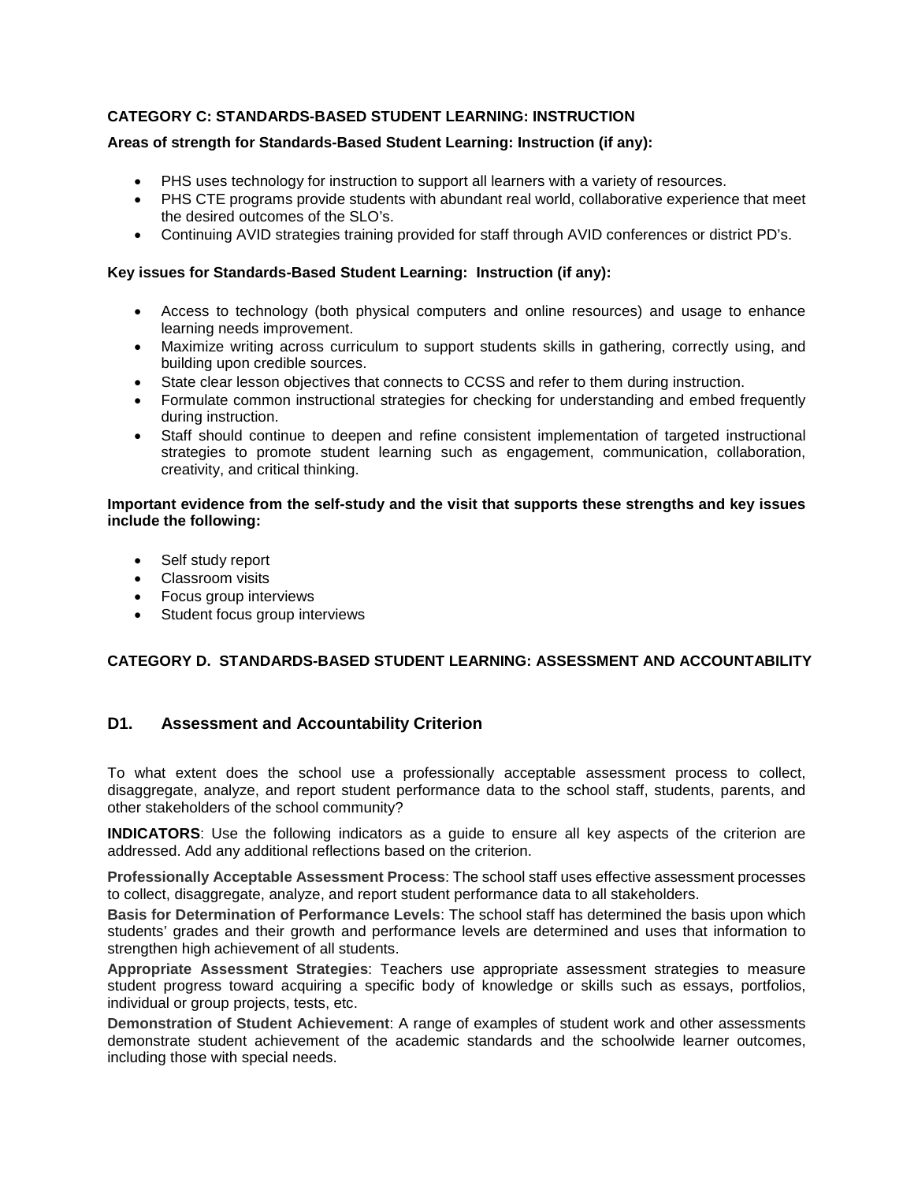**CATEGORY C: STANDARDS-BASED STUDENT LEARNING: INSTRUCTION**

**Areas of strength for Standards-Based Student Learning: Instruction (if any):**

- PHS uses technology for instruction to support all learners with a variety of resources.
- PHS CTE programs provide students with abundant real world, collaborative experience that meet the desired outcomes of the SLO's.
- Continuing AVID strategies training provided for staff through AVID conferences or district PD's.

**Key issues for Standards-Based Student Learning: Instruction (if any):**

- Access to technology (both physical computers and online resources) and usage to enhance learning needs improvement.
- Maximize writing across curriculum to support students skills in gathering, correctly using, and building upon credible sources.
- State clear lesson objectives that connects to CCSS and refer to them during instruction.
- Formulate common instructional strategies for checking for understanding and embed frequently during instruction.
- Staff should continue to deepen and refine consistent implementation of targeted instructional strategies to promote student learning such as engagement, communication, collaboration, creativity, and critical thinking.

**Important evidence from the self-study and the visit that supports these strengths and key issues include the following:**

- Self study report
- Classroom visits
- Focus group interviews
- Student focus group interviews

**CATEGORY D. STANDARDS-BASED STUDENT LEARNING: ASSESSMENT AND ACCOUNTABILITY**

## D1. Assessment and Accountability Criterion

To what extent does the school use a professionally acceptable assessment process to collect, disaggregate, analyze, and report student performance data to the school staff, students, parents, and other stakeholders of the school community?

**INDICATORS**: Use the following indicators as a guide to ensure all key aspects of the criterion are addressed. Add any additional reflections based on the criterion.

**Professionally Acceptable Assessment Process**: The school staff uses effective assessment processes to collect, disaggregate, analyze, and report student performance data to all stakeholders.

**Basis for Determination of Performance Levels**: The school staff has determined the basis upon which students' grades and their growth and performance levels are determined and uses that information to strengthen high achievement of all students.

**Appropriate Assessment Strategies**: Teachers use appropriate assessment strategies to measure student progress toward acquiring a specific body of knowledge or skills such as essays, portfolios, individual or group projects, tests, etc.

**Demonstration of Student Achievement**: A range of examples of student work and other assessments demonstrate student achievement of the academic standards and the schoolwide learner outcomes, including those with special needs.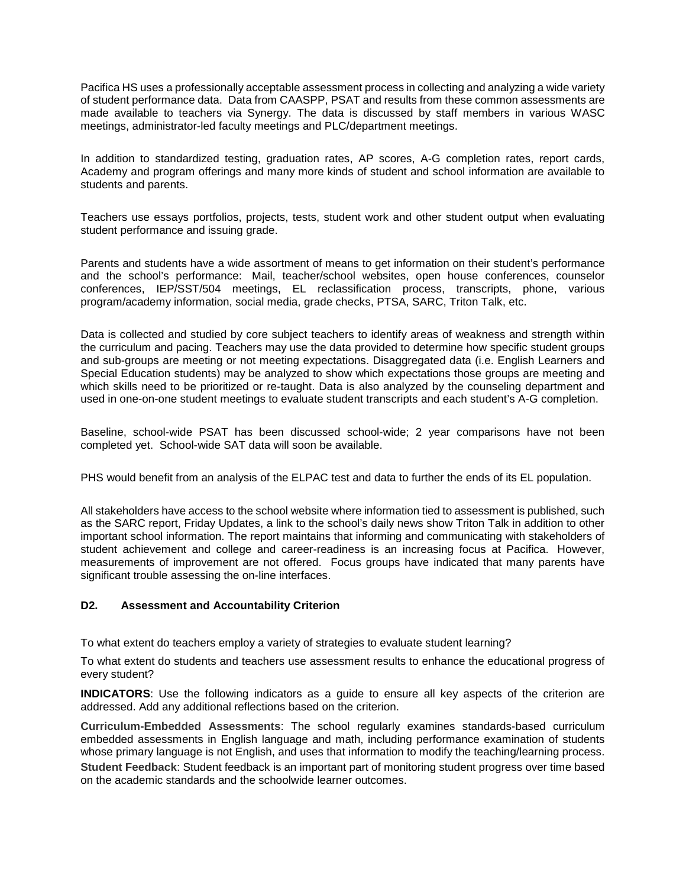Pacifica HS uses a professionally acceptable assessment process in collecting and analyzing a wide variety of student performance data. Data from CAASPP, PSAT and results from these common assessments are made available to teachers via Synergy. The data is discussed by staff members in various WASC meetings, administrator-led faculty meetings and PLC/department meetings.

In addition to standardized testing, graduation rates, AP scores, A-G completion rates, report cards, Academy and program offerings and many more kinds of student and school information are available to students and parents.

Teachers use essays portfolios, projects, tests, student work and other student output when evaluating student performance and issuing grade.

Parents and students have a wide assortment of means to get information on their student's performance and the school's performance: Mail, teacher/school websites, open house conferences, counselor conferences, IEP/SST/504 meetings, EL reclassification process, transcripts, phone, various program/academy information, social media, grade checks, PTSA, SARC, Triton Talk, etc.

Data is collected and studied by core subject teachers to identify areas of weakness and strength within the curriculum and pacing. Teachers may use the data provided to determine how specific student groups and sub-groups are meeting or not meeting expectations. Disaggregated data (i.e. English Learners and Special Education students) may be analyzed to show which expectations those groups are meeting and which skills need to be prioritized or re-taught. Data is also analyzed by the counseling department and used in one-on-one student meetings to evaluate student transcripts and each student's A-G completion.

Baseline, school-wide PSAT has been discussed school-wide; 2 year comparisons have not been completed yet. School-wide SAT data will soon be available.

PHS would benefit from an analysis of the ELPAC test and data to further the ends of its EL population.

All stakeholders have access to the school website where information tied to assessment is published, such as the SARC report, Friday Updates, a link to the school's daily news show Triton Talk in addition to other important school information. The report maintains that informing and communicating with stakeholders of student achievement and college and career-readiness is an increasing focus at Pacifica. However, measurements of improvement are not offered. Focus groups have indicated that many parents have significant trouble assessing the on-line interfaces.

### D2. Assessment and Accountability Criterion

To what extent do teachers employ a variety of strategies to evaluate student learning?

To what extent do students and teachers use assessment results to enhance the educational progress of every student?

**INDICATORS**: Use the following indicators as a guide to ensure all key aspects of the criterion are addressed. Add any additional reflections based on the criterion.

**Curriculum-Embedded Assessments**: The school regularly examines standards-based curriculum embedded assessments in English language and math, including performance examination of students whose primary language is not English, and uses that information to modify the teaching/learning process.

**Student Feedback**: Student feedback is an important part of monitoring student progress over time based on the academic standards and the schoolwide learner outcomes.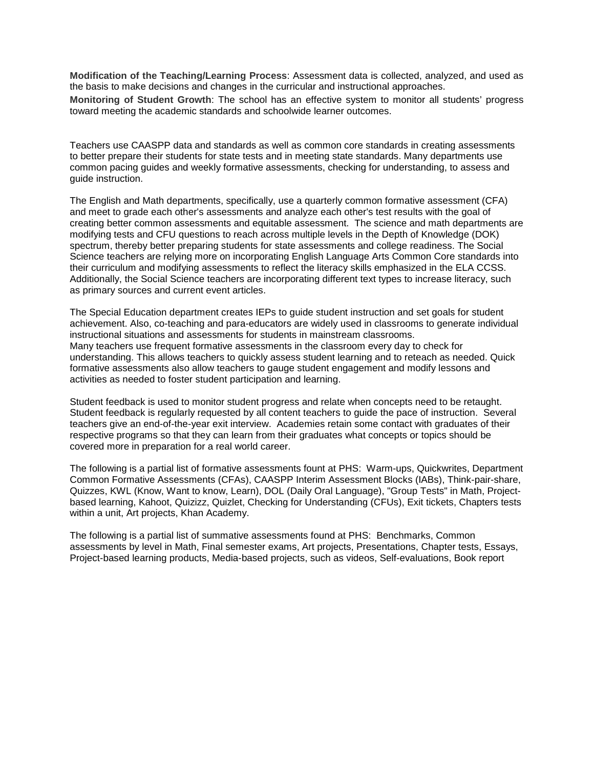**Modification of the Teaching/Learning Process**: Assessment data is collected, analyzed, and used as the basis to make decisions and changes in the curricular and instructional approaches.

**Monitoring of Student Growth**: The school has an effective system to monitor all students' progress toward meeting the academic standards and schoolwide learner outcomes.

Teachers use CAASPP data and standards as well as common core standards in creating assessments to better prepare their students for state tests and in meeting state standards. Many departments use common pacing guides and weekly formative assessments, checking for understanding, to assess and guide instruction.

The English and Math departments, specifically, use a quarterly common formative assessment (CFA) and meet to grade each other's assessments and analyze each other's test results with the goal of creating better common assessments and equitable assessment. The science and math departments are modifying tests and CFU questions to reach across multiple levels in the Depth of Knowledge (DOK) spectrum, thereby better preparing students for state assessments and college readiness. The Social Science teachers are relying more on incorporating English Language Arts Common Core standards into their curriculum and modifying assessments to reflect the literacy skills emphasized in the ELA CCSS. Additionally, the Social Science teachers are incorporating different text types to increase literacy, such as primary sources and current event articles.

The Special Education department creates IEPs to guide student instruction and set goals for student achievement. Also, co-teaching and para-educators are widely used in classrooms to generate individual instructional situations and assessments for students in mainstream classrooms.
Many teachers use frequent formative assessments in the classroom every day to check for understanding. This allows teachers to quickly assess student learning and to reteach as needed. Quick formative assessments also allow teachers to gauge student engagement and modify lessons and activities as needed to foster student participation and learning.

Student feedback is used to monitor student progress and relate when concepts need to be retaught. Student feedback is regularly requested by all content teachers to guide the pace of instruction. Several teachers give an end-of-the-year exit interview. Academies retain some contact with graduates of their respective programs so that they can learn from their graduates what concepts or topics should be covered more in preparation for a real world career.

The following is a partial list of formative assessments fount at PHS: Warm-ups, Quickwrites, Department Common Formative Assessments (CFAs), CAASPP Interim Assessment Blocks (IABs), Think-pair-share, Quizzes, KWL (Know, Want to know, Learn), DOL (Daily Oral Language), "Group Tests" in Math, Project-based learning, Kahoot, Quizizz, Quizlet, Checking for Understanding (CFUs), Exit tickets, Chapters tests within a unit, Art projects, Khan Academy.

The following is a partial list of summative assessments found at PHS: Benchmarks, Common assessments by level in Math, Final semester exams, Art projects, Presentations, Chapter tests, Essays, Project-based learning products, Media-based projects, such as videos, Self-evaluations, Book report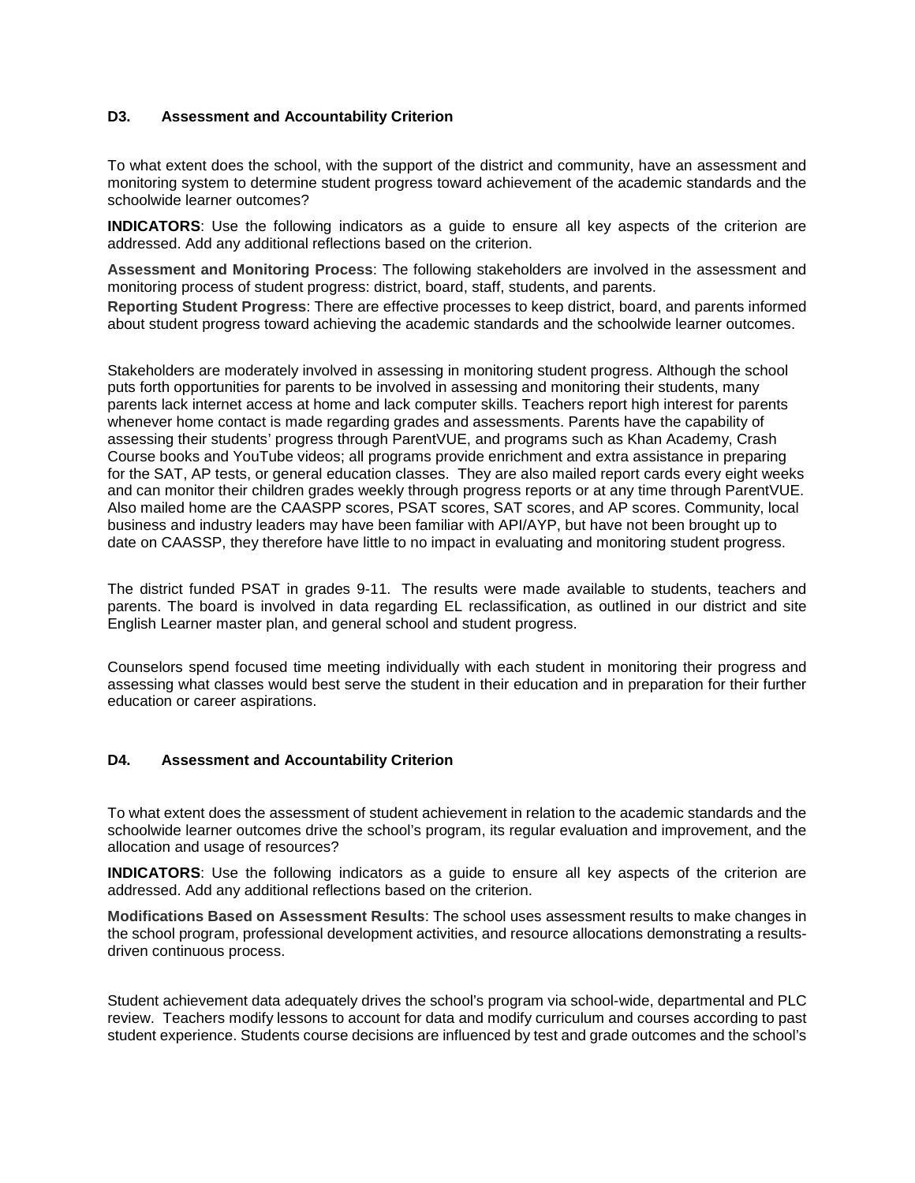### D3. Assessment and Accountability Criterion

To what extent does the school, with the support of the district and community, have an assessment and monitoring system to determine student progress toward achievement of the academic standards and the schoolwide learner outcomes?

**INDICATORS**: Use the following indicators as a guide to ensure all key aspects of the criterion are addressed. Add any additional reflections based on the criterion.

**Assessment and Monitoring Process**: The following stakeholders are involved in the assessment and monitoring process of student progress: district, board, staff, students, and parents.

**Reporting Student Progress**: There are effective processes to keep district, board, and parents informed about student progress toward achieving the academic standards and the schoolwide learner outcomes.

Stakeholders are moderately involved in assessing in monitoring student progress. Although the school puts forth opportunities for parents to be involved in assessing and monitoring their students, many parents lack internet access at home and lack computer skills. Teachers report high interest for parents whenever home contact is made regarding grades and assessments. Parents have the capability of assessing their students' progress through ParentVUE, and programs such as Khan Academy, Crash Course books and YouTube videos; all programs provide enrichment and extra assistance in preparing for the SAT, AP tests, or general education classes. They are also mailed report cards every eight weeks and can monitor their children grades weekly through progress reports or at any time through ParentVUE. Also mailed home are the CAASPP scores, PSAT scores, SAT scores, and AP scores. Community, local business and industry leaders may have been familiar with API/AYP, but have not been brought up to date on CAASSP, they therefore have little to no impact in evaluating and monitoring student progress.

The district funded PSAT in grades 9-11. The results were made available to students, teachers and parents. The board is involved in data regarding EL reclassification, as outlined in our district and site English Learner master plan, and general school and student progress.

Counselors spend focused time meeting individually with each student in monitoring their progress and assessing what classes would best serve the student in their education and in preparation for their further education or career aspirations.

### D4. Assessment and Accountability Criterion

To what extent does the assessment of student achievement in relation to the academic standards and the schoolwide learner outcomes drive the school's program, its regular evaluation and improvement, and the allocation and usage of resources?

**INDICATORS**: Use the following indicators as a guide to ensure all key aspects of the criterion are addressed. Add any additional reflections based on the criterion.

**Modifications Based on Assessment Results**: The school uses assessment results to make changes in the school program, professional development activities, and resource allocations demonstrating a results-driven continuous process.

Student achievement data adequately drives the school's program via school-wide, departmental and PLC review. Teachers modify lessons to account for data and modify curriculum and courses according to past student experience. Students course decisions are influenced by test and grade outcomes and the school's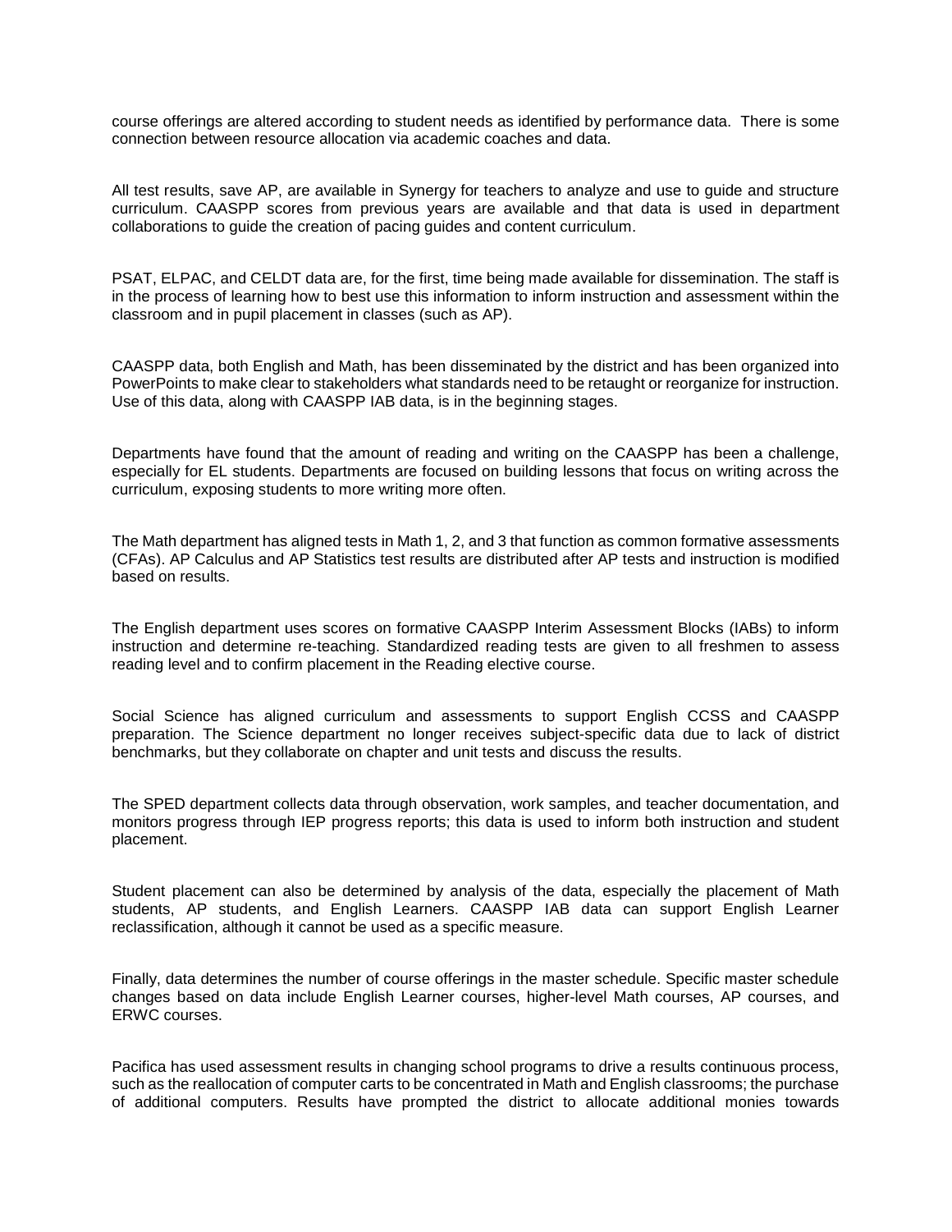course offerings are altered according to student needs as identified by performance data. There is some connection between resource allocation via academic coaches and data.

All test results, save AP, are available in Synergy for teachers to analyze and use to guide and structure curriculum. CAASPP scores from previous years are available and that data is used in department collaborations to guide the creation of pacing guides and content curriculum.

PSAT, ELPAC, and CELDT data are, for the first, time being made available for dissemination. The staff is in the process of learning how to best use this information to inform instruction and assessment within the classroom and in pupil placement in classes (such as AP).

CAASPP data, both English and Math, has been disseminated by the district and has been organized into PowerPoints to make clear to stakeholders what standards need to be retaught or reorganize for instruction. Use of this data, along with CAASPP IAB data, is in the beginning stages.

Departments have found that the amount of reading and writing on the CAASPP has been a challenge, especially for EL students. Departments are focused on building lessons that focus on writing across the curriculum, exposing students to more writing more often.

The Math department has aligned tests in Math 1, 2, and 3 that function as common formative assessments (CFAs). AP Calculus and AP Statistics test results are distributed after AP tests and instruction is modified based on results.

The English department uses scores on formative CAASPP Interim Assessment Blocks (IABs) to inform instruction and determine re-teaching. Standardized reading tests are given to all freshmen to assess reading level and to confirm placement in the Reading elective course.

Social Science has aligned curriculum and assessments to support English CCSS and CAASPP preparation. The Science department no longer receives subject-specific data due to lack of district benchmarks, but they collaborate on chapter and unit tests and discuss the results.

The SPED department collects data through observation, work samples, and teacher documentation, and monitors progress through IEP progress reports; this data is used to inform both instruction and student placement.

Student placement can also be determined by analysis of the data, especially the placement of Math students, AP students, and English Learners. CAASPP IAB data can support English Learner reclassification, although it cannot be used as a specific measure.

Finally, data determines the number of course offerings in the master schedule. Specific master schedule changes based on data include English Learner courses, higher-level Math courses, AP courses, and ERWC courses.

Pacifica has used assessment results in changing school programs to drive a results continuous process, such as the reallocation of computer carts to be concentrated in Math and English classrooms; the purchase of additional computers. Results have prompted the district to allocate additional monies towards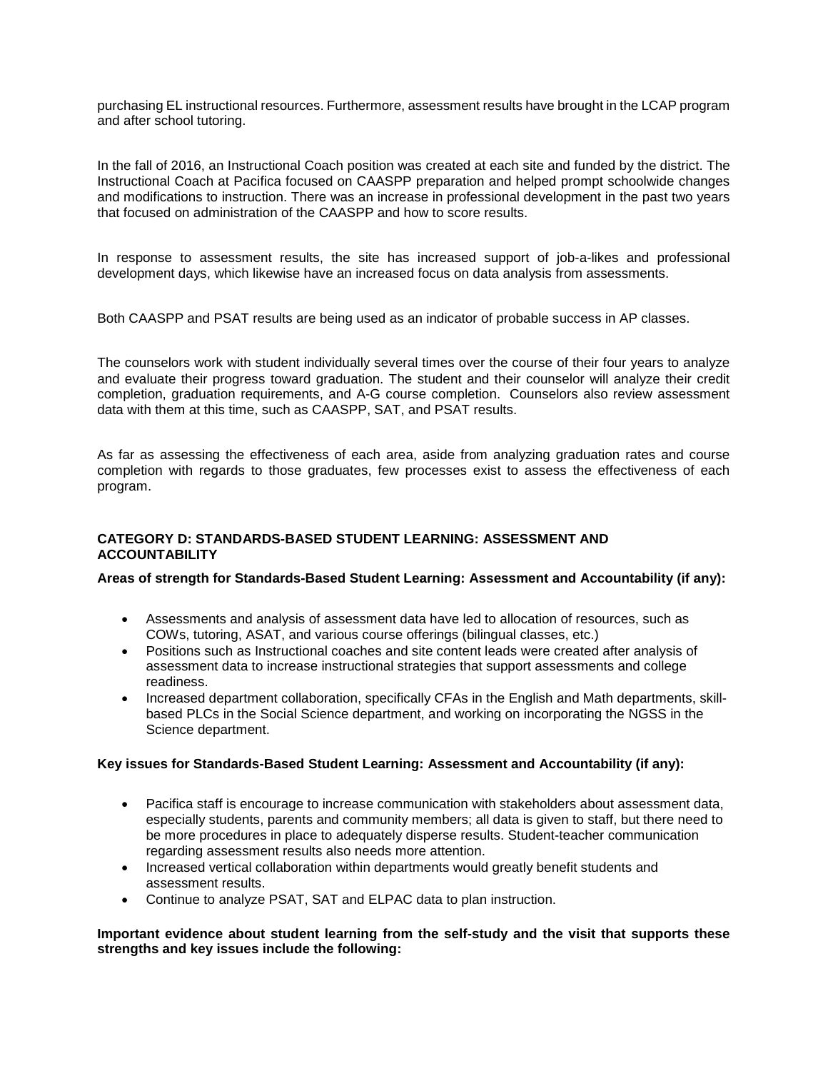purchasing EL instructional resources. Furthermore, assessment results have brought in the LCAP program and after school tutoring.

In the fall of 2016, an Instructional Coach position was created at each site and funded by the district. The Instructional Coach at Pacifica focused on CAASPP preparation and helped prompt schoolwide changes and modifications to instruction. There was an increase in professional development in the past two years that focused on administration of the CAASPP and how to score results.

In response to assessment results, the site has increased support of job-a-likes and professional development days, which likewise have an increased focus on data analysis from assessments.

Both CAASPP and PSAT results are being used as an indicator of probable success in AP classes.

The counselors work with student individually several times over the course of their four years to analyze and evaluate their progress toward graduation. The student and their counselor will analyze their credit completion, graduation requirements, and A-G course completion. Counselors also review assessment data with them at this time, such as CAASPP, SAT, and PSAT results.

As far as assessing the effectiveness of each area, aside from analyzing graduation rates and course completion with regards to those graduates, few processes exist to assess the effectiveness of each program.

**CATEGORY D: STANDARDS-BASED STUDENT LEARNING: ASSESSMENT AND ACCOUNTABILITY**

**Areas of strength for Standards-Based Student Learning: Assessment and Accountability (if any):**

- Assessments and analysis of assessment data have led to allocation of resources, such as COWs, tutoring, ASAT, and various course offerings (bilingual classes, etc.)
- Positions such as Instructional coaches and site content leads were created after analysis of assessment data to increase instructional strategies that support assessments and college readiness.
- Increased department collaboration, specifically CFAs in the English and Math departments, skill-based PLCs in the Social Science department, and working on incorporating the NGSS in the Science department.

**Key issues for Standards-Based Student Learning: Assessment and Accountability (if any):**

- Pacifica staff is encourage to increase communication with stakeholders about assessment data, especially students, parents and community members; all data is given to staff, but there need to be more procedures in place to adequately disperse results. Student-teacher communication regarding assessment results also needs more attention.
- Increased vertical collaboration within departments would greatly benefit students and assessment results.
- Continue to analyze PSAT, SAT and ELPAC data to plan instruction.

**Important evidence about student learning from the self-study and the visit that supports these strengths and key issues include the following:**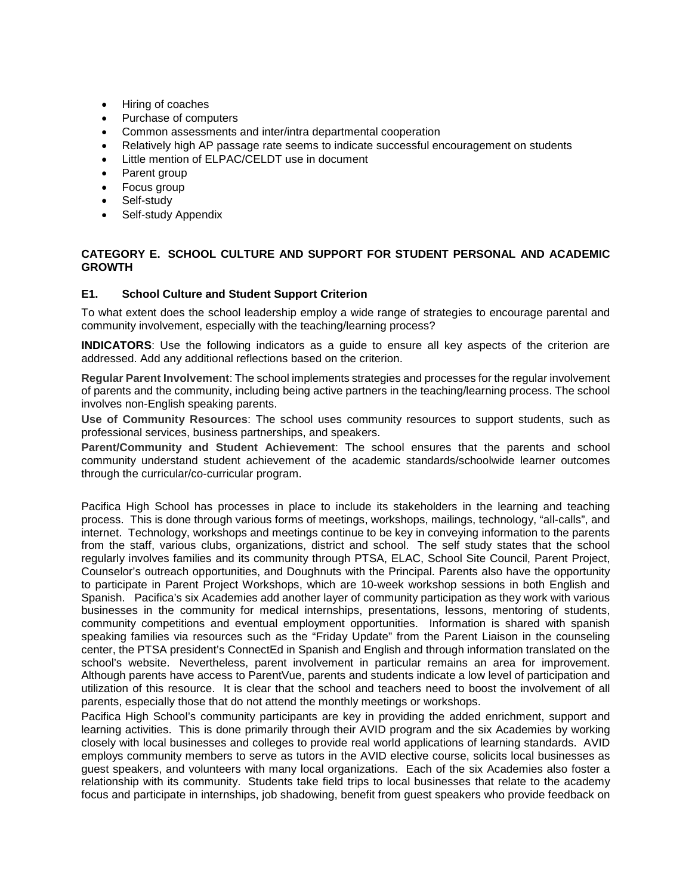- Hiring of coaches
- Purchase of computers
- Common assessments and inter/intra departmental cooperation
- Relatively high AP passage rate seems to indicate successful encouragement on students
- Little mention of ELPAC/CELDT use in document
- Parent group
- Focus group
- Self-study
- Self-study Appendix

## CATEGORY E. SCHOOL CULTURE AND SUPPORT FOR STUDENT PERSONAL AND ACADEMIC GROWTH

### E1. School Culture and Student Support Criterion

To what extent does the school leadership employ a wide range of strategies to encourage parental and community involvement, especially with the teaching/learning process?

**INDICATORS**: Use the following indicators as a guide to ensure all key aspects of the criterion are addressed. Add any additional reflections based on the criterion.

**Regular Parent Involvement**: The school implements strategies and processes for the regular involvement of parents and the community, including being active partners in the teaching/learning process. The school involves non-English speaking parents.

**Use of Community Resources**: The school uses community resources to support students, such as professional services, business partnerships, and speakers.

**Parent/Community and Student Achievement**: The school ensures that the parents and school community understand student achievement of the academic standards/schoolwide learner outcomes through the curricular/co-curricular program.

Pacifica High School has processes in place to include its stakeholders in the learning and teaching process. This is done through various forms of meetings, workshops, mailings, technology, "all-calls", and internet. Technology, workshops and meetings continue to be key in conveying information to the parents from the staff, various clubs, organizations, district and school. The self study states that the school regularly involves families and its community through PTSA, ELAC, School Site Council, Parent Project, Counselor's outreach opportunities, and Doughnuts with the Principal. Parents also have the opportunity to participate in Parent Project Workshops, which are 10-week workshop sessions in both English and Spanish. Pacifica's six Academies add another layer of community participation as they work with various businesses in the community for medical internships, presentations, lessons, mentoring of students, community competitions and eventual employment opportunities. Information is shared with spanish speaking families via resources such as the "Friday Update" from the Parent Liaison in the counseling center, the PTSA president's ConnectEd in Spanish and English and through information translated on the school's website. Nevertheless, parent involvement in particular remains an area for improvement. Although parents have access to ParentVue, parents and students indicate a low level of participation and utilization of this resource. It is clear that the school and teachers need to boost the involvement of all parents, especially those that do not attend the monthly meetings or workshops.

Pacifica High School's community participants are key in providing the added enrichment, support and learning activities. This is done primarily through their AVID program and the six Academies by working closely with local businesses and colleges to provide real world applications of learning standards. AVID employs community members to serve as tutors in the AVID elective course, solicits local businesses as guest speakers, and volunteers with many local organizations. Each of the six Academies also foster a relationship with its community. Students take field trips to local businesses that relate to the academy focus and participate in internships, job shadowing, benefit from guest speakers who provide feedback on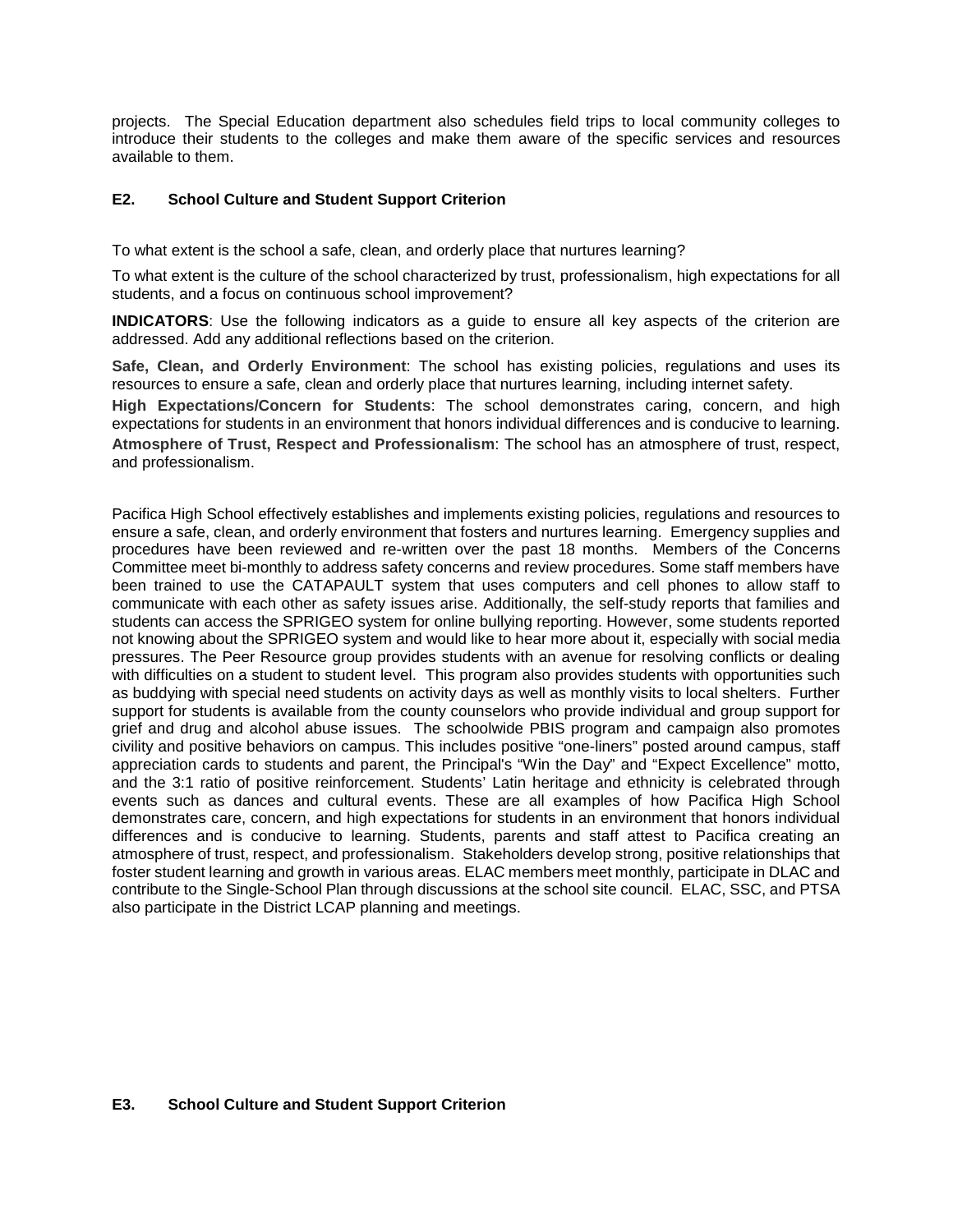projects. The Special Education department also schedules field trips to local community colleges to introduce their students to the colleges and make them aware of the specific services and resources available to them.

### E2. School Culture and Student Support Criterion

To what extent is the school a safe, clean, and orderly place that nurtures learning?

To what extent is the culture of the school characterized by trust, professionalism, high expectations for all students, and a focus on continuous school improvement?

**INDICATORS**: Use the following indicators as a guide to ensure all key aspects of the criterion are addressed. Add any additional reflections based on the criterion.

**Safe, Clean, and Orderly Environment**: The school has existing policies, regulations and uses its resources to ensure a safe, clean and orderly place that nurtures learning, including internet safety.

**High Expectations/Concern for Students**: The school demonstrates caring, concern, and high expectations for students in an environment that honors individual differences and is conducive to learning.

**Atmosphere of Trust, Respect and Professionalism**: The school has an atmosphere of trust, respect, and professionalism.

Pacifica High School effectively establishes and implements existing policies, regulations and resources to ensure a safe, clean, and orderly environment that fosters and nurtures learning. Emergency supplies and procedures have been reviewed and re-written over the past 18 months. Members of the Concerns Committee meet bi-monthly to address safety concerns and review procedures. Some staff members have been trained to use the CATAPAULT system that uses computers and cell phones to allow staff to communicate with each other as safety issues arise. Additionally, the self-study reports that families and students can access the SPRIGEO system for online bullying reporting. However, some students reported not knowing about the SPRIGEO system and would like to hear more about it, especially with social media pressures. The Peer Resource group provides students with an avenue for resolving conflicts or dealing with difficulties on a student to student level. This program also provides students with opportunities such as buddying with special need students on activity days as well as monthly visits to local shelters. Further support for students is available from the county counselors who provide individual and group support for grief and drug and alcohol abuse issues. The schoolwide PBIS program and campaign also promotes civility and positive behaviors on campus. This includes positive "one-liners" posted around campus, staff appreciation cards to students and parent, the Principal's "Win the Day" and "Expect Excellence" motto, and the 3:1 ratio of positive reinforcement. Students' Latin heritage and ethnicity is celebrated through events such as dances and cultural events. These are all examples of how Pacifica High School demonstrates care, concern, and high expectations for students in an environment that honors individual differences and is conducive to learning. Students, parents and staff attest to Pacifica creating an atmosphere of trust, respect, and professionalism. Stakeholders develop strong, positive relationships that foster student learning and growth in various areas. ELAC members meet monthly, participate in DLAC and contribute to the Single-School Plan through discussions at the school site council. ELAC, SSC, and PTSA also participate in the District LCAP planning and meetings.

### E3. School Culture and Student Support Criterion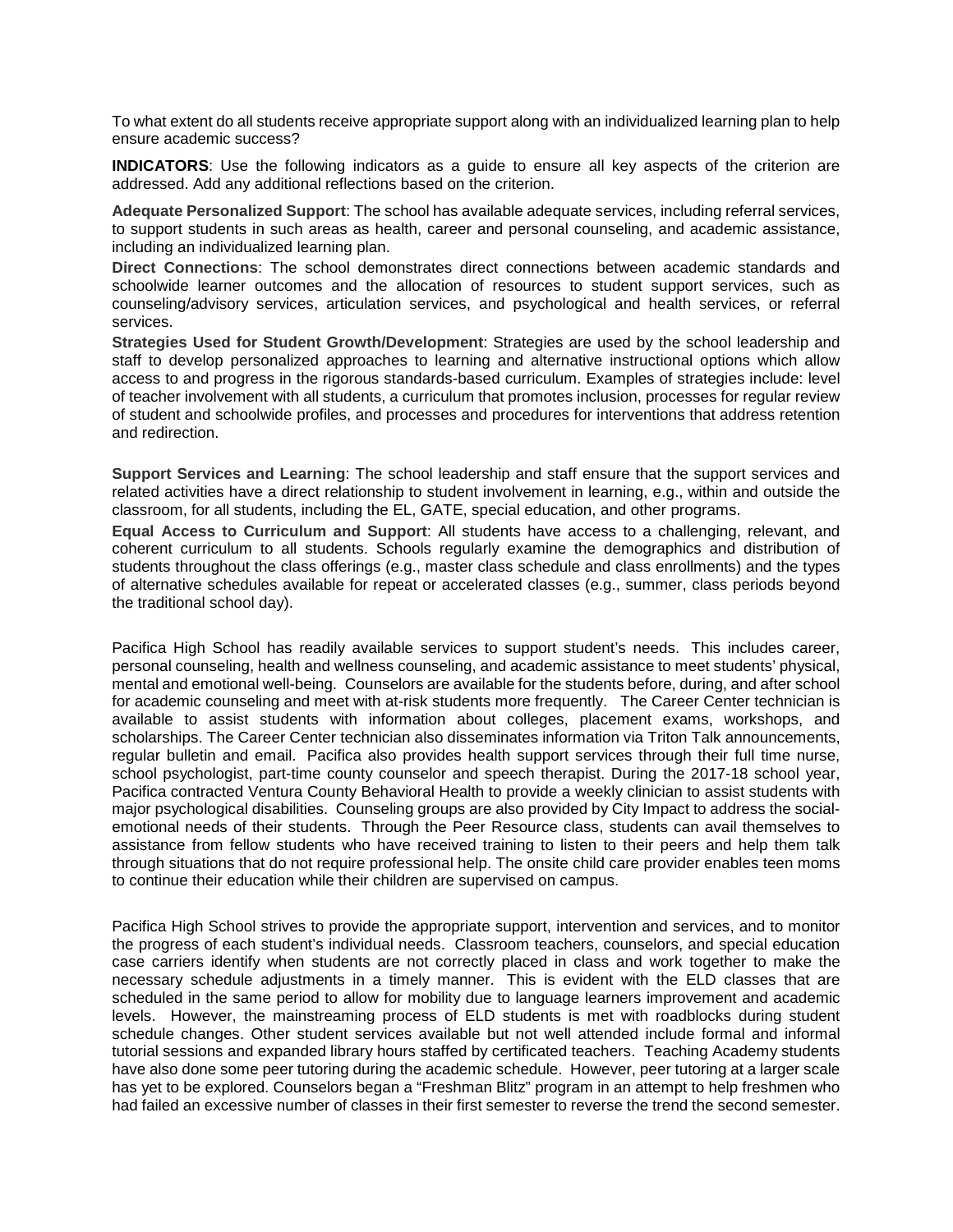To what extent do all students receive appropriate support along with an individualized learning plan to help ensure academic success?

**INDICATORS**: Use the following indicators as a guide to ensure all key aspects of the criterion are addressed. Add any additional reflections based on the criterion.

**Adequate Personalized Support**: The school has available adequate services, including referral services, to support students in such areas as health, career and personal counseling, and academic assistance, including an individualized learning plan.

**Direct Connections**: The school demonstrates direct connections between academic standards and schoolwide learner outcomes and the allocation of resources to student support services, such as counseling/advisory services, articulation services, and psychological and health services, or referral services.

**Strategies Used for Student Growth/Development**: Strategies are used by the school leadership and staff to develop personalized approaches to learning and alternative instructional options which allow access to and progress in the rigorous standards-based curriculum. Examples of strategies include: level of teacher involvement with all students, a curriculum that promotes inclusion, processes for regular review of student and schoolwide profiles, and processes and procedures for interventions that address retention and redirection.

**Support Services and Learning**: The school leadership and staff ensure that the support services and related activities have a direct relationship to student involvement in learning, e.g., within and outside the classroom, for all students, including the EL, GATE, special education, and other programs.

**Equal Access to Curriculum and Support**: All students have access to a challenging, relevant, and coherent curriculum to all students. Schools regularly examine the demographics and distribution of students throughout the class offerings (e.g., master class schedule and class enrollments) and the types of alternative schedules available for repeat or accelerated classes (e.g., summer, class periods beyond the traditional school day).

Pacifica High School has readily available services to support student's needs. This includes career, personal counseling, health and wellness counseling, and academic assistance to meet students' physical, mental and emotional well-being. Counselors are available for the students before, during, and after school for academic counseling and meet with at-risk students more frequently. The Career Center technician is available to assist students with information about colleges, placement exams, workshops, and scholarships. The Career Center technician also disseminates information via Triton Talk announcements, regular bulletin and email. Pacifica also provides health support services through their full time nurse, school psychologist, part-time county counselor and speech therapist. During the 2017-18 school year, Pacifica contracted Ventura County Behavioral Health to provide a weekly clinician to assist students with major psychological disabilities. Counseling groups are also provided by City Impact to address the social-emotional needs of their students. Through the Peer Resource class, students can avail themselves to assistance from fellow students who have received training to listen to their peers and help them talk through situations that do not require professional help. The onsite child care provider enables teen moms to continue their education while their children are supervised on campus.

Pacifica High School strives to provide the appropriate support, intervention and services, and to monitor the progress of each student's individual needs. Classroom teachers, counselors, and special education case carriers identify when students are not correctly placed in class and work together to make the necessary schedule adjustments in a timely manner. This is evident with the ELD classes that are scheduled in the same period to allow for mobility due to language learners improvement and academic levels. However, the mainstreaming process of ELD students is met with roadblocks during student schedule changes. Other student services available but not well attended include formal and informal tutorial sessions and expanded library hours staffed by certificated teachers. Teaching Academy students have also done some peer tutoring during the academic schedule. However, peer tutoring at a larger scale has yet to be explored. Counselors began a "Freshman Blitz" program in an attempt to help freshmen who had failed an excessive number of classes in their first semester to reverse the trend the second semester.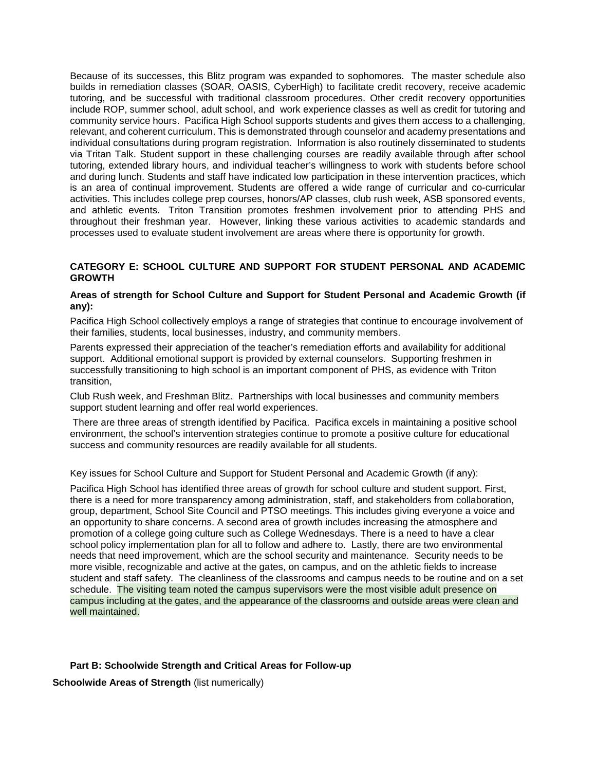Because of its successes, this Blitz program was expanded to sophomores. The master schedule also builds in remediation classes (SOAR, OASIS, CyberHigh) to facilitate credit recovery, receive academic tutoring, and be successful with traditional classroom procedures. Other credit recovery opportunities include ROP, summer school, adult school, and work experience classes as well as credit for tutoring and community service hours. Pacifica High School supports students and gives them access to a challenging, relevant, and coherent curriculum. This is demonstrated through counselor and academy presentations and individual consultations during program registration. Information is also routinely disseminated to students via Tritan Talk. Student support in these challenging courses are readily available through after school tutoring, extended library hours, and individual teacher's willingness to work with students before school and during lunch. Students and staff have indicated low participation in these intervention practices, which is an area of continual improvement. Students are offered a wide range of curricular and co-curricular activities. This includes college prep courses, honors/AP classes, club rush week, ASB sponsored events, and athletic events. Triton Transition promotes freshmen involvement prior to attending PHS and throughout their freshman year. However, linking these various activities to academic standards and processes used to evaluate student involvement are areas where there is opportunity for growth.

**CATEGORY E: SCHOOL CULTURE AND SUPPORT FOR STUDENT PERSONAL AND ACADEMIC GROWTH**

**Areas of strength for School Culture and Support for Student Personal and Academic Growth (if any):**

Pacifica High School collectively employs a range of strategies that continue to encourage involvement of their families, students, local businesses, industry, and community members.

Parents expressed their appreciation of the teacher's remediation efforts and availability for additional support. Additional emotional support is provided by external counselors. Supporting freshmen in successfully transitioning to high school is an important component of PHS, as evidence with Triton transition,

Club Rush week, and Freshman Blitz. Partnerships with local businesses and community members support student learning and offer real world experiences.

There are three areas of strength identified by Pacifica. Pacifica excels in maintaining a positive school environment, the school's intervention strategies continue to promote a positive culture for educational success and community resources are readily available for all students.

Key issues for School Culture and Support for Student Personal and Academic Growth (if any):

Pacifica High School has identified three areas of growth for school culture and student support. First, there is a need for more transparency among administration, staff, and stakeholders from collaboration, group, department, School Site Council and PTSO meetings. This includes giving everyone a voice and an opportunity to share concerns. A second area of growth includes increasing the atmosphere and promotion of a college going culture such as College Wednesdays. There is a need to have a clear school policy implementation plan for all to follow and adhere to. Lastly, there are two environmental needs that need improvement, which are the school security and maintenance. Security needs to be more visible, recognizable and active at the gates, on campus, and on the athletic fields to increase student and staff safety. The cleanliness of the classrooms and campus needs to be routine and on a set schedule. The visiting team noted the campus supervisors were the most visible adult presence on campus including at the gates, and the appearance of the classrooms and outside areas were clean and well maintained.

**Part B: Schoolwide Strength and Critical Areas for Follow-up**

**Schoolwide Areas of Strength** (list numerically)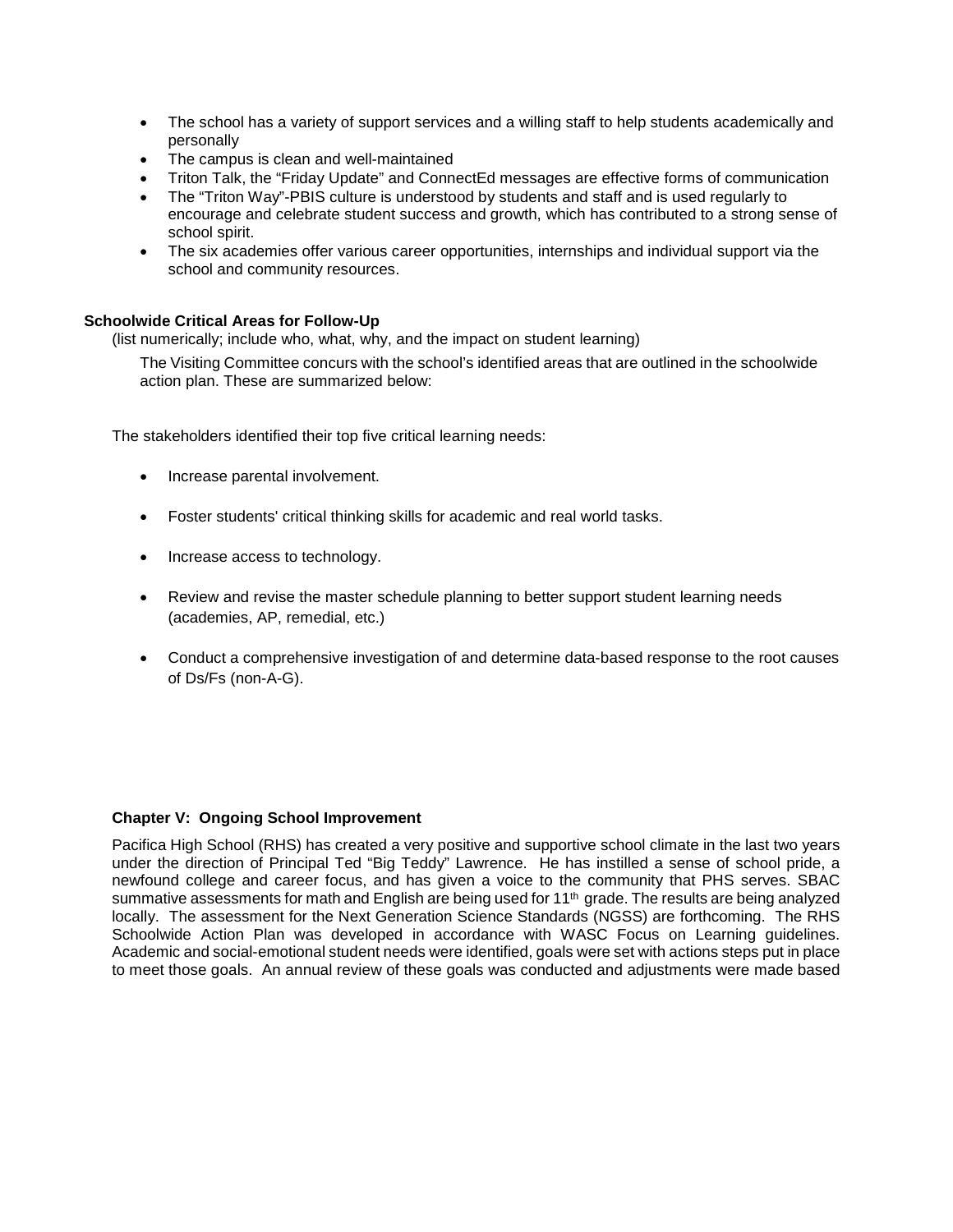- The school has a variety of support services and a willing staff to help students academically and personally
- The campus is clean and well-maintained
- Triton Talk, the "Friday Update" and ConnectEd messages are effective forms of communication
- The "Triton Way"-PBIS culture is understood by students and staff and is used regularly to encourage and celebrate student success and growth, which has contributed to a strong sense of school spirit.
- The six academies offer various career opportunities, internships and individual support via the school and community resources.

**Schoolwide Critical Areas for Follow-Up**

(list numerically; include who, what, why, and the impact on student learning)

The Visiting Committee concurs with the school's identified areas that are outlined in the schoolwide action plan. These are summarized below:

The stakeholders identified their top five critical learning needs:

- Increase parental involvement.
- Foster students' critical thinking skills for academic and real world tasks.
- Increase access to technology.
- Review and revise the master schedule planning to better support student learning needs (academies, AP, remedial, etc.)
- Conduct a comprehensive investigation of and determine data-based response to the root causes of Ds/Fs (non-A-G).

**Chapter V: Ongoing School Improvement**

Pacifica High School (RHS) has created a very positive and supportive school climate in the last two years under the direction of Principal Ted "Big Teddy" Lawrence. He has instilled a sense of school pride, a newfound college and career focus, and has given a voice to the community that PHS serves. SBAC summative assessments for math and English are being used for 11th grade. The results are being analyzed locally. The assessment for the Next Generation Science Standards (NGSS) are forthcoming. The RHS Schoolwide Action Plan was developed in accordance with WASC Focus on Learning guidelines. Academic and social-emotional student needs were identified, goals were set with actions steps put in place to meet those goals. An annual review of these goals was conducted and adjustments were made based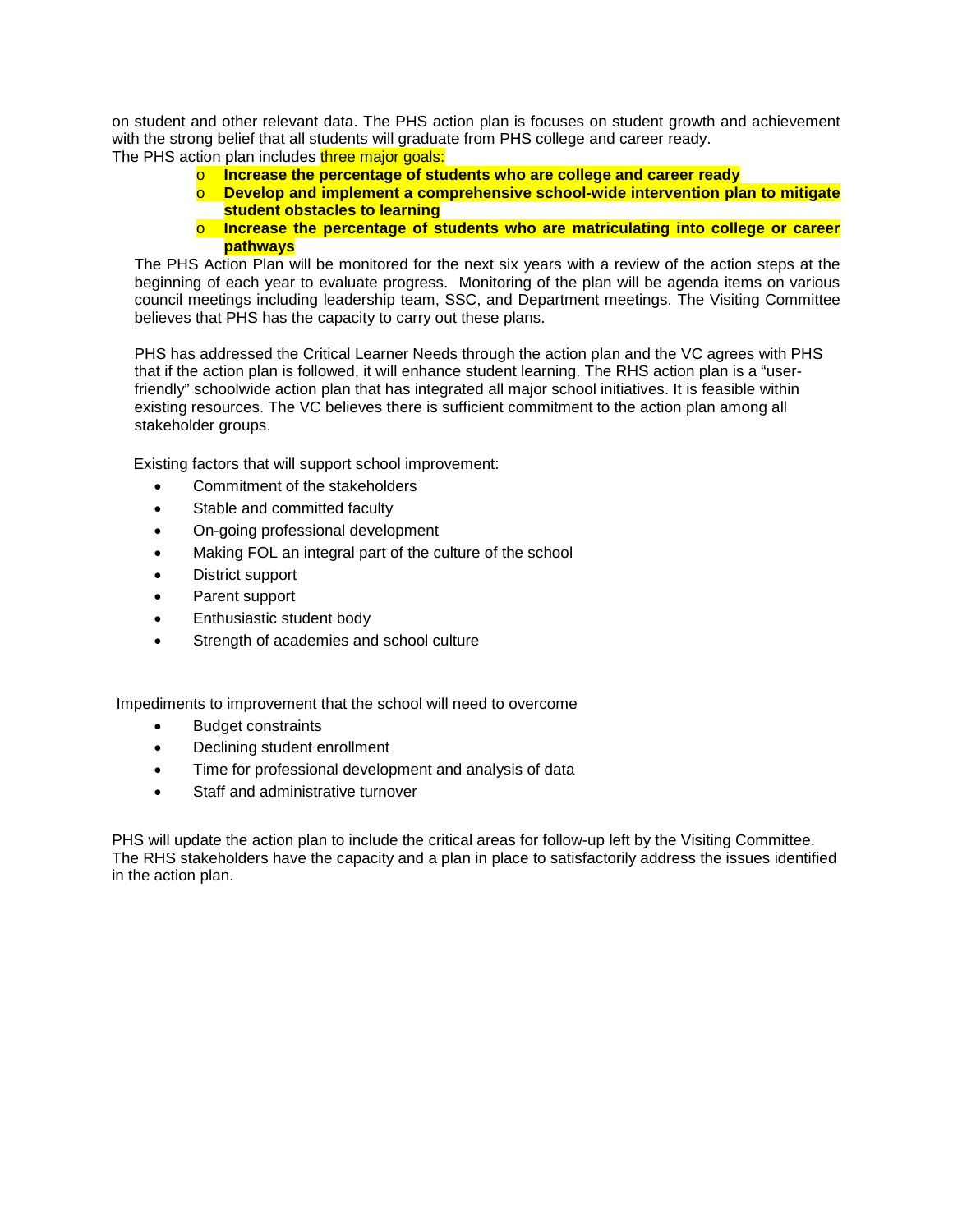on student and other relevant data. The PHS action plan is focuses on student growth and achievement with the strong belief that all students will graduate from PHS college and career ready.
The PHS action plan includes three major goals:

- **Increase the percentage of students who are college and career ready**
- **Develop and implement a comprehensive school-wide intervention plan to mitigate student obstacles to learning**
- **Increase the percentage of students who are matriculating into college or career pathways**

The PHS Action Plan will be monitored for the next six years with a review of the action steps at the beginning of each year to evaluate progress. Monitoring of the plan will be agenda items on various council meetings including leadership team, SSC, and Department meetings. The Visiting Committee believes that PHS has the capacity to carry out these plans.

PHS has addressed the Critical Learner Needs through the action plan and the VC agrees with PHS that if the action plan is followed, it will enhance student learning. The RHS action plan is a "user-friendly" schoolwide action plan that has integrated all major school initiatives. It is feasible within existing resources. The VC believes there is sufficient commitment to the action plan among all stakeholder groups.

Existing factors that will support school improvement:

- Commitment of the stakeholders
- Stable and committed faculty
- On-going professional development
- Making FOL an integral part of the culture of the school
- District support
- Parent support
- Enthusiastic student body
- Strength of academies and school culture

Impediments to improvement that the school will need to overcome

- Budget constraints
- Declining student enrollment
- Time for professional development and analysis of data
- Staff and administrative turnover

PHS will update the action plan to include the critical areas for follow-up left by the Visiting Committee. The RHS stakeholders have the capacity and a plan in place to satisfactorily address the issues identified in the action plan.